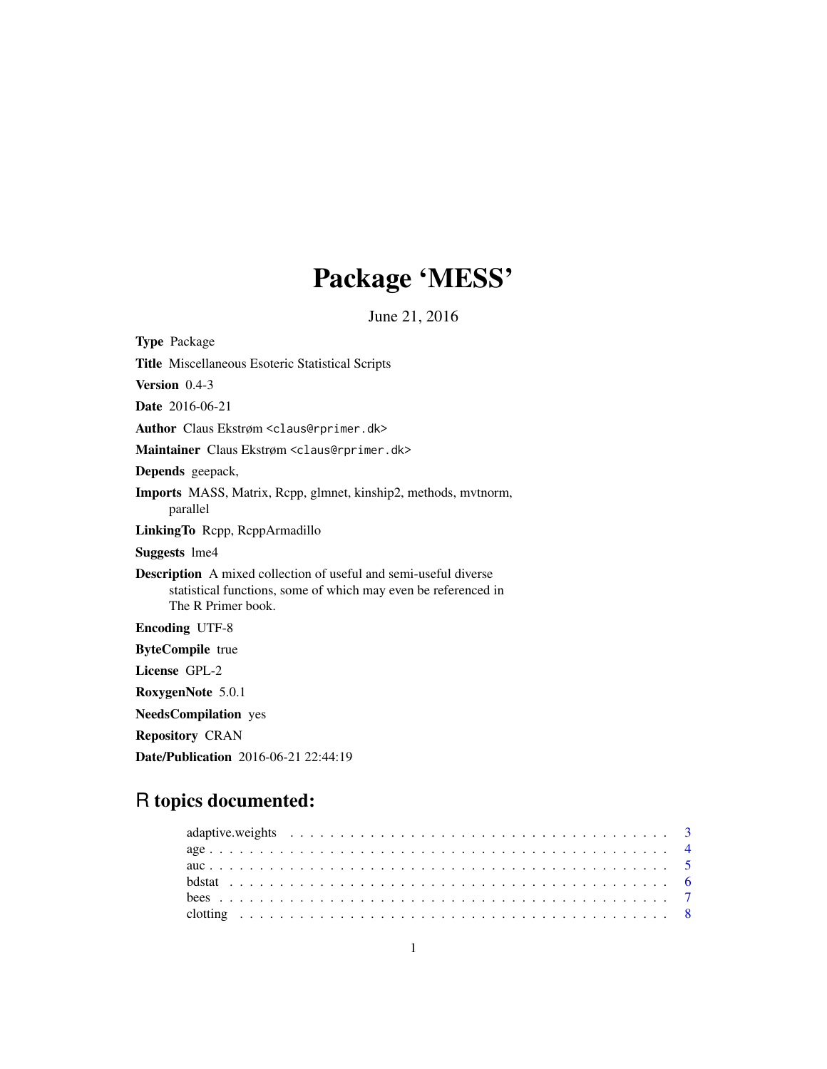# Package 'MESS'

June 21, 2016

**Type** Package

**Title** Miscellaneous Esoteric Statistical Scripts

**Version** 0.4-3

**Date** 2016-06-21

**Author** Claus Ekstrøm <claus@rprimer.dk>

**Maintainer** Claus Ekstrøm <claus@rprimer.dk>

**Depends** geepack,

**Imports** MASS, Matrix, Rcpp, glmnet, kinship2, methods, mvtnorm, parallel

**LinkingTo** Rcpp, RcppArmadillo

**Suggests** lme4

**Description** A mixed collection of useful and semi-useful diverse statistical functions, some of which may even be referenced in The R Primer book.

**Encoding** UTF-8

**ByteCompile** true

**License** GPL-2

**RoxygenNote** 5.0.1

**NeedsCompilation** yes

**Repository** CRAN

**Date/Publication** 2016-06-21 22:44:19

## R topics documented:

adaptive.weights . . . . . . . . . . . . . . . . . . . . . . . . . . . . . . . . . . . . . 3
age . . . . . . . . . . . . . . . . . . . . . . . . . . . . . . . . . . . . . . . . . . . 4
auc . . . . . . . . . . . . . . . . . . . . . . . . . . . . . . . . . . . . . . . . . . . 5
bdstat . . . . . . . . . . . . . . . . . . . . . . . . . . . . . . . . . . . . . . . . . . 6
bees . . . . . . . . . . . . . . . . . . . . . . . . . . . . . . . . . . . . . . . . . . . 7
clotting . . . . . . . . . . . . . . . . . . . . . . . . . . . . . . . . . . . . . . . . . 8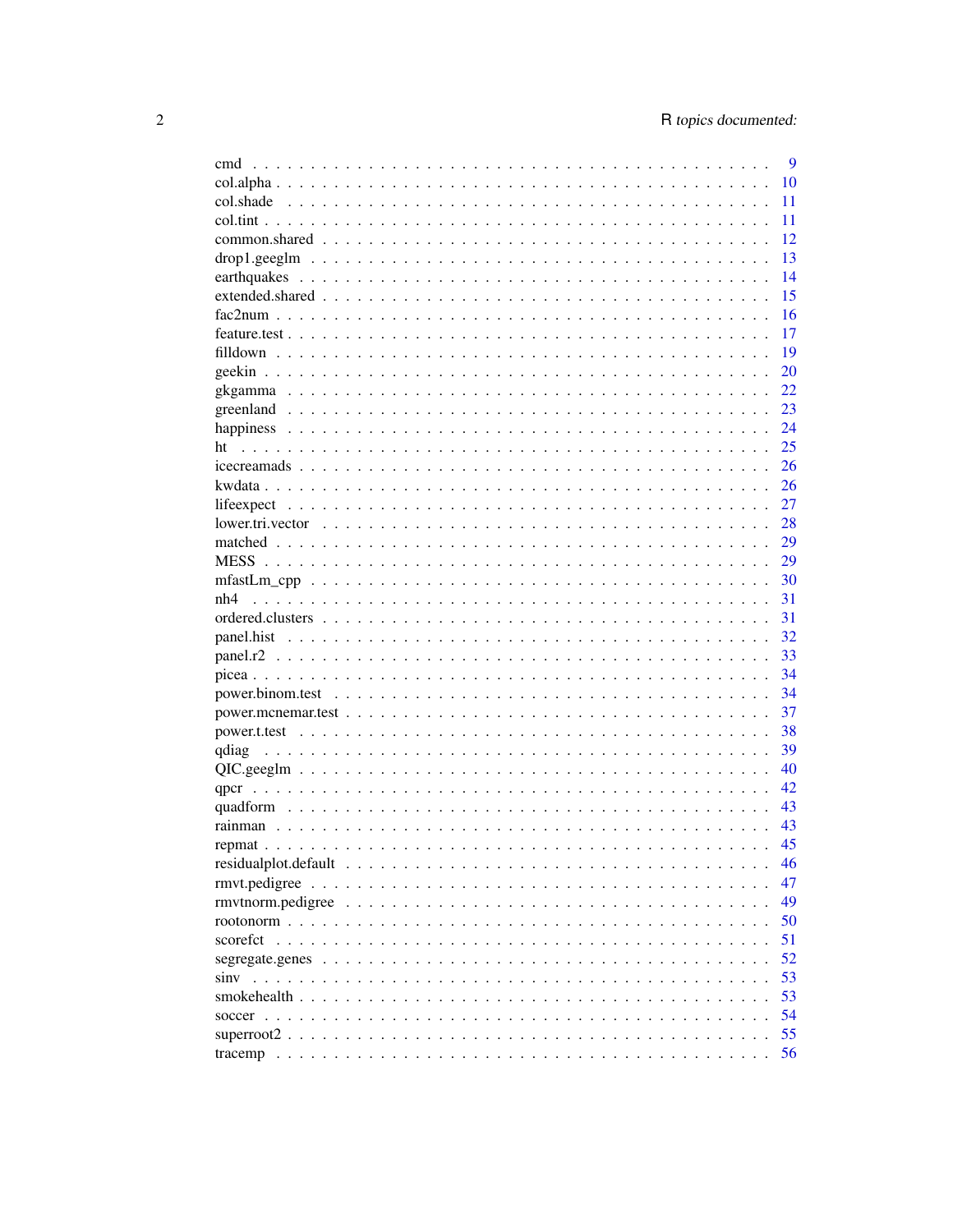| | |
|---|---|
| cmd | 9 |
| col.alpha | 10 |
| col.shade | 11 |
| col.tint | 11 |
| common.shared | 12 |
| drop1.geeglm | 13 |
| earthquakes | 14 |
| extended.shared | 15 |
| fac2num | 16 |
| feature.test | 17 |
| filldown | 19 |
| geekin | 20 |
| gkgamma | 22 |
| greenland | 23 |
| happiness | 24 |
| ht | 25 |
| icecreamads | 26 |
| kwdata | 26 |
| lifeexpect | 27 |
| lower.tri.vector | 28 |
| matched | 29 |
| MESS | 29 |
| mfastLm_cpp | 30 |
| nh4 | 31 |
| ordered.clusters | 31 |
| panel.hist | 32 |
| panel.r2 | 33 |
| picea | 34 |
| power.binom.test | 34 |
| power.mcnemar.test | 37 |
| power.t.test | 38 |
| qdiag | 39 |
| QIC.geeglm | 40 |
| qpcr | 42 |
| quadform | 43 |
| rainman | 43 |
| repmat | 45 |
| residualplot.default | 46 |
| rmvt.pedigree | 47 |
| rmvtnorm.pedigree | 49 |
| rootonorm | 50 |
| scorefct | 51 |
| segregate.genes | 52 |
| sinv | 53 |
| smokehealth | 53 |
| soccer | 54 |
| superroot2 | 55 |
| tracemp | 56 |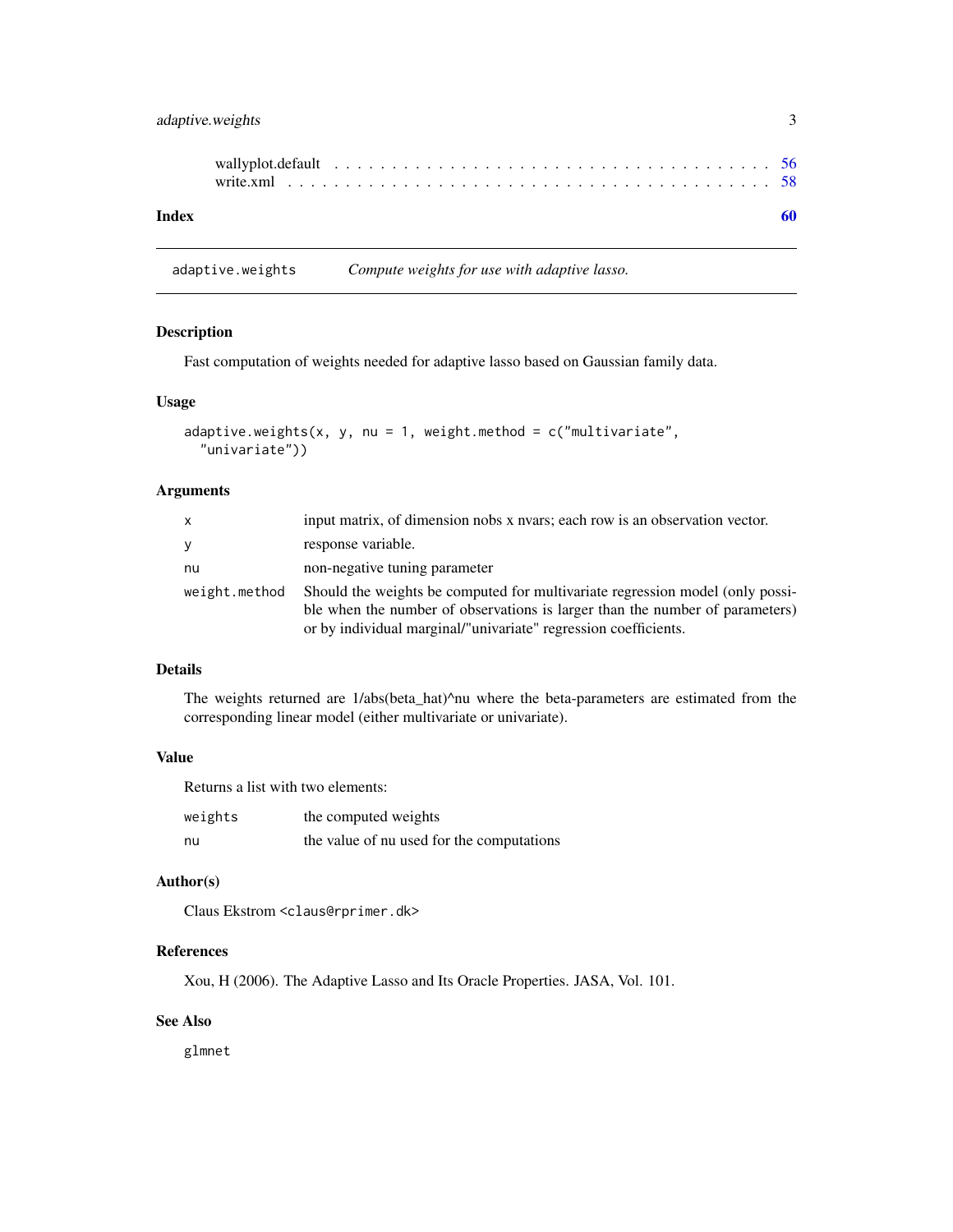wallyplot.default . . . . . . . . . . . . . . . . . . . . . . . . . . . . . . . . . . 56
write.xml . . . . . . . . . . . . . . . . . . . . . . . . . . . . . . . . . . . . . . 58

**Index** **60**

---

## adaptive.weights — *Compute weights for use with adaptive lasso.*

---

### Description

Fast computation of weights needed for adaptive lasso based on Gaussian family data.

### Usage

```
adaptive.weights(x, y, nu = 1, weight.method = c("multivariate",
  "univariate"))
```

### Arguments

| | |
|---|---|
| `x` | input matrix, of dimension nobs x nvars; each row is an observation vector. |
| `y` | response variable. |
| `nu` | non-negative tuning parameter |
| `weight.method` | Should the weights be computed for multivariate regression model (only possible when the number of observations is larger than the number of parameters) or by individual marginal/"univariate" regression coefficients. |

### Details

The weights returned are 1/abs(beta_hat)^nu where the beta-parameters are estimated from the corresponding linear model (either multivariate or univariate).

### Value

Returns a list with two elements:

| | |
|---|---|
| `weights` | the computed weights |
| `nu` | the value of nu used for the computations |

### Author(s)

Claus Ekstrom `<claus@rprimer.dk>`

### References

Xou, H (2006). The Adaptive Lasso and Its Oracle Properties. JASA, Vol. 101.

### See Also

`glmnet`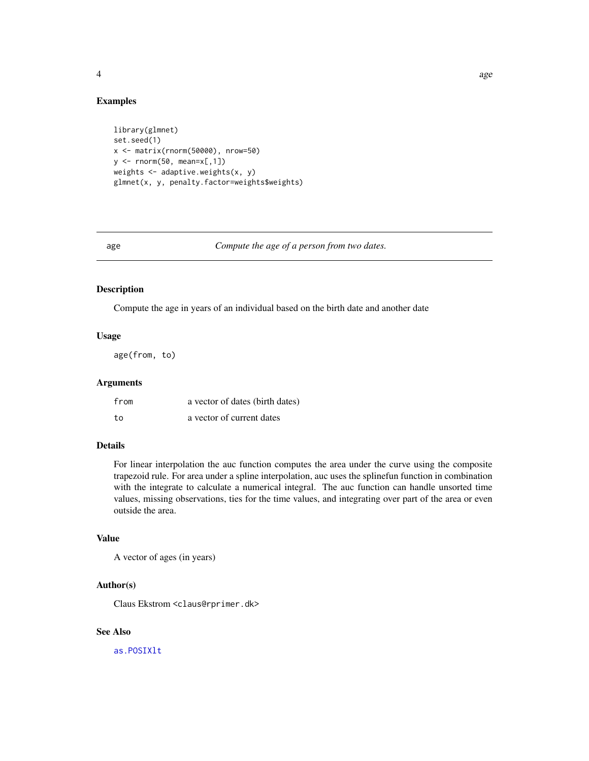## Examples

```
library(glmnet)
set.seed(1)
x <- matrix(rnorm(50000), nrow=50)
y <- rnorm(50, mean=x[,1])
weights <- adaptive.weights(x, y)
glmnet(x, y, penalty.factor=weights$weights)
```

---

# age — *Compute the age of a person from two dates.*

---

### Description

Compute the age in years of an individual based on the birth date and another date

### Usage

```
age(from, to)
```

### Arguments

| | |
|---|---|
| `from` | a vector of dates (birth dates) |
| `to` | a vector of current dates |

### Details

For linear interpolation the auc function computes the area under the curve using the composite trapezoid rule. For area under a spline interpolation, auc uses the splinefun function in combination with the integrate to calculate a numerical integral. The auc function can handle unsorted time values, missing observations, ties for the time values, and integrating over part of the area or even outside the area.

### Value

A vector of ages (in years)

### Author(s)

Claus Ekstrom <claus@rprimer.dk>

### See Also

as.POSIXlt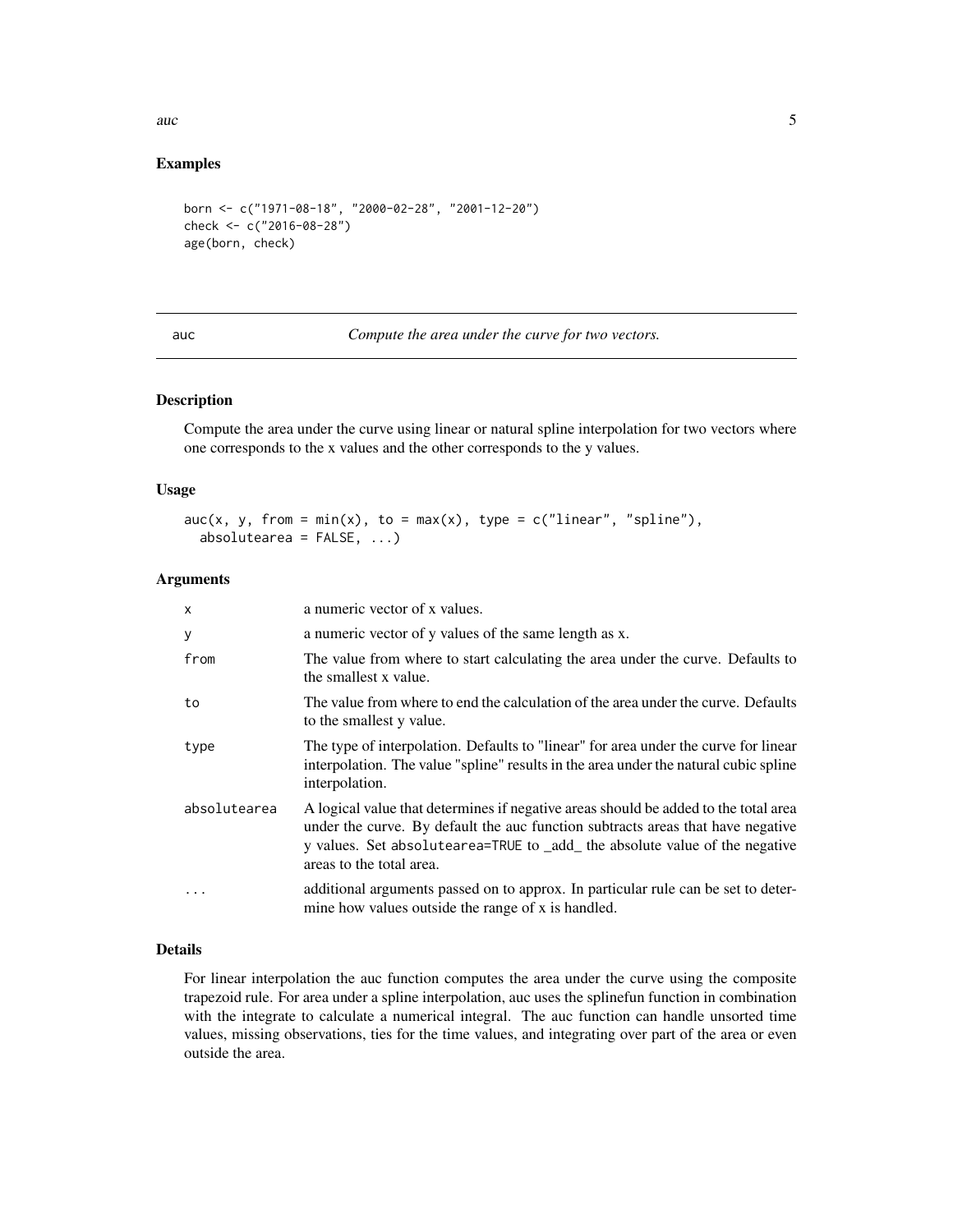## Examples

```
born <- c("1971-08-18", "2000-02-28", "2001-12-20")
check <- c("2016-08-28")
age(born, check)
```

---

auc — *Compute the area under the curve for two vectors.*

---

### Description

Compute the area under the curve using linear or natural spline interpolation for two vectors where one corresponds to the x values and the other corresponds to the y values.

### Usage

```
auc(x, y, from = min(x), to = max(x), type = c("linear", "spline"),
  absolutearea = FALSE, ...)
```

### Arguments

| | |
|---|---|
| x | a numeric vector of x values. |
| y | a numeric vector of y values of the same length as x. |
| from | The value from where to start calculating the area under the curve. Defaults to the smallest x value. |
| to | The value from where to end the calculation of the area under the curve. Defaults to the smallest y value. |
| type | The type of interpolation. Defaults to "linear" for area under the curve for linear interpolation. The value "spline" results in the area under the natural cubic spline interpolation. |
| absolutearea | A logical value that determines if negative areas should be added to the total area under the curve. By default the auc function subtracts areas that have negative y values. Set `absolutearea=TRUE` to _add_ the absolute value of the negative areas to the total area. |
| ... | additional arguments passed on to approx. In particular rule can be set to determine how values outside the range of x is handled. |

### Details

For linear interpolation the auc function computes the area under the curve using the composite trapezoid rule. For area under a spline interpolation, auc uses the splinefun function in combination with the integrate to calculate a numerical integral. The auc function can handle unsorted time values, missing observations, ties for the time values, and integrating over part of the area or even outside the area.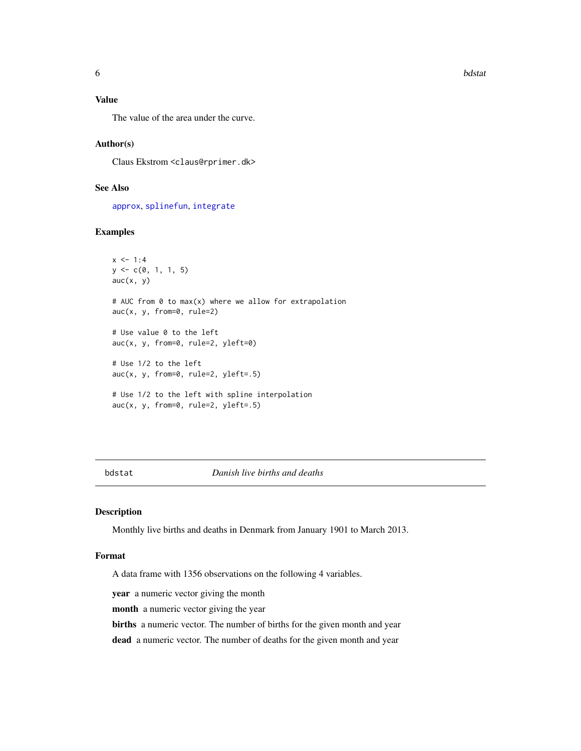### Value

The value of the area under the curve.

### Author(s)

Claus Ekstrom <claus@rprimer.dk>

### See Also

approx, splinefun, integrate

### Examples

```
x <- 1:4
y <- c(0, 1, 1, 5)
auc(x, y)

# AUC from 0 to max(x) where we allow for extrapolation
auc(x, y, from=0, rule=2)

# Use value 0 to the left
auc(x, y, from=0, rule=2, yleft=0)

# Use 1/2 to the left
auc(x, y, from=0, rule=2, yleft=.5)

# Use 1/2 to the left with spline interpolation
auc(x, y, from=0, rule=2, yleft=.5)
```

---

## bdstat *Danish live births and deaths*

### Description

Monthly live births and deaths in Denmark from January 1901 to March 2013.

### Format

A data frame with 1356 observations on the following 4 variables.

**year** a numeric vector giving the month

**month** a numeric vector giving the year

**births** a numeric vector. The number of births for the given month and year

**dead** a numeric vector. The number of deaths for the given month and year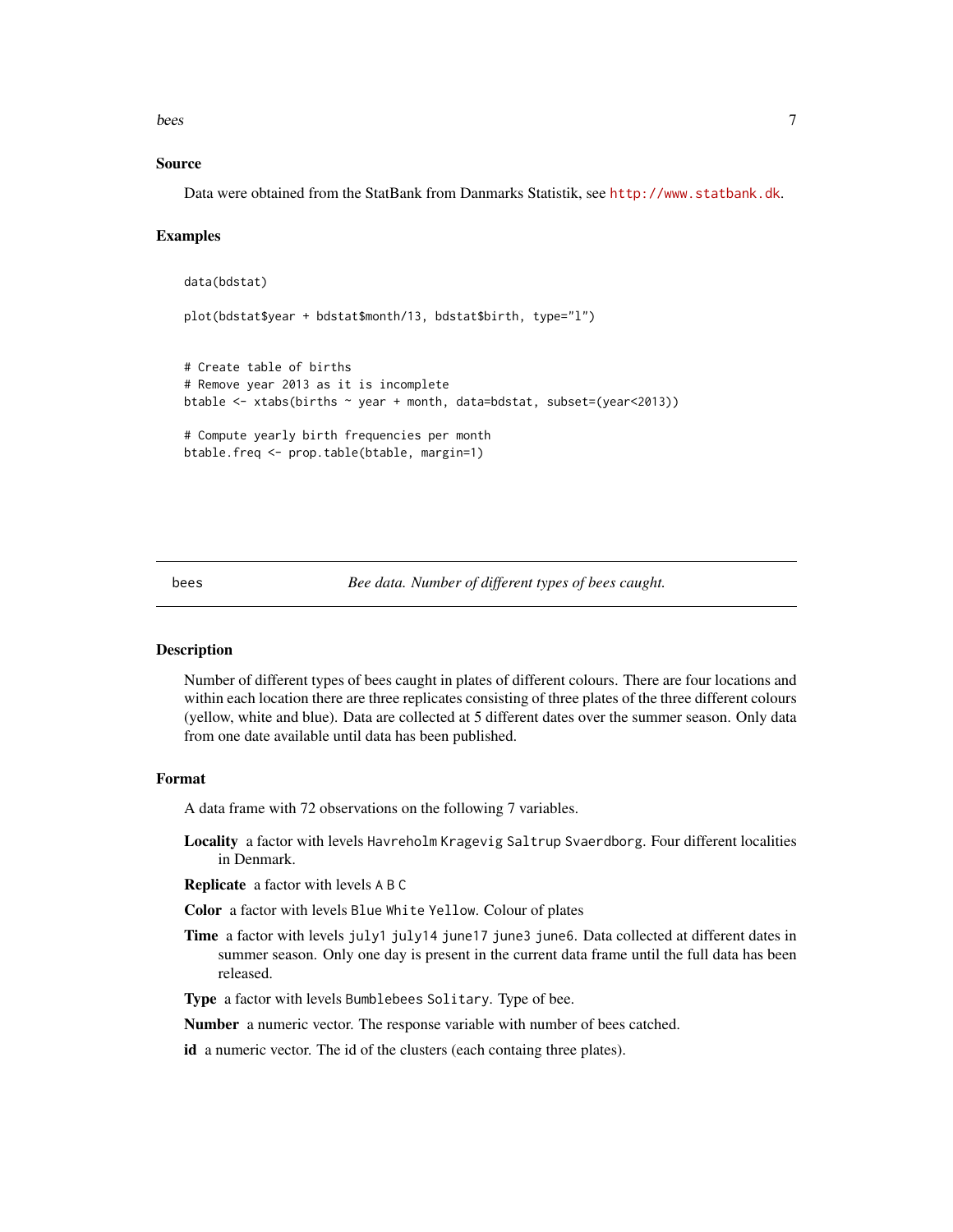### Source

Data were obtained from the StatBank from Danmarks Statistik, see http://www.statbank.dk.

### Examples

```
data(bdstat)

plot(bdstat$year + bdstat$month/13, bdstat$birth, type="l")


# Create table of births
# Remove year 2013 as it is incomplete
btable <- xtabs(births ~ year + month, data=bdstat, subset=(year<2013))

# Compute yearly birth frequencies per month
btable.freq <- prop.table(btable, margin=1)
```

---

## bees — *Bee data. Number of different types of bees caught.*

### Description

Number of different types of bees caught in plates of different colours. There are four locations and within each location there are three replicates consisting of three plates of the three different colours (yellow, white and blue). Data are collected at 5 different dates over the summer season. Only data from one date available until data has been published.

### Format

A data frame with 72 observations on the following 7 variables.

**Locality** a factor with levels `Havreholm` `Kragevig` `Saltrup` `Svaerdborg`. Four different localities in Denmark.

**Replicate** a factor with levels `A` `B` `C`

**Color** a factor with levels `Blue` `White` `Yellow`. Colour of plates

**Time** a factor with levels `july1` `july14` `june17` `june3` `june6`. Data collected at different dates in summer season. Only one day is present in the current data frame until the full data has been released.

**Type** a factor with levels `Bumblebees` `Solitary`. Type of bee.

**Number** a numeric vector. The response variable with number of bees catched.

**id** a numeric vector. The id of the clusters (each containg three plates).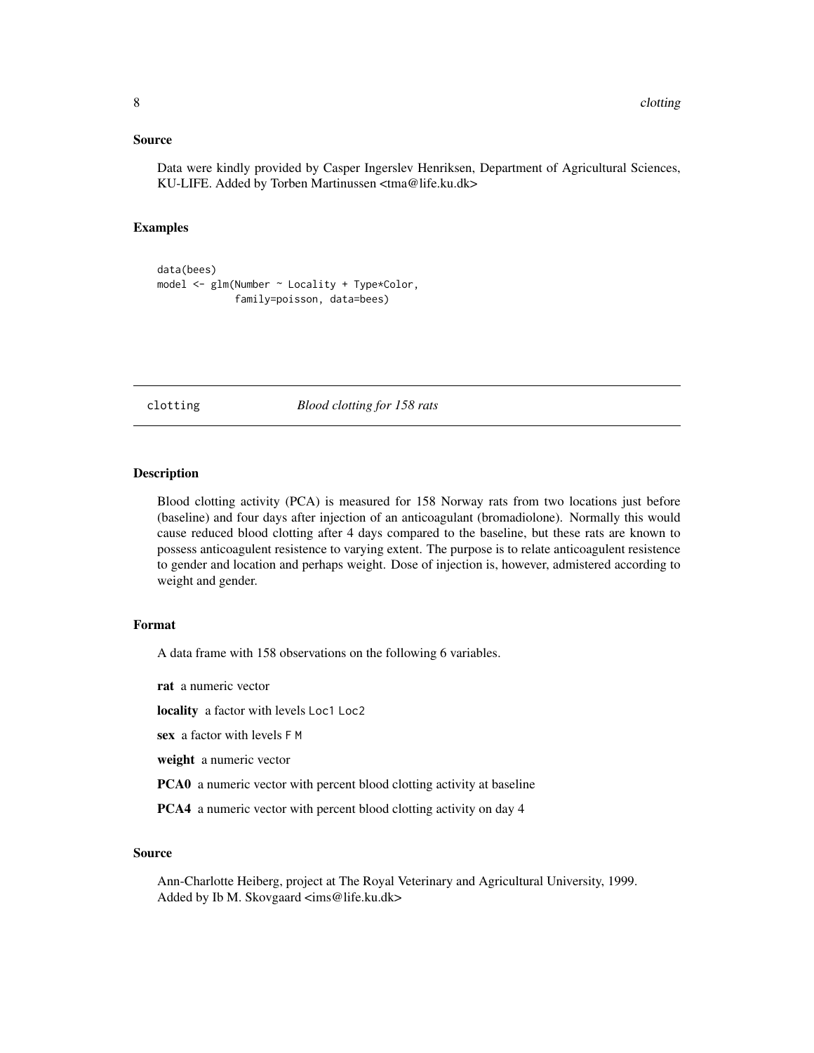### Source

Data were kindly provided by Casper Ingerslev Henriksen, Department of Agricultural Sciences, KU-LIFE. Added by Torben Martinussen <tma@life.ku.dk>

### Examples

```
data(bees)
model <- glm(Number ~ Locality + Type*Color,
             family=poisson, data=bees)
```

---

## clotting    *Blood clotting for 158 rats*

---

### Description

Blood clotting activity (PCA) is measured for 158 Norway rats from two locations just before (baseline) and four days after injection of an anticoagulant (bromadiolone). Normally this would cause reduced blood clotting after 4 days compared to the baseline, but these rats are known to possess anticoagulent resistence to varying extent. The purpose is to relate anticoagulent resistence to gender and location and perhaps weight. Dose of injection is, however, admistered according to weight and gender.

### Format

A data frame with 158 observations on the following 6 variables.

**rat** a numeric vector

**locality** a factor with levels `Loc1` `Loc2`

**sex** a factor with levels `F` `M`

**weight** a numeric vector

**PCA0** a numeric vector with percent blood clotting activity at baseline

**PCA4** a numeric vector with percent blood clotting activity on day 4

### Source

Ann-Charlotte Heiberg, project at The Royal Veterinary and Agricultural University, 1999.
Added by Ib M. Skovgaard <ims@life.ku.dk>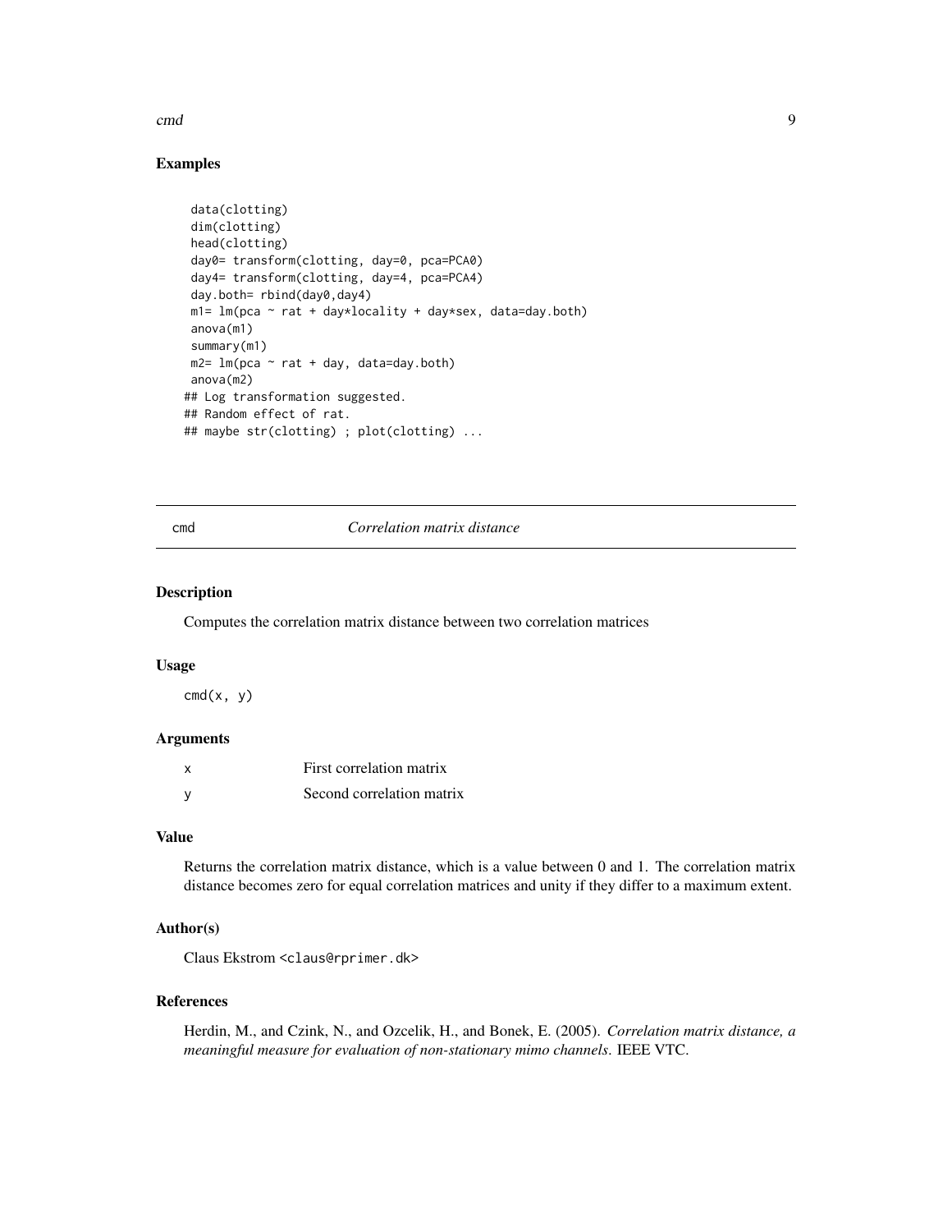## Examples

```
 data(clotting)
 dim(clotting)
 head(clotting)
 day0= transform(clotting, day=0, pca=PCA0)
 day4= transform(clotting, day=4, pca=PCA4)
 day.both= rbind(day0,day4)
 m1= lm(pca ~ rat + day*locality + day*sex, data=day.both)
 anova(m1)
 summary(m1)
 m2= lm(pca ~ rat + day, data=day.both)
 anova(m2)
## Log transformation suggested.
## Random effect of rat.
## maybe str(clotting) ; plot(clotting) ...
```

---

# cmd — *Correlation matrix distance*

## Description

Computes the correlation matrix distance between two correlation matrices

## Usage

```
cmd(x, y)
```

## Arguments

| | |
|---|---|
| x | First correlation matrix |
| y | Second correlation matrix |

## Value

Returns the correlation matrix distance, which is a value between 0 and 1. The correlation matrix distance becomes zero for equal correlation matrices and unity if they differ to a maximum extent.

## Author(s)

Claus Ekstrom <claus@rprimer.dk>

## References

Herdin, M., and Czink, N., and Ozcelik, H., and Bonek, E. (2005). *Correlation matrix distance, a meaningful measure for evaluation of non-stationary mimo channels*. IEEE VTC.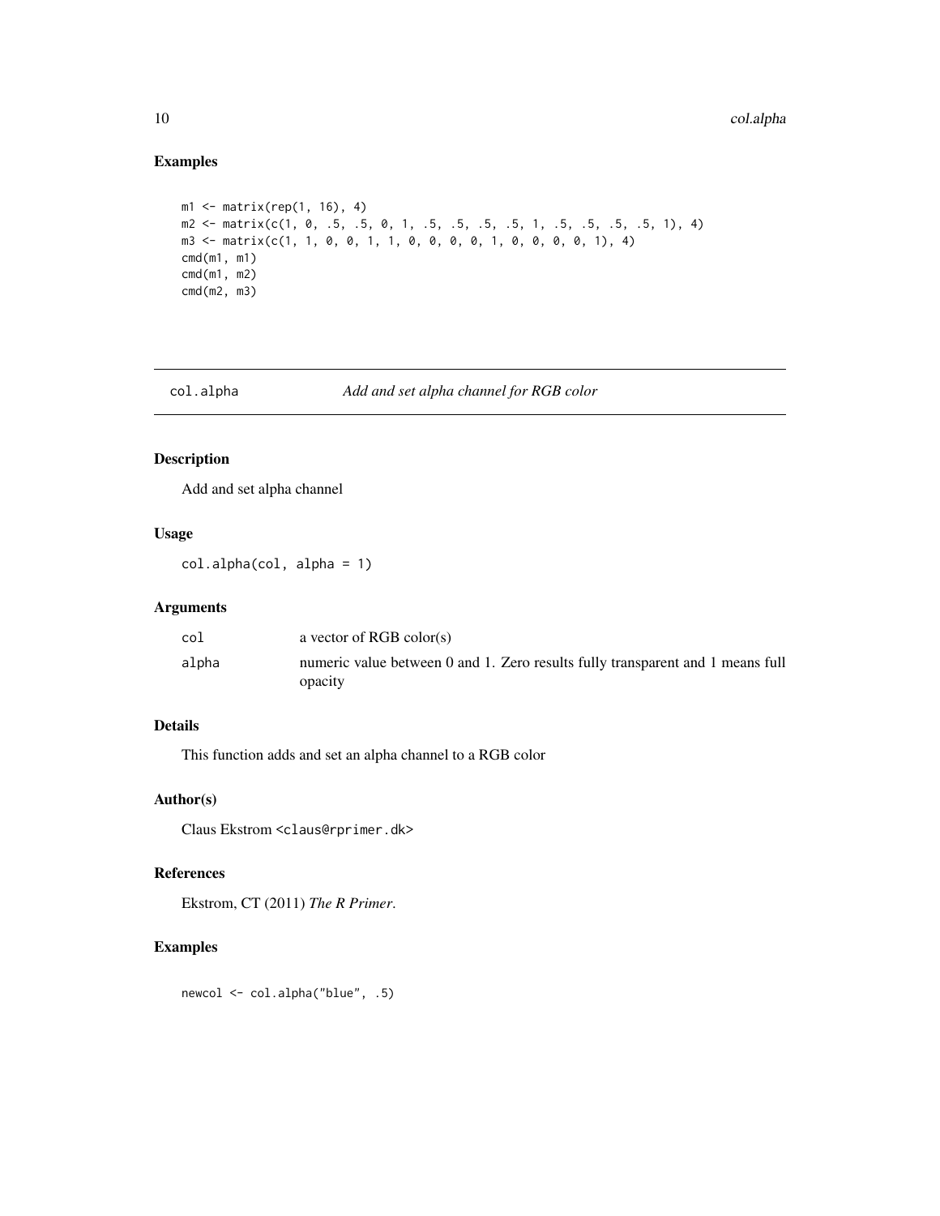## Examples

```
m1 <- matrix(rep(1, 16), 4)
m2 <- matrix(c(1, 0, .5, .5, 0, 1, .5, .5, .5, .5, 1, .5, .5, .5, .5, 1), 4)
m3 <- matrix(c(1, 1, 0, 0, 1, 1, 0, 0, 0, 0, 1, 0, 0, 0, 0, 1), 4)
cmd(m1, m1)
cmd(m1, m2)
cmd(m2, m3)
```

---

# col.alpha *Add and set alpha channel for RGB color*

---

## Description

Add and set alpha channel

## Usage

```
col.alpha(col, alpha = 1)
```

## Arguments

| | |
|---|---|
| col | a vector of RGB color(s) |
| alpha | numeric value between 0 and 1. Zero results fully transparent and 1 means full opacity |

## Details

This function adds and set an alpha channel to a RGB color

## Author(s)

Claus Ekstrom <claus@rprimer.dk>

## References

Ekstrom, CT (2011) *The R Primer*.

## Examples

```
newcol <- col.alpha("blue", .5)
```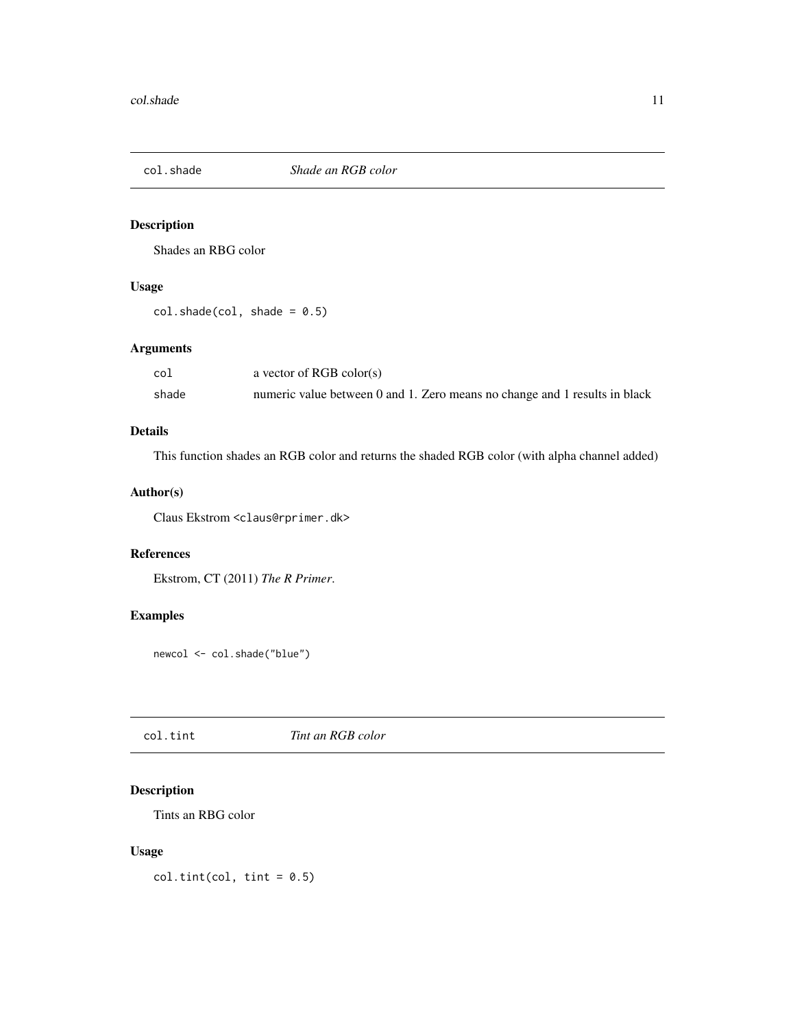## col.shade *Shade an RGB color*

### Description

Shades an RBG color

### Usage

```
col.shade(col, shade = 0.5)
```

### Arguments

| | |
|---|---|
| col | a vector of RGB color(s) |
| shade | numeric value between 0 and 1. Zero means no change and 1 results in black |

### Details

This function shades an RGB color and returns the shaded RGB color (with alpha channel added)

### Author(s)

Claus Ekstrom <claus@rprimer.dk>

### References

Ekstrom, CT (2011) *The R Primer*.

### Examples

```
newcol <- col.shade("blue")
```

## col.tint *Tint an RGB color*

### Description

Tints an RBG color

### Usage

```
col.tint(col, tint = 0.5)
```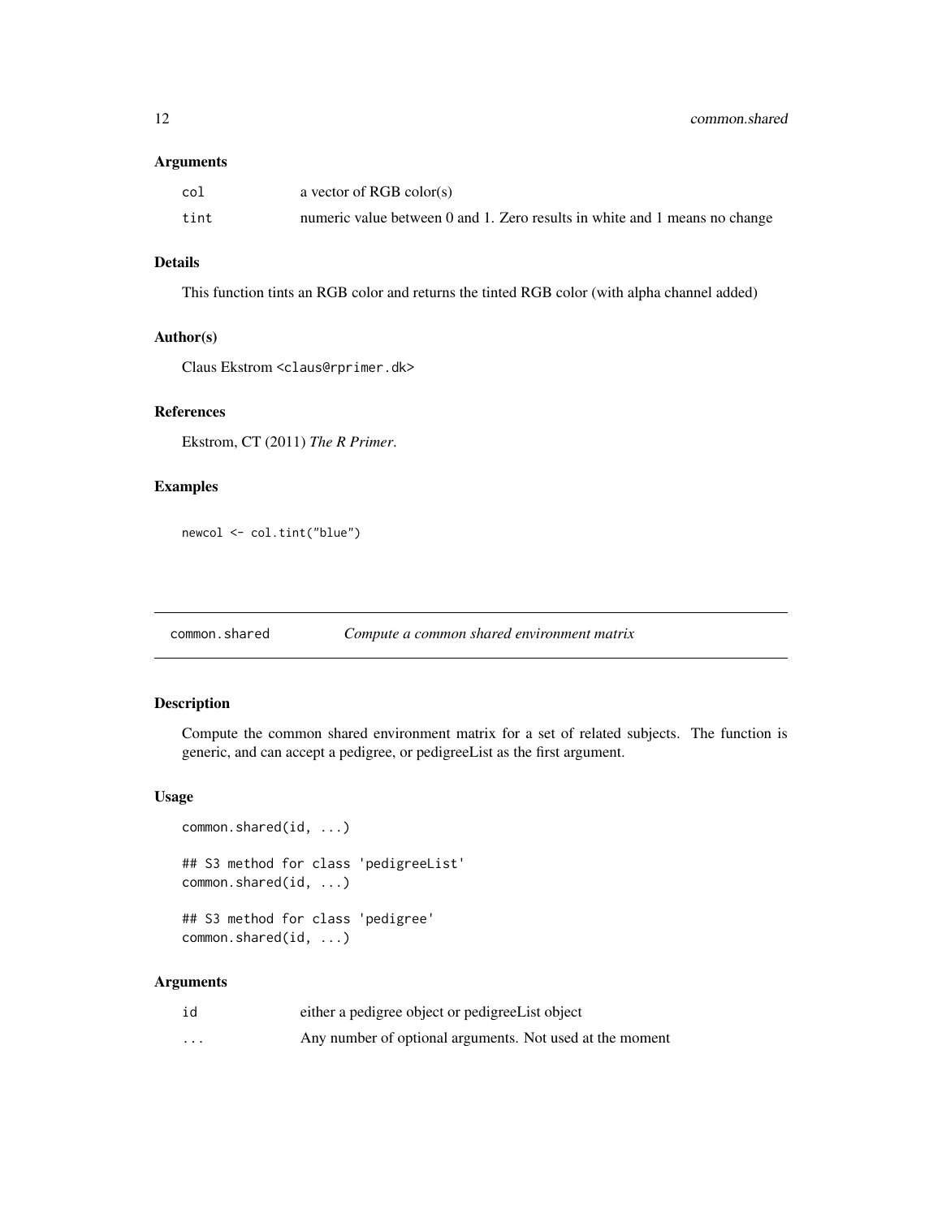### Arguments

| | |
|---|---|
| `col` | a vector of RGB color(s) |
| `tint` | numeric value between 0 and 1. Zero results in white and 1 means no change |

### Details

This function tints an RGB color and returns the tinted RGB color (with alpha channel added)

### Author(s)

Claus Ekstrom <claus@rprimer.dk>

### References

Ekstrom, CT (2011) *The R Primer*.

### Examples

```
newcol <- col.tint("blue")
```

---

## common.shared &nbsp;&nbsp;&nbsp; *Compute a common shared environment matrix*

---

### Description

Compute the common shared environment matrix for a set of related subjects. The function is generic, and can accept a pedigree, or pedigreeList as the first argument.

### Usage

```
common.shared(id, ...)

## S3 method for class 'pedigreeList'
common.shared(id, ...)

## S3 method for class 'pedigree'
common.shared(id, ...)
```

### Arguments

| | |
|---|---|
| `id` | either a pedigree object or pedigreeList object |
| `...` | Any number of optional arguments. Not used at the moment |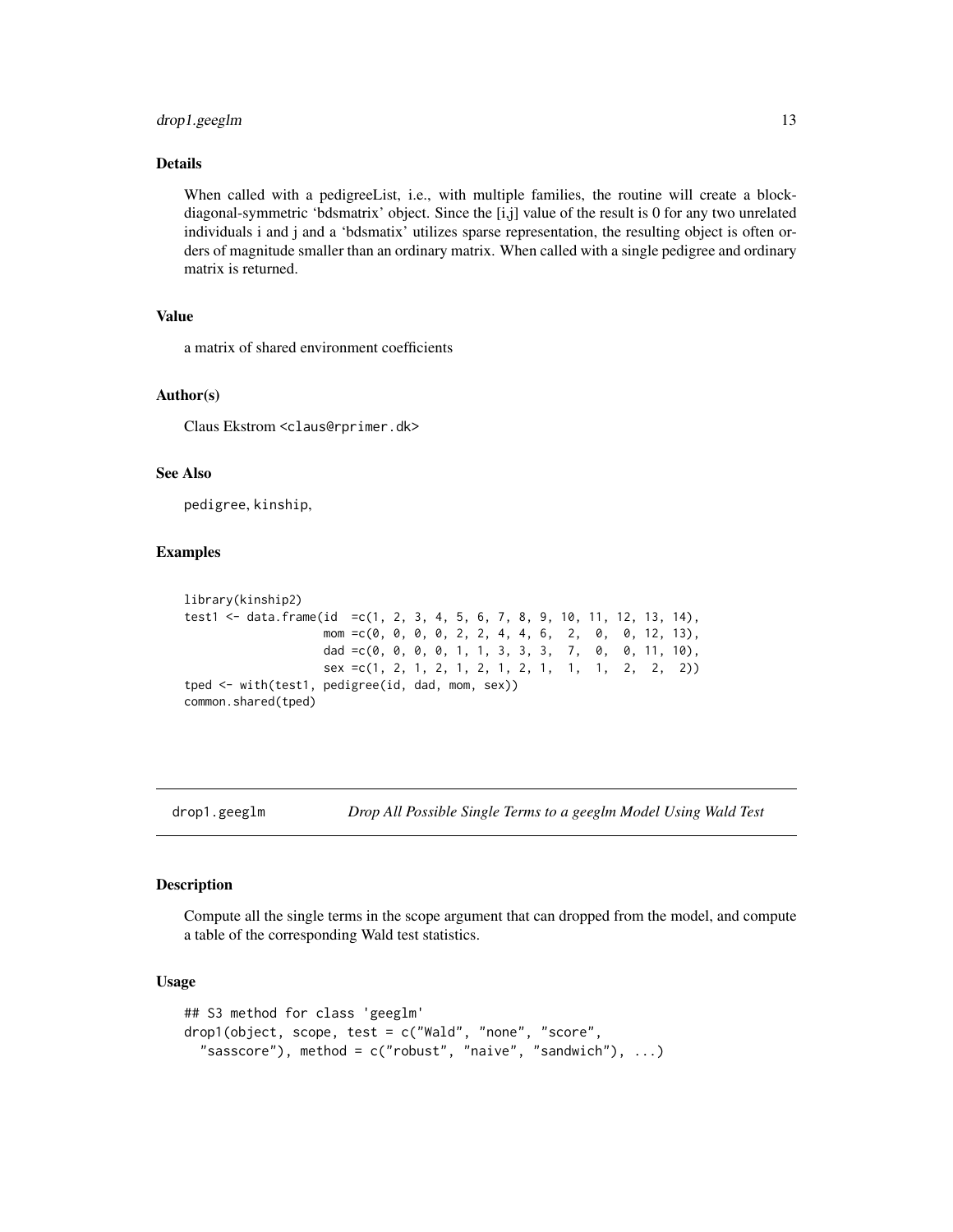## Details

When called with a pedigreeList, i.e., with multiple families, the routine will create a block-diagonal-symmetric 'bdsmatrix' object. Since the [i,j] value of the result is 0 for any two unrelated individuals i and j and a 'bdsmatix' utilizes sparse representation, the resulting object is often orders of magnitude smaller than an ordinary matrix. When called with a single pedigree and ordinary matrix is returned.

## Value

a matrix of shared environment coefficients

## Author(s)

Claus Ekstrom <claus@rprimer.dk>

## See Also

pedigree, kinship,

## Examples

```
library(kinship2)
test1 <- data.frame(id  =c(1, 2, 3, 4, 5, 6, 7, 8, 9, 10, 11, 12, 13, 14),
                    mom =c(0, 0, 0, 0, 2, 2, 4, 4, 6,  2,  0,  0, 12, 13),
                    dad =c(0, 0, 0, 0, 1, 1, 3, 3, 3,  7,  0,  0, 11, 10),
                    sex =c(1, 2, 1, 2, 1, 2, 1, 2, 1,  1,  1,  2,  2,  2))
tped <- with(test1, pedigree(id, dad, mom, sex))
common.shared(tped)
```

---

# drop1.geeglm — *Drop All Possible Single Terms to a geeglm Model Using Wald Test*

## Description

Compute all the single terms in the scope argument that can dropped from the model, and compute a table of the corresponding Wald test statistics.

## Usage

```
## S3 method for class 'geeglm'
drop1(object, scope, test = c("Wald", "none", "score",
  "sasscore"), method = c("robust", "naive", "sandwich"), ...)
```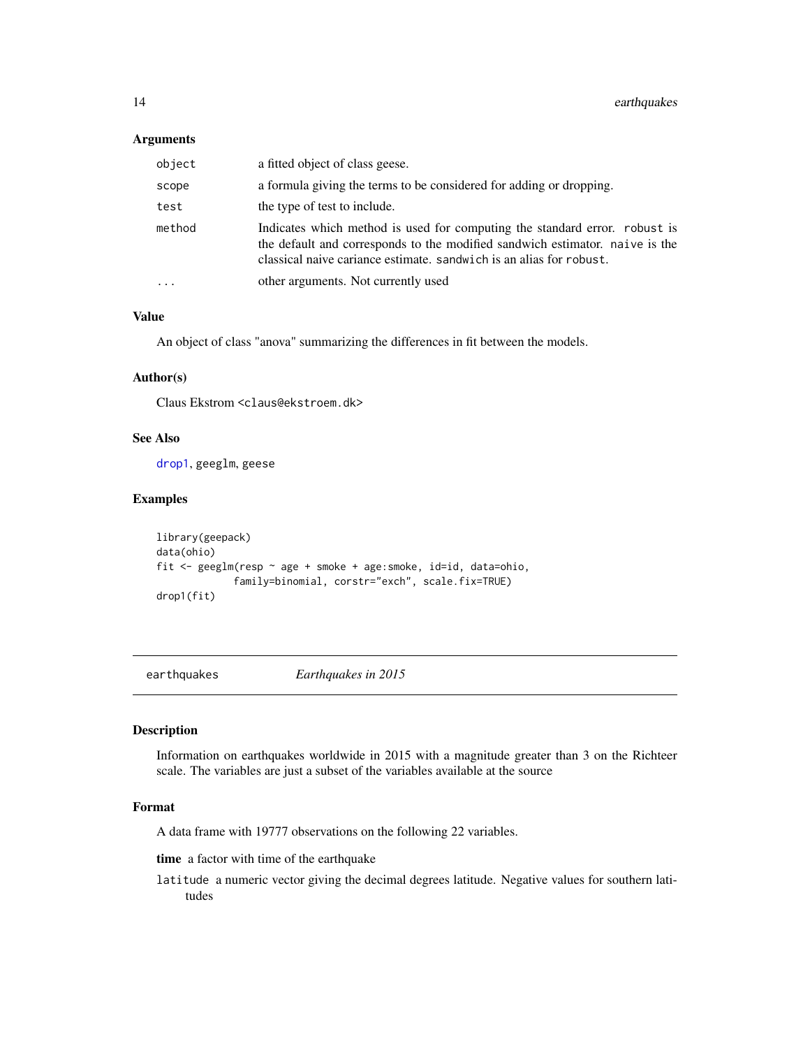### Arguments

| | |
|---|---|
| `object` | a fitted object of class geese. |
| `scope` | a formula giving the terms to be considered for adding or dropping. |
| `test` | the type of test to include. |
| `method` | Indicates which method is used for computing the standard error. `robust` is the default and corresponds to the modified sandwich estimator. `naive` is the classical naive cariance estimate. `sandwich` is an alias for `robust`. |
| `...` | other arguments. Not currently used |

### Value

An object of class "anova" summarizing the differences in fit between the models.

### Author(s)

Claus Ekstrom <claus@ekstroem.dk>

### See Also

`drop1`, `geeglm`, `geese`

### Examples

```
library(geepack)
data(ohio)
fit <- geeglm(resp ~ age + smoke + age:smoke, id=id, data=ohio,
             family=binomial, corstr="exch", scale.fix=TRUE)
drop1(fit)
```

---

## earthquakes    *Earthquakes in 2015*

---

### Description

Information on earthquakes worldwide in 2015 with a magnitude greater than 3 on the Richteer scale. The variables are just a subset of the variables available at the source

### Format

A data frame with 19777 observations on the following 22 variables.

**time** a factor with time of the earthquake

`latitude` a numeric vector giving the decimal degrees latitude. Negative values for southern latitudes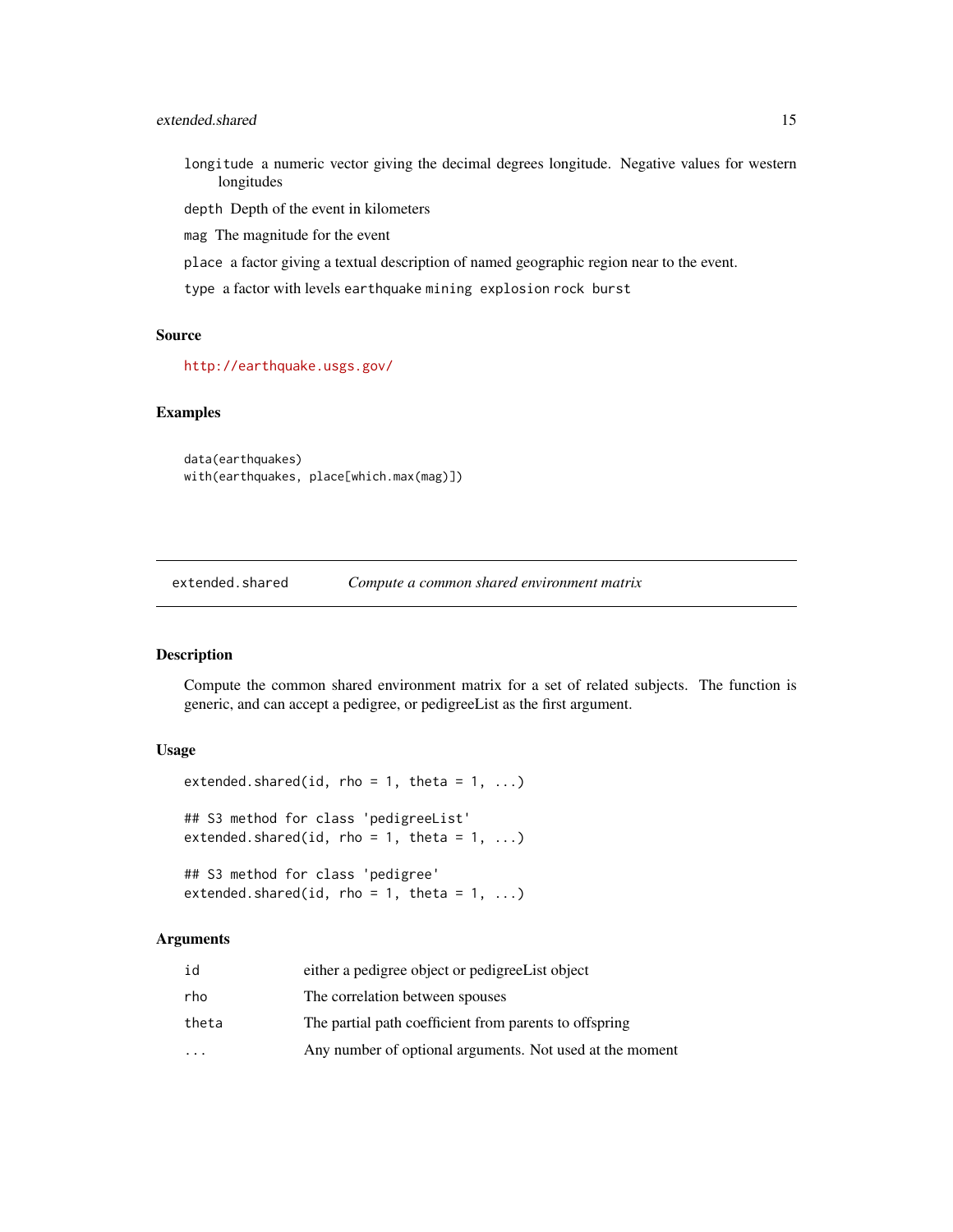`longitude` a numeric vector giving the decimal degrees longitude. Negative values for western longitudes

`depth` Depth of the event in kilometers

`mag` The magnitude for the event

`place` a factor giving a textual description of named geographic region near to the event.

`type` a factor with levels `earthquake` `mining explosion` `rock burst`

### Source

http://earthquake.usgs.gov/

### Examples

```
data(earthquakes)
with(earthquakes, place[which.max(mag)])
```

---

## extended.shared — *Compute a common shared environment matrix*

### Description

Compute the common shared environment matrix for a set of related subjects. The function is generic, and can accept a pedigree, or pedigreeList as the first argument.

### Usage

```
extended.shared(id, rho = 1, theta = 1, ...)

## S3 method for class 'pedigreeList'
extended.shared(id, rho = 1, theta = 1, ...)

## S3 method for class 'pedigree'
extended.shared(id, rho = 1, theta = 1, ...)
```

### Arguments

| | |
|---|---|
| `id` | either a pedigree object or pedigreeList object |
| `rho` | The correlation between spouses |
| `theta` | The partial path coefficient from parents to offspring |
| `...` | Any number of optional arguments. Not used at the moment |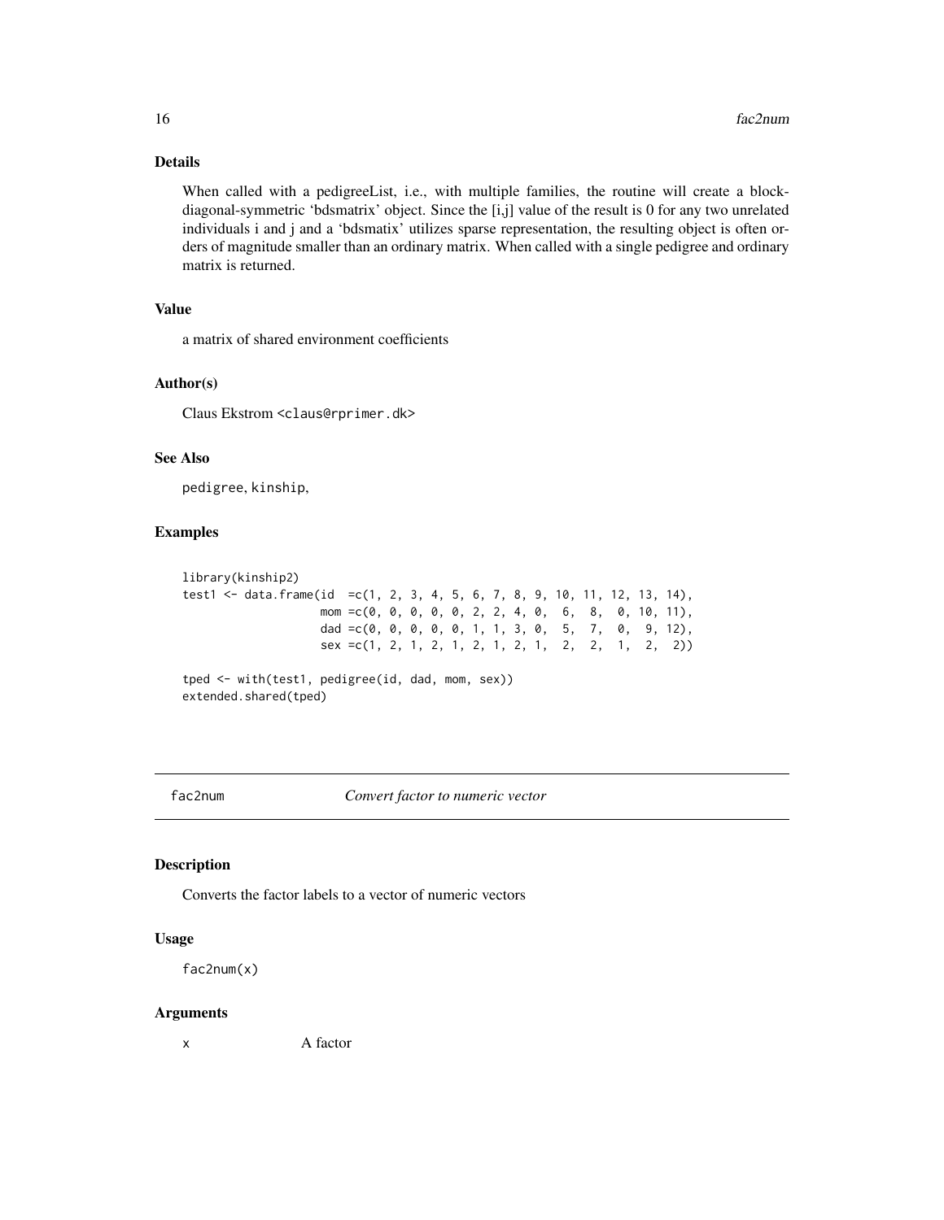### Details

When called with a pedigreeList, i.e., with multiple families, the routine will create a block-diagonal-symmetric 'bdsmatrix' object. Since the [i,j] value of the result is 0 for any two unrelated individuals i and j and a 'bdsmatix' utilizes sparse representation, the resulting object is often orders of magnitude smaller than an ordinary matrix. When called with a single pedigree and ordinary matrix is returned.

### Value

a matrix of shared environment coefficients

### Author(s)

Claus Ekstrom <claus@rprimer.dk>

### See Also

pedigree, kinship,

### Examples

```
library(kinship2)
test1 <- data.frame(id  =c(1, 2, 3, 4, 5, 6, 7, 8, 9, 10, 11, 12, 13, 14),
                    mom =c(0, 0, 0, 0, 0, 2, 2, 4, 0,  6,  8,  0, 10, 11),
                    dad =c(0, 0, 0, 0, 0, 1, 1, 3, 0,  5,  7,  0,  9, 12),
                    sex =c(1, 2, 1, 2, 1, 2, 1, 2, 1,  2,  2,  1,  2,  2))

tped <- with(test1, pedigree(id, dad, mom, sex))
extended.shared(tped)
```

---

## fac2num — *Convert factor to numeric vector*

### Description

Converts the factor labels to a vector of numeric vectors

### Usage

```
fac2num(x)
```

### Arguments

x    A factor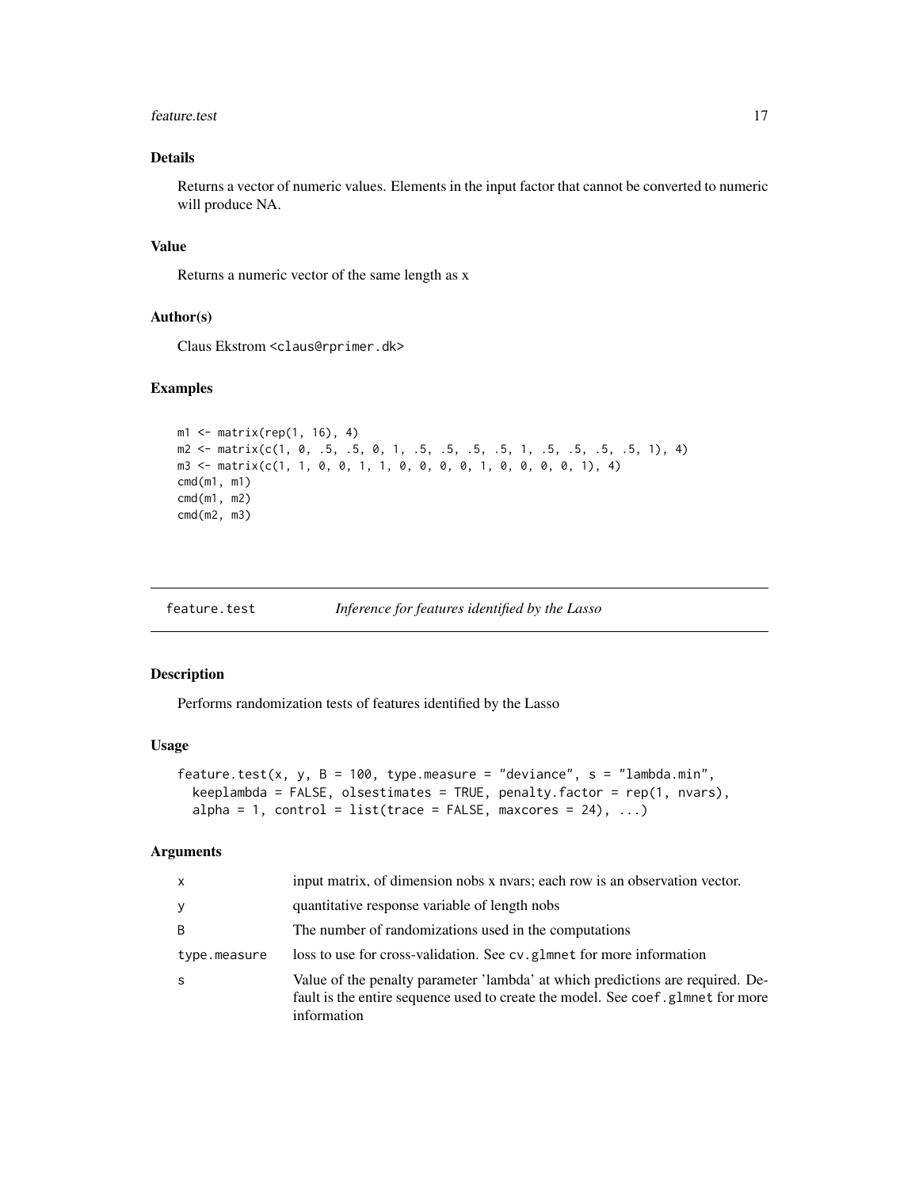### Details

Returns a vector of numeric values. Elements in the input factor that cannot be converted to numeric will produce NA.

### Value

Returns a numeric vector of the same length as x

### Author(s)

Claus Ekstrom <claus@rprimer.dk>

### Examples

```
m1 <- matrix(rep(1, 16), 4)
m2 <- matrix(c(1, 0, .5, .5, 0, 1, .5, .5, .5, .5, 1, .5, .5, .5, .5, 1), 4)
m3 <- matrix(c(1, 1, 0, 0, 1, 1, 0, 0, 0, 0, 1, 0, 0, 0, 0, 1), 4)
cmd(m1, m1)
cmd(m1, m2)
cmd(m2, m3)
```

---

## feature.test *Inference for features identified by the Lasso*

### Description

Performs randomization tests of features identified by the Lasso

### Usage

```
feature.test(x, y, B = 100, type.measure = "deviance", s = "lambda.min",
  keeplambda = FALSE, olsestimates = TRUE, penalty.factor = rep(1, nvars),
  alpha = 1, control = list(trace = FALSE, maxcores = 24), ...)
```

### Arguments

| | |
|---|---|
| x | input matrix, of dimension nobs x nvars; each row is an observation vector. |
| y | quantitative response variable of length nobs |
| B | The number of randomizations used in the computations |
| type.measure | loss to use for cross-validation. See cv.glmnet for more information |
| s | Value of the penalty parameter 'lambda' at which predictions are required. Default is the entire sequence used to create the model. See coef.glmnet for more information |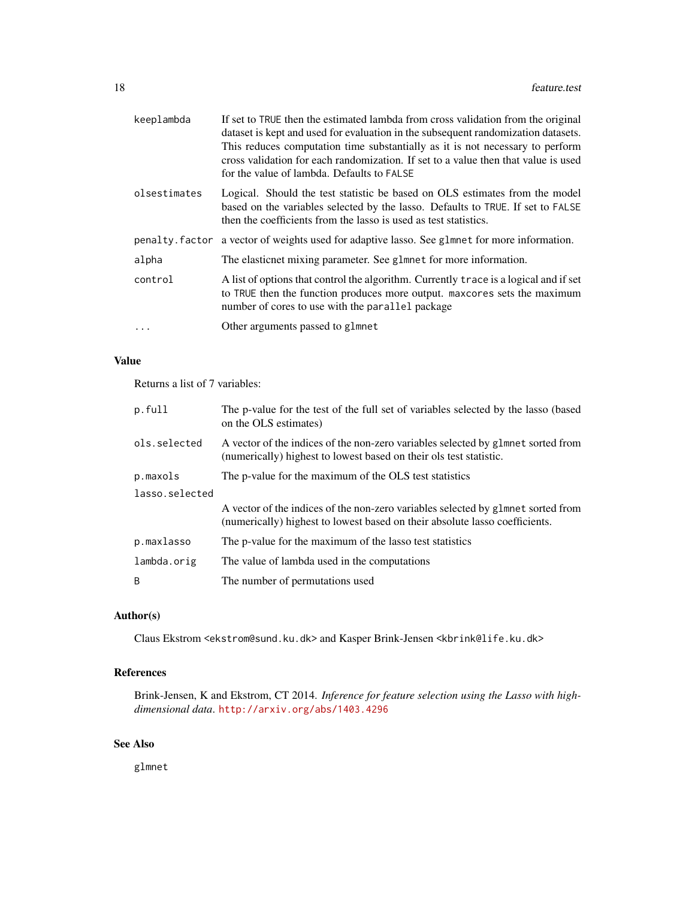| | |
|---|---|
| keeplambda | If set to TRUE then the estimated lambda from cross validation from the original dataset is kept and used for evaluation in the subsequent randomization datasets. This reduces computation time substantially as it is not necessary to perform cross validation for each randomization. If set to a value then that value is used for the value of lambda. Defaults to FALSE |
| olsestimates | Logical. Should the test statistic be based on OLS estimates from the model based on the variables selected by the lasso. Defaults to TRUE. If set to FALSE then the coefficients from the lasso is used as test statistics. |
| penalty.factor | a vector of weights used for adaptive lasso. See glmnet for more information. |
| alpha | The elasticnet mixing parameter. See glmnet for more information. |
| control | A list of options that control the algorithm. Currently trace is a logical and if set to TRUE then the function produces more output. maxcores sets the maximum number of cores to use with the parallel package |
| ... | Other arguments passed to glmnet |

## Value

Returns a list of 7 variables:

| | |
|---|---|
| p.full | The p-value for the test of the full set of variables selected by the lasso (based on the OLS estimates) |
| ols.selected | A vector of the indices of the non-zero variables selected by glmnet sorted from (numerically) highest to lowest based on their ols test statistic. |
| p.maxols | The p-value for the maximum of the OLS test statistics |
| lasso.selected | A vector of the indices of the non-zero variables selected by glmnet sorted from (numerically) highest to lowest based on their absolute lasso coefficients. |
| p.maxlasso | The p-value for the maximum of the lasso test statistics |
| lambda.orig | The value of lambda used in the computations |
| B | The number of permutations used |

## Author(s)

Claus Ekstrom <ekstrom@sund.ku.dk> and Kasper Brink-Jensen <kbrink@life.ku.dk>

## References

Brink-Jensen, K and Ekstrom, CT 2014. *Inference for feature selection using the Lasso with high-dimensional data*. http://arxiv.org/abs/1403.4296

## See Also

glmnet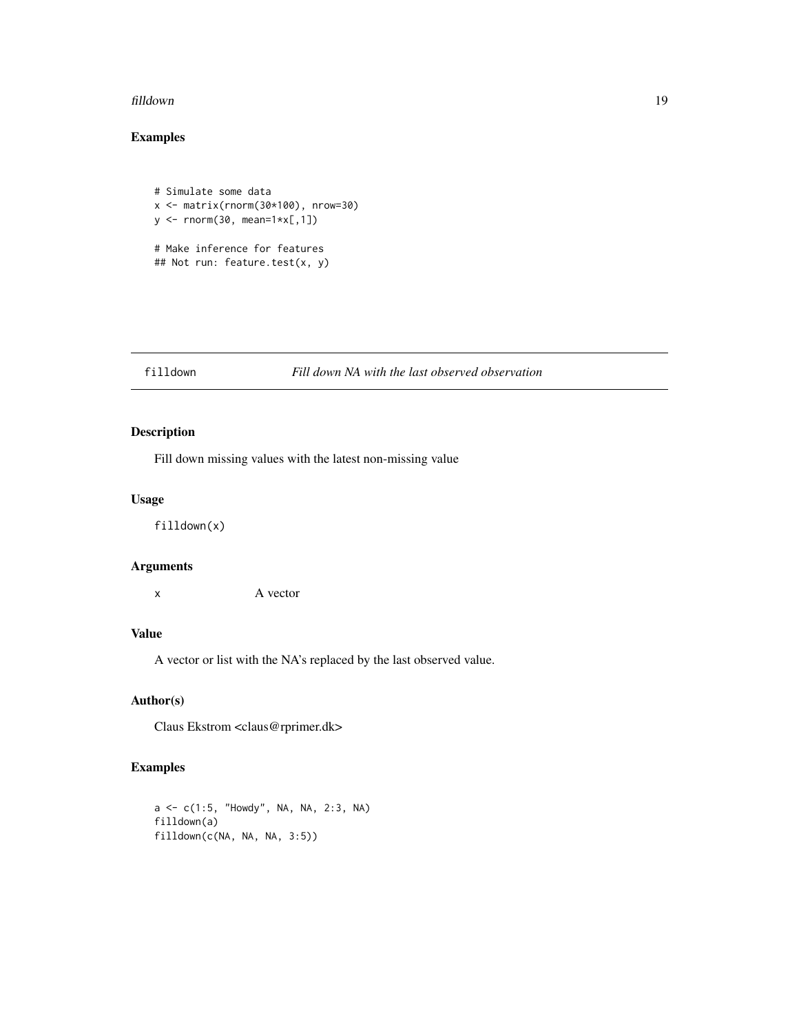## Examples

```
# Simulate some data
x <- matrix(rnorm(30*100), nrow=30)
y <- rnorm(30, mean=1*x[,1])

# Make inference for features
## Not run: feature.test(x, y)
```

---

# filldown *Fill down NA with the last observed observation*

## Description

Fill down missing values with the latest non-missing value

## Usage

```
filldown(x)
```

## Arguments

| | |
|---|---|
| x | A vector |

## Value

A vector or list with the NA's replaced by the last observed value.

## Author(s)

Claus Ekstrom <claus@rprimer.dk>

## Examples

```
a <- c(1:5, "Howdy", NA, NA, 2:3, NA)
filldown(a)
filldown(c(NA, NA, NA, 3:5))
```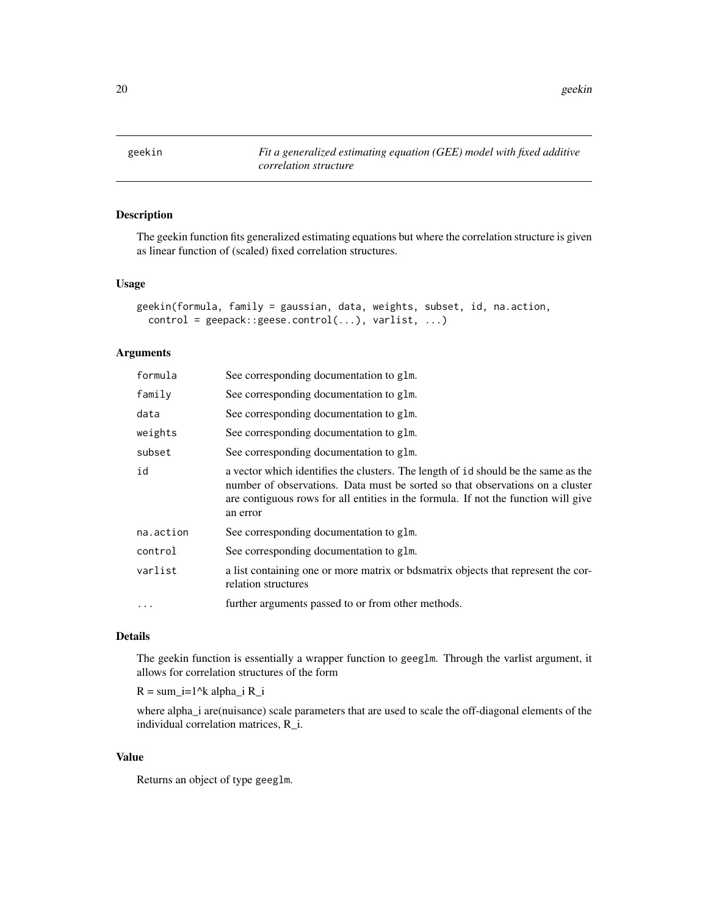| geekin | *Fit a generalized estimating equation (GEE) model with fixed additive correlation structure* |
|---|---|

## Description

The geekin function fits generalized estimating equations but where the correlation structure is given as linear function of (scaled) fixed correlation structures.

## Usage

```
geekin(formula, family = gaussian, data, weights, subset, id, na.action,
  control = geepack::geese.control(...), varlist, ...)
```

## Arguments

| | |
|---|---|
| formula | See corresponding documentation to glm. |
| family | See corresponding documentation to glm. |
| data | See corresponding documentation to glm. |
| weights | See corresponding documentation to glm. |
| subset | See corresponding documentation to glm. |
| id | a vector which identifies the clusters. The length of id should be the same as the number of observations. Data must be sorted so that observations on a cluster are contiguous rows for all entities in the formula. If not the function will give an error |
| na.action | See corresponding documentation to glm. |
| control | See corresponding documentation to glm. |
| varlist | a list containing one or more matrix or bdsmatrix objects that represent the correlation structures |
| ... | further arguments passed to or from other methods. |

## Details

The geekin function is essentially a wrapper function to geeglm. Through the varlist argument, it allows for correlation structures of the form

R = sum_i=1^k alpha_i R_i

where alpha_i are(nuisance) scale parameters that are used to scale the off-diagonal elements of the individual correlation matrices, R_i.

## Value

Returns an object of type geeglm.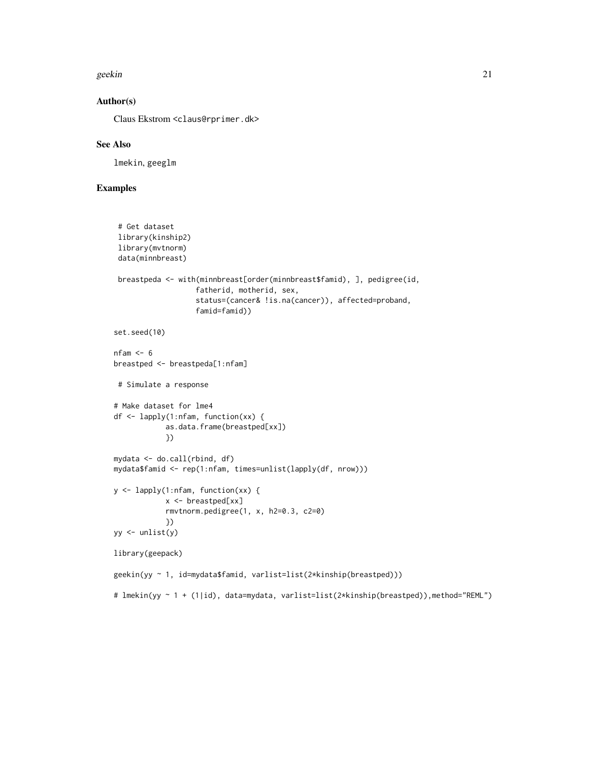## Author(s)

Claus Ekstrom <claus@rprimer.dk>

## See Also

lmekin, geeglm

## Examples

```
 # Get dataset
 library(kinship2)
 library(mvtnorm)
 data(minnbreast)

 breastpeda <- with(minnbreast[order(minnbreast$famid), ], pedigree(id,
                   fatherid, motherid, sex,
                   status=(cancer& !is.na(cancer)), affected=proband,
                   famid=famid))

set.seed(10)

nfam <- 6
breastped <- breastpeda[1:nfam]

 # Simulate a response

# Make dataset for lme4
df <- lapply(1:nfam, function(xx) {
            as.data.frame(breastped[xx])
            })

mydata <- do.call(rbind, df)
mydata$famid <- rep(1:nfam, times=unlist(lapply(df, nrow)))

y <- lapply(1:nfam, function(xx) {
            x <- breastped[xx]
            rmvtnorm.pedigree(1, x, h2=0.3, c2=0)
            })
yy <- unlist(y)

library(geepack)

geekin(yy ~ 1, id=mydata$famid, varlist=list(2*kinship(breastped)))

# lmekin(yy ~ 1 + (1|id), data=mydata, varlist=list(2*kinship(breastped)),method="REML")
```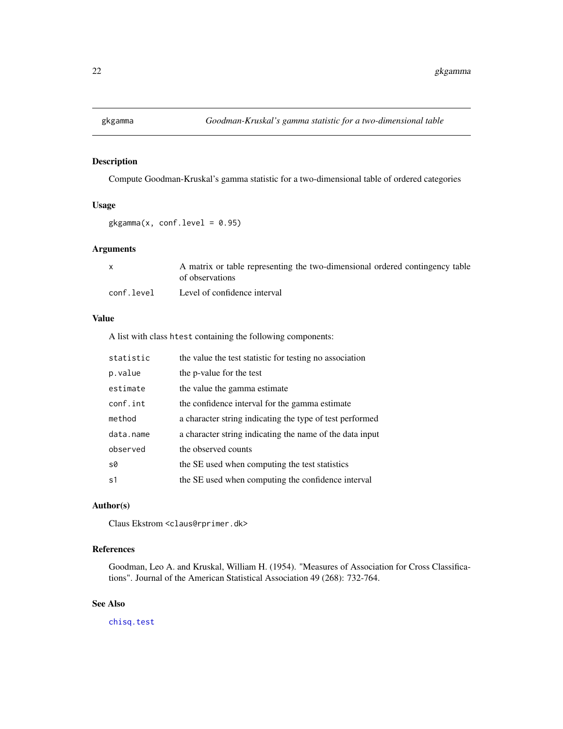# gkgamma — *Goodman-Kruskal's gamma statistic for a two-dimensional table*

## Description

Compute Goodman-Kruskal's gamma statistic for a two-dimensional table of ordered categories

## Usage

```
gkgamma(x, conf.level = 0.95)
```

## Arguments

| | |
|---|---|
| `x` | A matrix or table representing the two-dimensional ordered contingency table of observations |
| `conf.level` | Level of confidence interval |

## Value

A list with class `htest` containing the following components:

| | |
|---|---|
| `statistic` | the value the test statistic for testing no association |
| `p.value` | the p-value for the test |
| `estimate` | the value the gamma estimate |
| `conf.int` | the confidence interval for the gamma estimate |
| `method` | a character string indicating the type of test performed |
| `data.name` | a character string indicating the name of the data input |
| `observed` | the observed counts |
| `s0` | the SE used when computing the test statistics |
| `s1` | the SE used when computing the confidence interval |

## Author(s)

Claus Ekstrom <claus@rprimer.dk>

## References

Goodman, Leo A. and Kruskal, William H. (1954). "Measures of Association for Cross Classifications". Journal of the American Statistical Association 49 (268): 732-764.

## See Also

`chisq.test`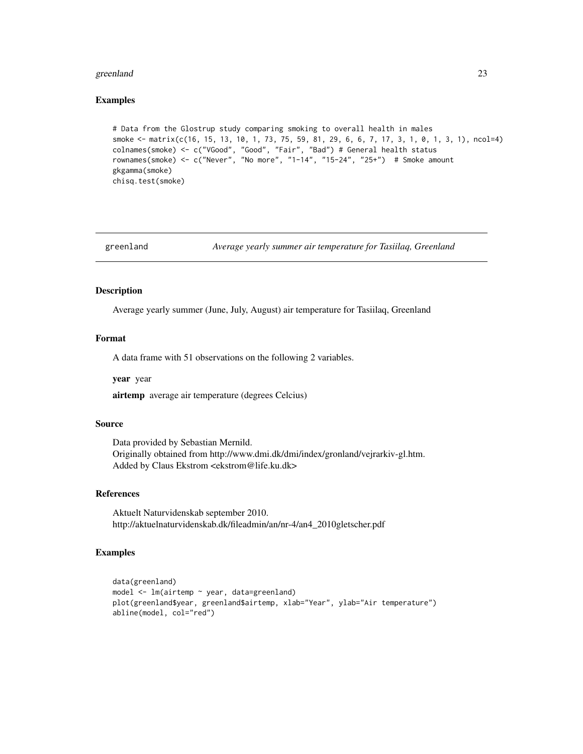## Examples

```
# Data from the Glostrup study comparing smoking to overall health in males
smoke <- matrix(c(16, 15, 13, 10, 1, 73, 75, 59, 81, 29, 6, 6, 7, 17, 3, 1, 0, 1, 3, 1), ncol=4)
colnames(smoke) <- c("VGood", "Good", "Fair", "Bad") # General health status
rownames(smoke) <- c("Never", "No more", "1-14", "15-24", "25+")  # Smoke amount
gkgamma(smoke)
chisq.test(smoke)
```

---

# greenland *Average yearly summer air temperature for Tasiilaq, Greenland*

---

## Description

Average yearly summer (June, July, August) air temperature for Tasiilaq, Greenland

## Format

A data frame with 51 observations on the following 2 variables.

**year** year

**airtemp** average air temperature (degrees Celcius)

## Source

Data provided by Sebastian Mernild.
Originally obtained from http://www.dmi.dk/dmi/index/gronland/vejrarkiv-gl.htm.
Added by Claus Ekstrom <ekstrom@life.ku.dk>

## References

Aktuelt Naturvidenskab september 2010.
http://aktuelnaturvidenskab.dk/fileadmin/an/nr-4/an4_2010gletscher.pdf

## Examples

```
data(greenland)
model <- lm(airtemp ~ year, data=greenland)
plot(greenland$year, greenland$airtemp, xlab="Year", ylab="Air temperature")
abline(model, col="red")
```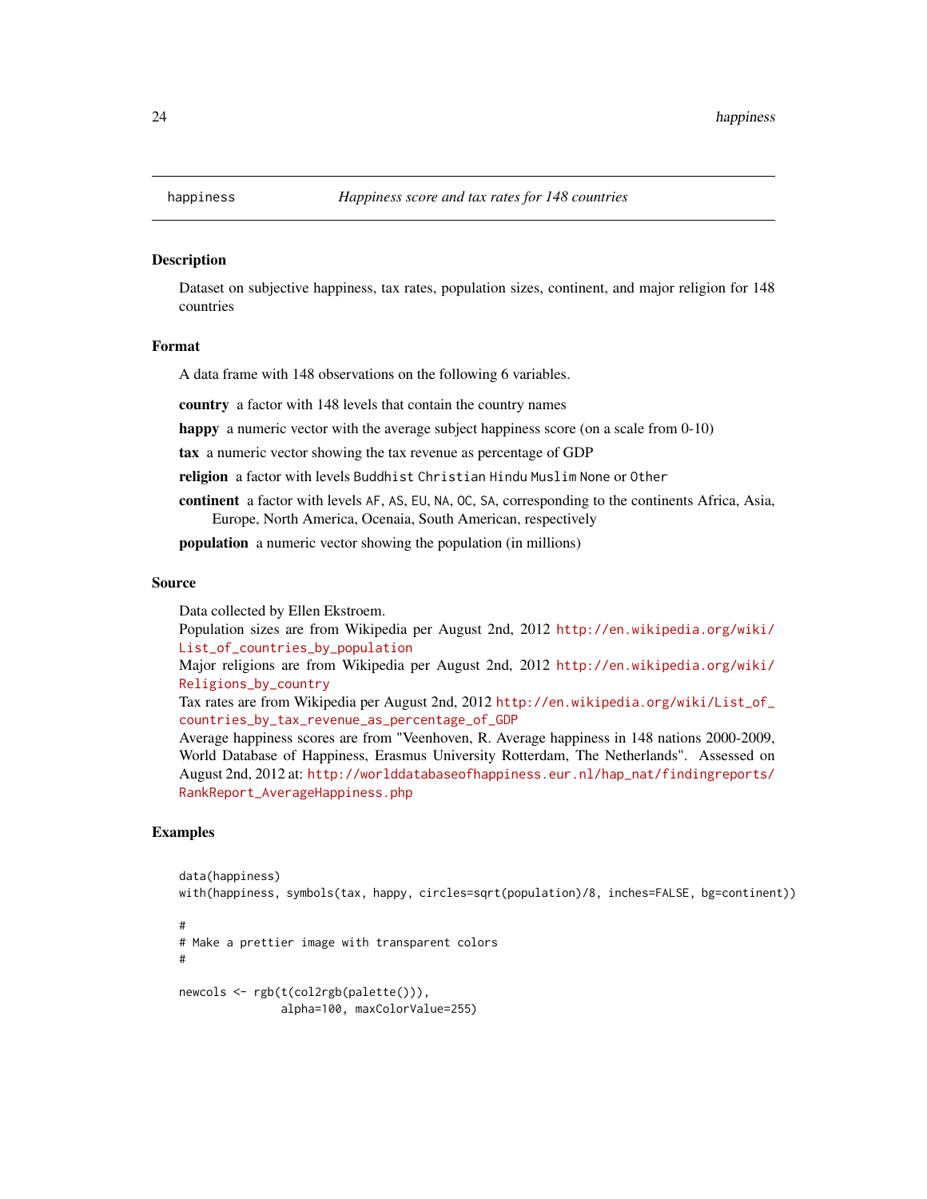happiness *Happiness score and tax rates for 148 countries*

## Description

Dataset on subjective happiness, tax rates, population sizes, continent, and major religion for 148 countries

## Format

A data frame with 148 observations on the following 6 variables.

**country** a factor with 148 levels that contain the country names

**happy** a numeric vector with the average subject happiness score (on a scale from 0-10)

**tax** a numeric vector showing the tax revenue as percentage of GDP

**religion** a factor with levels `Buddhist` `Christian` `Hindu` `Muslim` `None` or `Other`

**continent** a factor with levels `AF`, `AS`, `EU`, `NA`, `OC`, `SA`, corresponding to the continents Africa, Asia, Europe, North America, Ocenaia, South American, respectively

**population** a numeric vector showing the population (in millions)

## Source

Data collected by Ellen Ekstroem.
Population sizes are from Wikipedia per August 2nd, 2012 http://en.wikipedia.org/wiki/List_of_countries_by_population
Major religions are from Wikipedia per August 2nd, 2012 http://en.wikipedia.org/wiki/Religions_by_country
Tax rates are from Wikipedia per August 2nd, 2012 http://en.wikipedia.org/wiki/List_of_countries_by_tax_revenue_as_percentage_of_GDP
Average happiness scores are from "Veenhoven, R. Average happiness in 148 nations 2000-2009, World Database of Happiness, Erasmus University Rotterdam, The Netherlands". Assessed on August 2nd, 2012 at: http://worlddatabaseofhappiness.eur.nl/hap_nat/findingreports/RankReport_AverageHappiness.php

## Examples

```
data(happiness)
with(happiness, symbols(tax, happy, circles=sqrt(population)/8, inches=FALSE, bg=continent))

#
# Make a prettier image with transparent colors
#

newcols <- rgb(t(col2rgb(palette())),
               alpha=100, maxColorValue=255)
```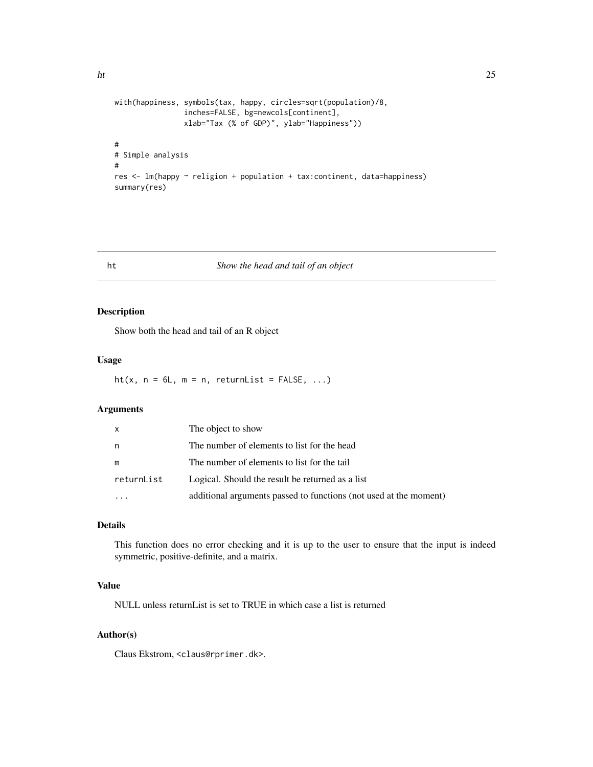```
with(happiness, symbols(tax, happy, circles=sqrt(population)/8,
                inches=FALSE, bg=newcols[continent],
                xlab="Tax (% of GDP)", ylab="Happiness"))

#
# Simple analysis
#
res <- lm(happy ~ religion + population + tax:continent, data=happiness)
summary(res)
```

---

## ht — *Show the head and tail of an object*

---

### Description

Show both the head and tail of an R object

### Usage

```
ht(x, n = 6L, m = n, returnList = FALSE, ...)
```

### Arguments

| | |
|---|---|
| x | The object to show |
| n | The number of elements to list for the head |
| m | The number of elements to list for the tail |
| returnList | Logical. Should the result be returned as a list |
| ... | additional arguments passed to functions (not used at the moment) |

### Details

This function does no error checking and it is up to the user to ensure that the input is indeed symmetric, positive-definite, and a matrix.

### Value

NULL unless returnList is set to TRUE in which case a list is returned

### Author(s)

Claus Ekstrom, <claus@rprimer.dk>.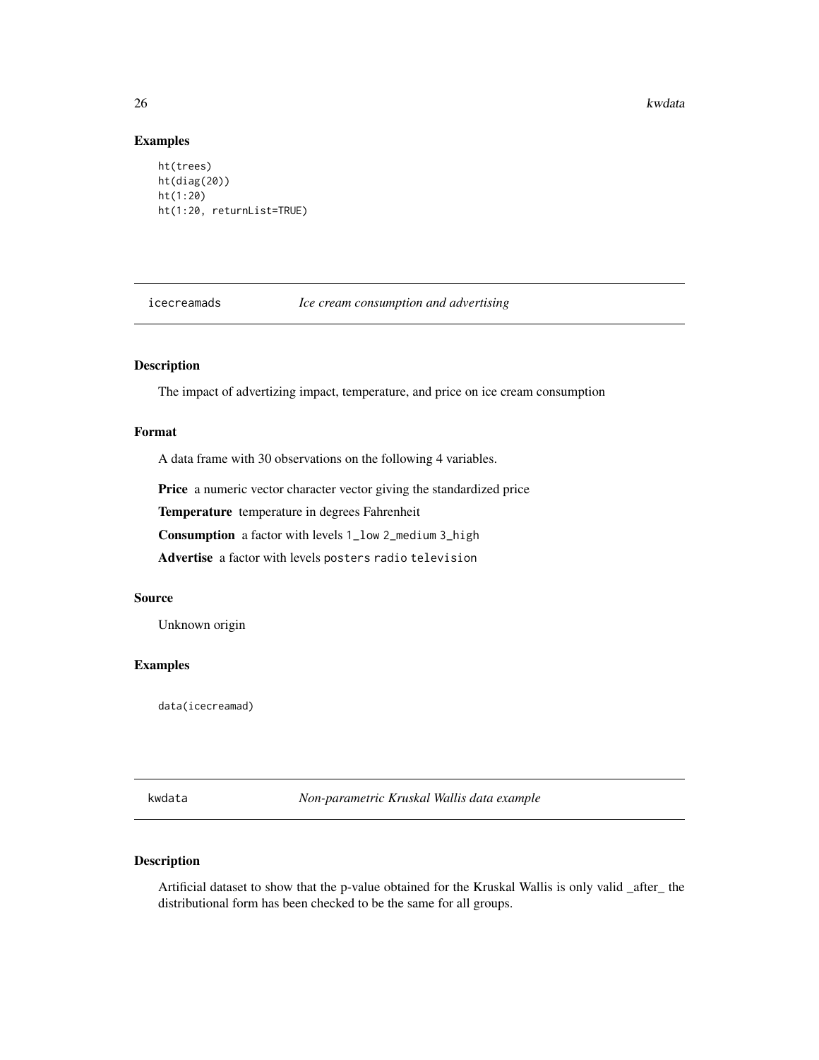## Examples

```
ht(trees)
ht(diag(20))
ht(1:20)
ht(1:20, returnList=TRUE)
```

---

## icecreamads — *Ice cream consumption and advertising*

### Description

The impact of advertizing impact, temperature, and price on ice cream consumption

### Format

A data frame with 30 observations on the following 4 variables.

**Price** a numeric vector character vector giving the standardized price

**Temperature** temperature in degrees Fahrenheit

**Consumption** a factor with levels `1_low` `2_medium` `3_high`

**Advertise** a factor with levels `posters` `radio` `television`

### Source

Unknown origin

### Examples

```
data(icecreamad)
```

---

## kwdata — *Non-parametric Kruskal Wallis data example*

### Description

Artificial dataset to show that the p-value obtained for the Kruskal Wallis is only valid _after_ the distributional form has been checked to be the same for all groups.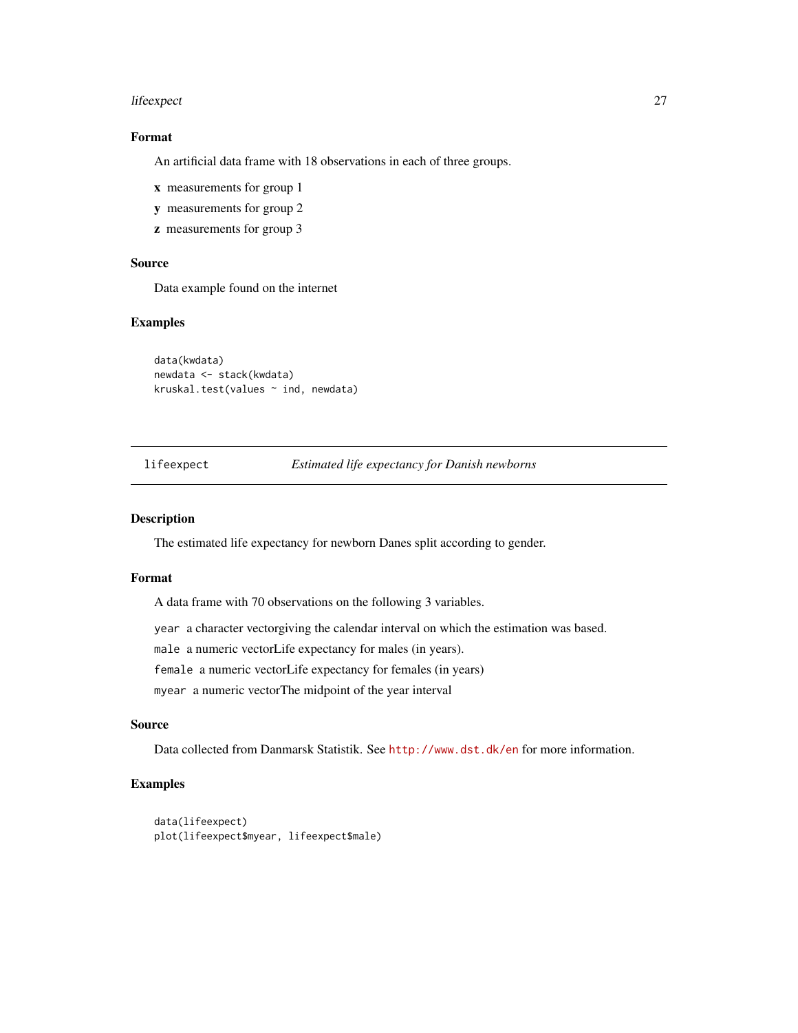## Format

An artificial data frame with 18 observations in each of three groups.

**x** measurements for group 1

**y** measurements for group 2

**z** measurements for group 3

## Source

Data example found on the internet

## Examples

```
data(kwdata)
newdata <- stack(kwdata)
kruskal.test(values ~ ind, newdata)
```

---

# lifeexpect — *Estimated life expectancy for Danish newborns*

---

## Description

The estimated life expectancy for newborn Danes split according to gender.

## Format

A data frame with 70 observations on the following 3 variables.

`year` a character vectorgiving the calendar interval on which the estimation was based.

`male` a numeric vectorLife expectancy for males (in years).

`female` a numeric vectorLife expectancy for females (in years)

`myear` a numeric vectorThe midpoint of the year interval

## Source

Data collected from Danmarsk Statistik. See http://www.dst.dk/en for more information.

## Examples

```
data(lifeexpect)
plot(lifeexpect$myear, lifeexpect$male)
```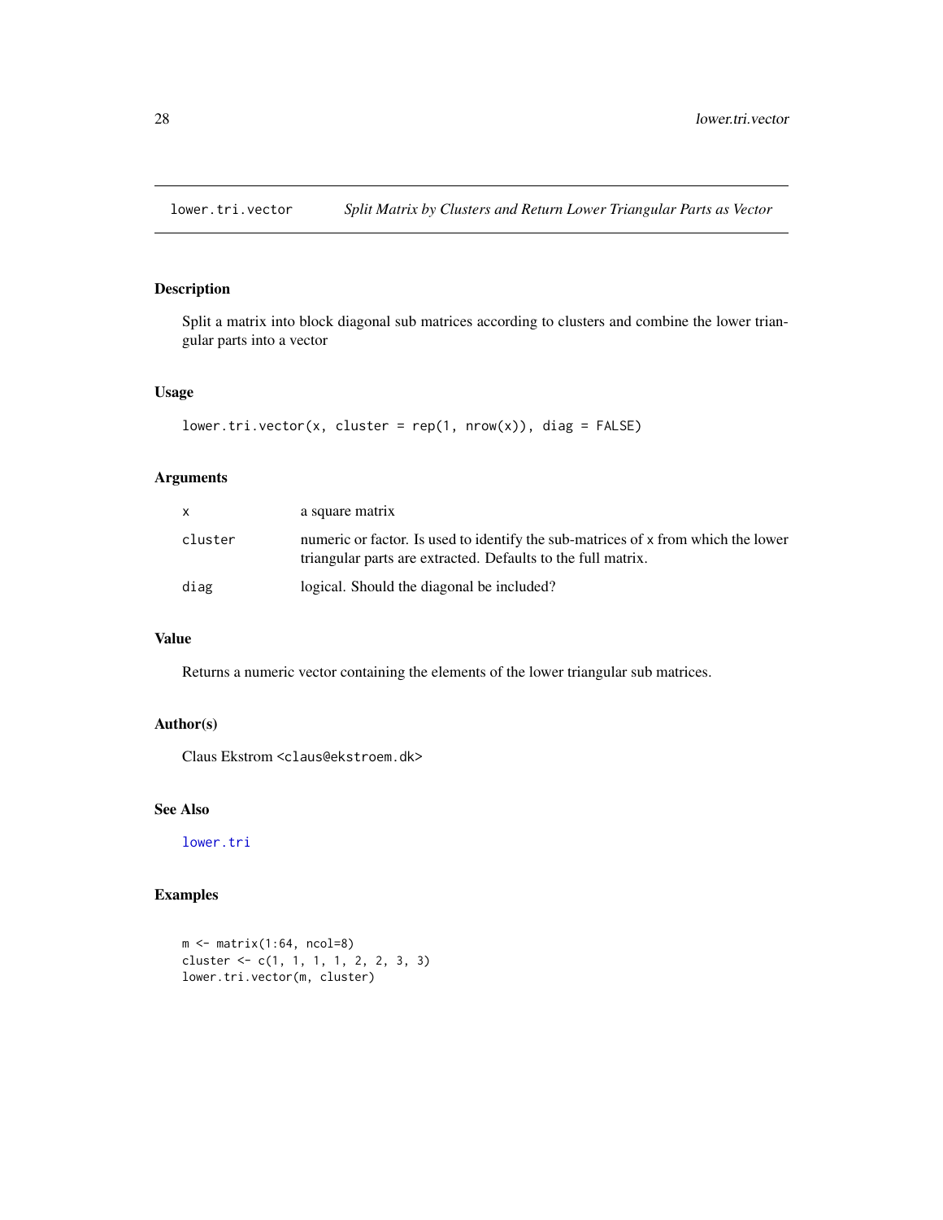# lower.tri.vector — *Split Matrix by Clusters and Return Lower Triangular Parts as Vector*

## Description

Split a matrix into block diagonal sub matrices according to clusters and combine the lower triangular parts into a vector

## Usage

```
lower.tri.vector(x, cluster = rep(1, nrow(x)), diag = FALSE)
```

## Arguments

| | |
|---|---|
| x | a square matrix |
| cluster | numeric or factor. Is used to identify the sub-matrices of x from which the lower triangular parts are extracted. Defaults to the full matrix. |
| diag | logical. Should the diagonal be included? |

## Value

Returns a numeric vector containing the elements of the lower triangular sub matrices.

## Author(s)

Claus Ekstrom <claus@ekstroem.dk>

## See Also

lower.tri

## Examples

```
m <- matrix(1:64, ncol=8)
cluster <- c(1, 1, 1, 1, 2, 2, 3, 3)
lower.tri.vector(m, cluster)
```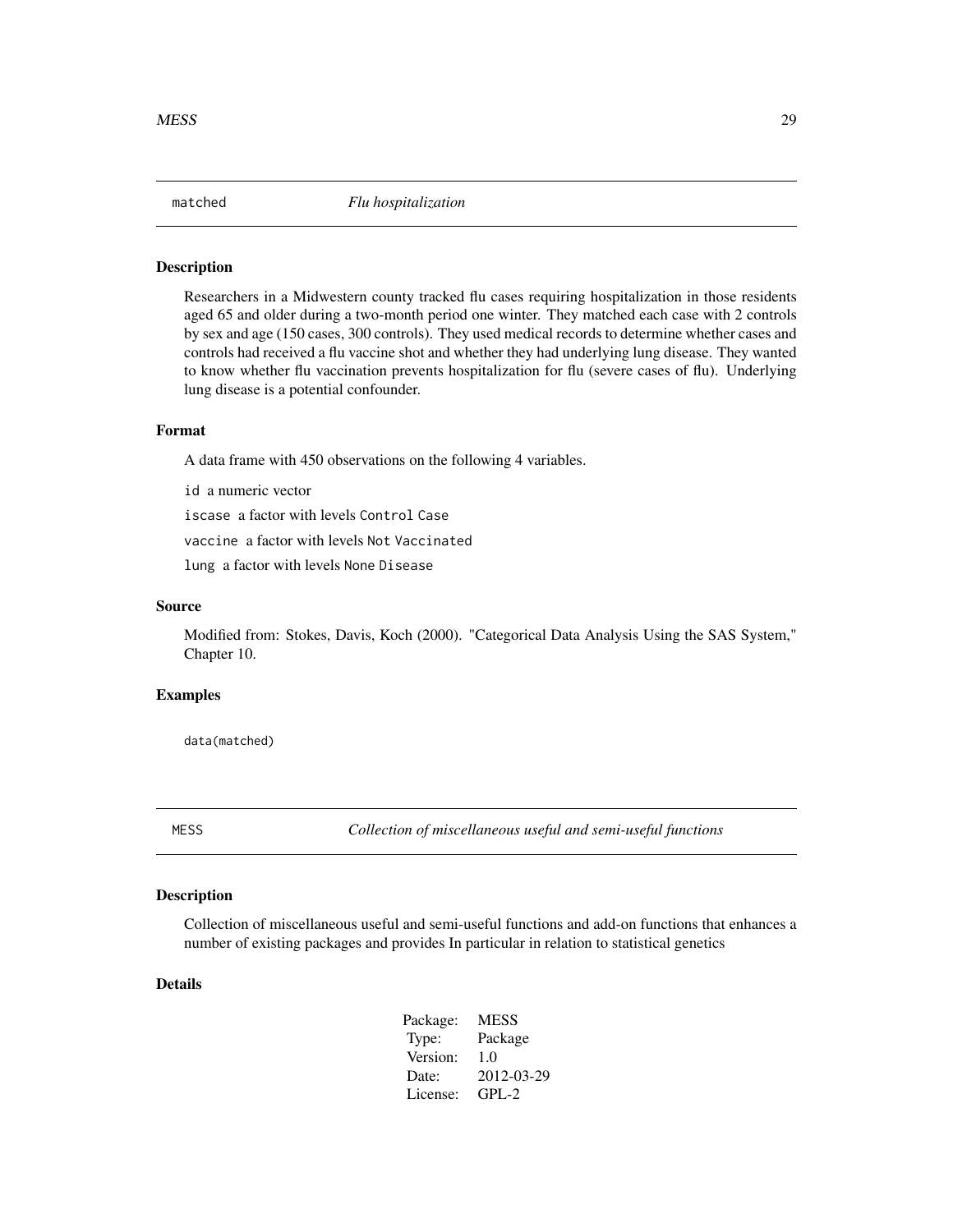## matched *Flu hospitalization*

### Description

Researchers in a Midwestern county tracked flu cases requiring hospitalization in those residents aged 65 and older during a two-month period one winter. They matched each case with 2 controls by sex and age (150 cases, 300 controls). They used medical records to determine whether cases and controls had received a flu vaccine shot and whether they had underlying lung disease. They wanted to know whether flu vaccination prevents hospitalization for flu (severe cases of flu). Underlying lung disease is a potential confounder.

### Format

A data frame with 450 observations on the following 4 variables.

`id` a numeric vector

`iscase` a factor with levels `Control` `Case`

`vaccine` a factor with levels `Not` `Vaccinated`

`lung` a factor with levels `None` `Disease`

### Source

Modified from: Stokes, Davis, Koch (2000). "Categorical Data Analysis Using the SAS System," Chapter 10.

### Examples

```
data(matched)
```

## MESS *Collection of miscellaneous useful and semi-useful functions*

### Description

Collection of miscellaneous useful and semi-useful functions and add-on functions that enhances a number of existing packages and provides In particular in relation to statistical genetics

### Details

| | |
|---|---|
| Package: | MESS |
| Type: | Package |
| Version: | 1.0 |
| Date: | 2012-03-29 |
| License: | GPL-2 |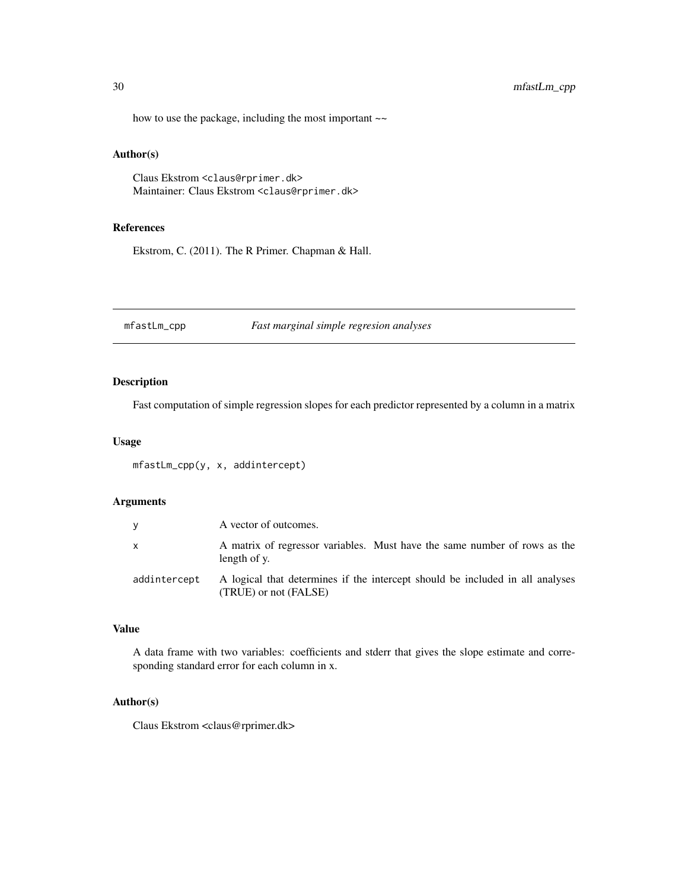how to use the package, including the most important ~~

### Author(s)

Claus Ekstrom <claus@rprimer.dk>
Maintainer: Claus Ekstrom <claus@rprimer.dk>

### References

Ekstrom, C. (2011). The R Primer. Chapman & Hall.

---

## mfastLm_cpp — *Fast marginal simple regresion analyses*

### Description

Fast computation of simple regression slopes for each predictor represented by a column in a matrix

### Usage

```
mfastLm_cpp(y, x, addintercept)
```

### Arguments

| | |
|---|---|
| y | A vector of outcomes. |
| x | A matrix of regressor variables. Must have the same number of rows as the length of y. |
| addintercept | A logical that determines if the intercept should be included in all analyses (TRUE) or not (FALSE) |

### Value

A data frame with two variables: coefficients and stderr that gives the slope estimate and corresponding standard error for each column in x.

### Author(s)

Claus Ekstrom <claus@rprimer.dk>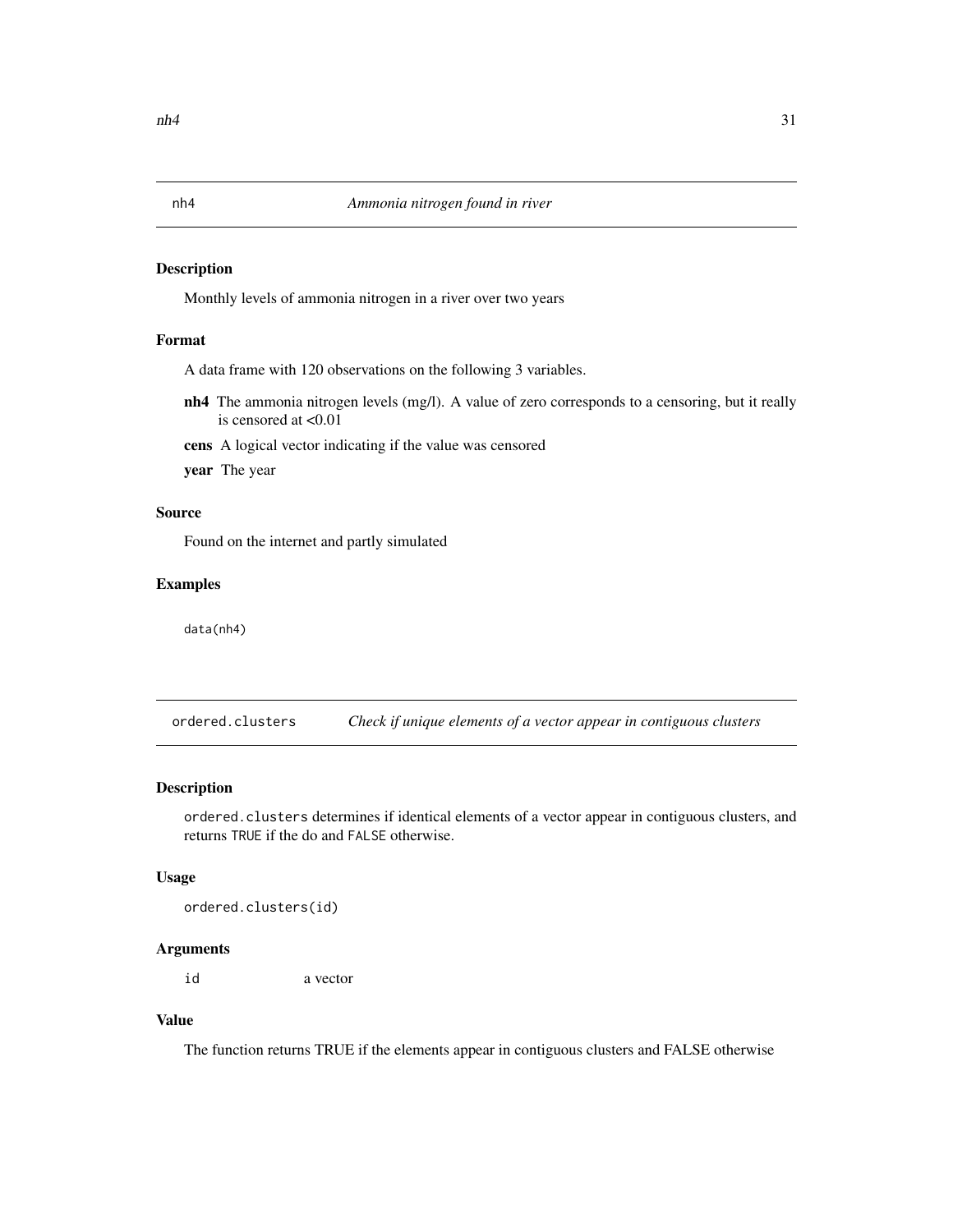## nh4 — *Ammonia nitrogen found in river*

### Description

Monthly levels of ammonia nitrogen in a river over two years

### Format

A data frame with 120 observations on the following 3 variables.

- **nh4** The ammonia nitrogen levels (mg/l). A value of zero corresponds to a censoring, but it really is censored at <0.01
- **cens** A logical vector indicating if the value was censored
- **year** The year

### Source

Found on the internet and partly simulated

### Examples

```
data(nh4)
```

## ordered.clusters — *Check if unique elements of a vector appear in contiguous clusters*

### Description

`ordered.clusters` determines if identical elements of a vector appear in contiguous clusters, and returns `TRUE` if the do and `FALSE` otherwise.

### Usage

```
ordered.clusters(id)
```

### Arguments

| | |
|---|---|
| `id` | a vector |

### Value

The function returns TRUE if the elements appear in contiguous clusters and FALSE otherwise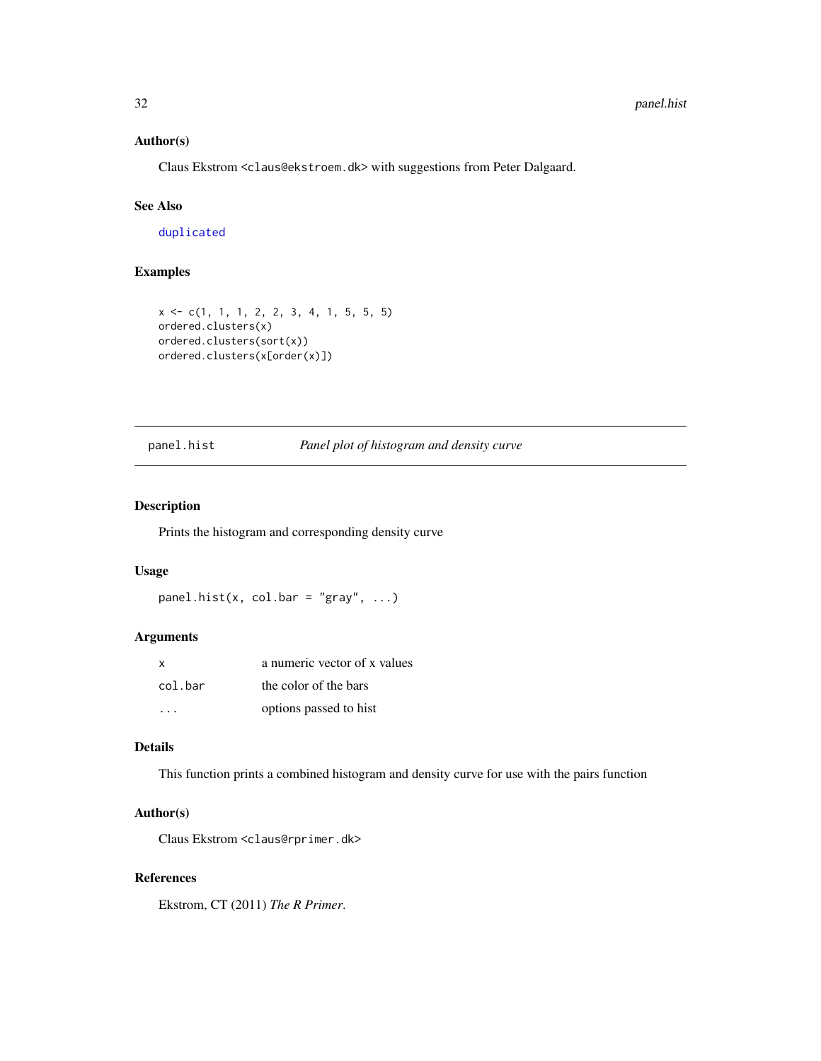## Author(s)

Claus Ekstrom <claus@ekstroem.dk> with suggestions from Peter Dalgaard.

## See Also

duplicated

## Examples

```
x <- c(1, 1, 1, 2, 2, 3, 4, 1, 5, 5, 5)
ordered.clusters(x)
ordered.clusters(sort(x))
ordered.clusters(x[order(x)])
```

---

# panel.hist — *Panel plot of histogram and density curve*

---

## Description

Prints the histogram and corresponding density curve

## Usage

```
panel.hist(x, col.bar = "gray", ...)
```

## Arguments

| | |
|---|---|
| x | a numeric vector of x values |
| col.bar | the color of the bars |
| ... | options passed to hist |

## Details

This function prints a combined histogram and density curve for use with the pairs function

## Author(s)

Claus Ekstrom <claus@rprimer.dk>

## References

Ekstrom, CT (2011) *The R Primer*.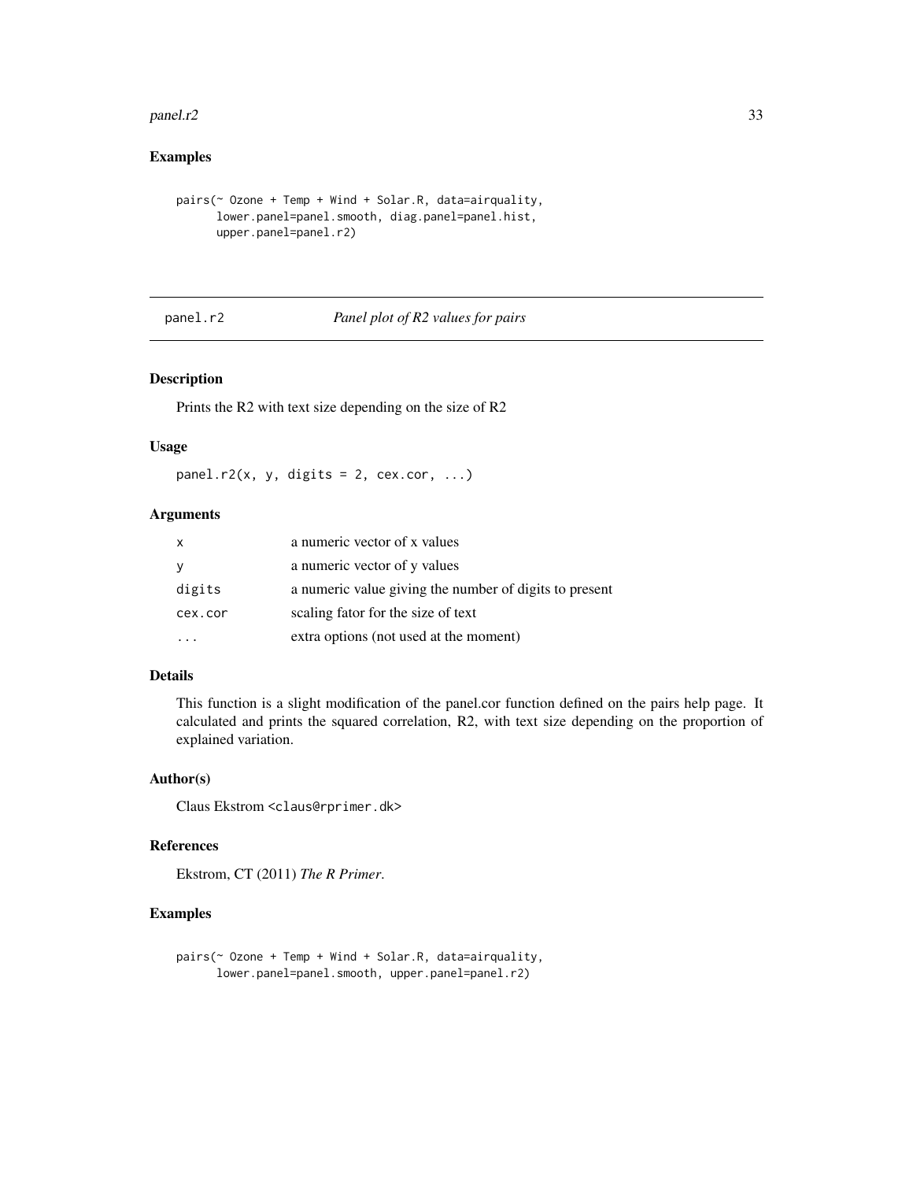## Examples

```
pairs(~ Ozone + Temp + Wind + Solar.R, data=airquality,
      lower.panel=panel.smooth, diag.panel=panel.hist,
      upper.panel=panel.r2)
```

---

# panel.r2 — *Panel plot of R2 values for pairs*

## Description

Prints the R2 with text size depending on the size of R2

## Usage

```
panel.r2(x, y, digits = 2, cex.cor, ...)
```

## Arguments

| | |
|---|---|
| x | a numeric vector of x values |
| y | a numeric vector of y values |
| digits | a numeric value giving the number of digits to present |
| cex.cor | scaling fator for the size of text |
| ... | extra options (not used at the moment) |

## Details

This function is a slight modification of the panel.cor function defined on the pairs help page. It calculated and prints the squared correlation, R2, with text size depending on the proportion of explained variation.

## Author(s)

Claus Ekstrom <claus@rprimer.dk>

## References

Ekstrom, CT (2011) *The R Primer*.

## Examples

```
pairs(~ Ozone + Temp + Wind + Solar.R, data=airquality,
      lower.panel=panel.smooth, upper.panel=panel.r2)
```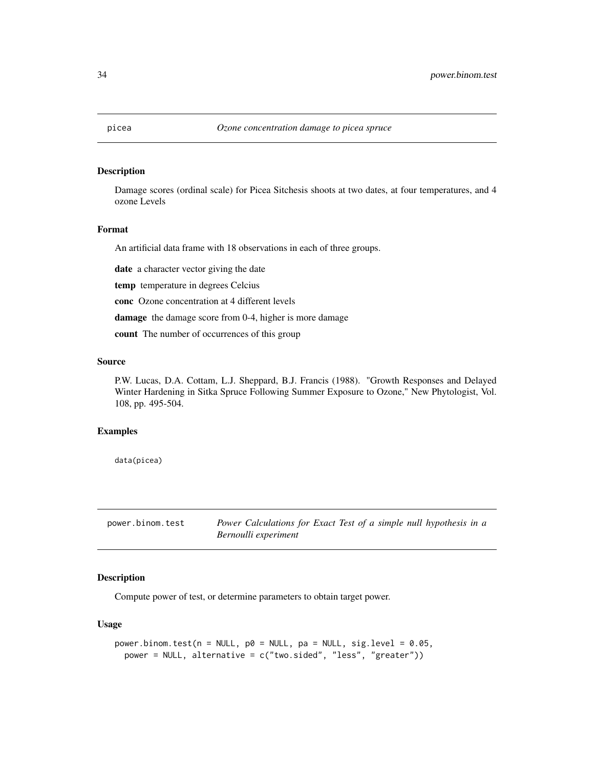## picea — *Ozone concentration damage to picea spruce*

### Description

Damage scores (ordinal scale) for Picea Sitchesis shoots at two dates, at four temperatures, and 4 ozone Levels

### Format

An artificial data frame with 18 observations in each of three groups.

**date** a character vector giving the date

**temp** temperature in degrees Celcius

**conc** Ozone concentration at 4 different levels

**damage** the damage score from 0-4, higher is more damage

**count** The number of occurrences of this group

### Source

P.W. Lucas, D.A. Cottam, L.J. Sheppard, B.J. Francis (1988). "Growth Responses and Delayed Winter Hardening in Sitka Spruce Following Summer Exposure to Ozone," New Phytologist, Vol. 108, pp. 495-504.

### Examples

```
data(picea)
```

## power.binom.test — *Power Calculations for Exact Test of a simple null hypothesis in a Bernoulli experiment*

### Description

Compute power of test, or determine parameters to obtain target power.

### Usage

```
power.binom.test(n = NULL, p0 = NULL, pa = NULL, sig.level = 0.05,
  power = NULL, alternative = c("two.sided", "less", "greater"))
```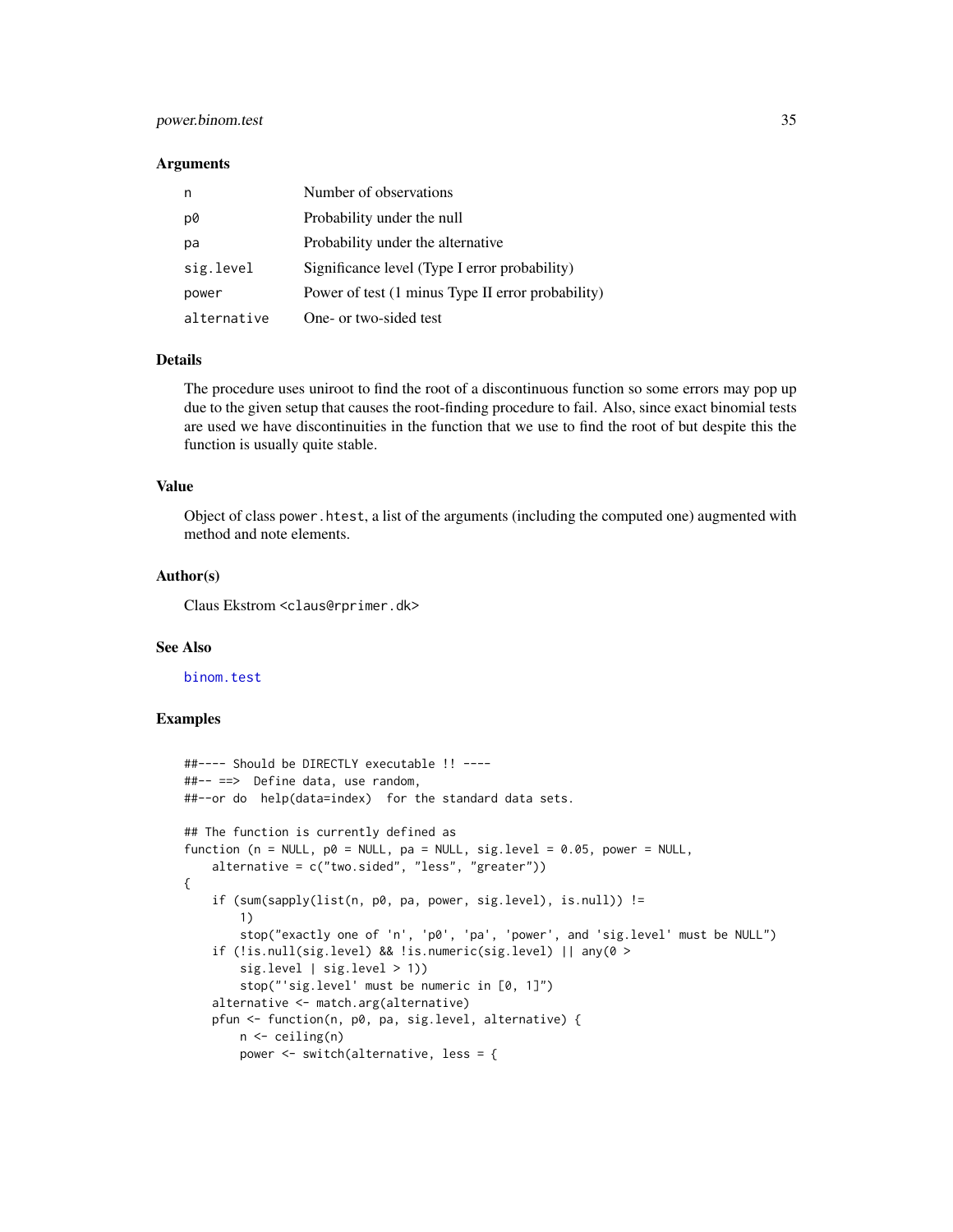## Arguments

| | |
|---|---|
| n | Number of observations |
| p0 | Probability under the null |
| pa | Probability under the alternative |
| sig.level | Significance level (Type I error probability) |
| power | Power of test (1 minus Type II error probability) |
| alternative | One- or two-sided test |

## Details

The procedure uses uniroot to find the root of a discontinuous function so some errors may pop up due to the given setup that causes the root-finding procedure to fail. Also, since exact binomial tests are used we have discontinuities in the function that we use to find the root of but despite this the function is usually quite stable.

## Value

Object of class `power.htest`, a list of the arguments (including the computed one) augmented with method and note elements.

## Author(s)

Claus Ekstrom <claus@rprimer.dk>

## See Also

`binom.test`

## Examples

```
##---- Should be DIRECTLY executable !! ----
##-- ==>  Define data, use random,
##--or do  help(data=index)  for the standard data sets.

## The function is currently defined as
function (n = NULL, p0 = NULL, pa = NULL, sig.level = 0.05, power = NULL,
    alternative = c("two.sided", "less", "greater"))
{
    if (sum(sapply(list(n, p0, pa, power, sig.level), is.null)) !=
        1)
        stop("exactly one of 'n', 'p0', 'pa', 'power', and 'sig.level' must be NULL")
    if (!is.null(sig.level) && !is.numeric(sig.level) || any(0 >
        sig.level | sig.level > 1))
        stop("'sig.level' must be numeric in [0, 1]")
    alternative <- match.arg(alternative)
    pfun <- function(n, p0, pa, sig.level, alternative) {
        n <- ceiling(n)
        power <- switch(alternative, less = {
```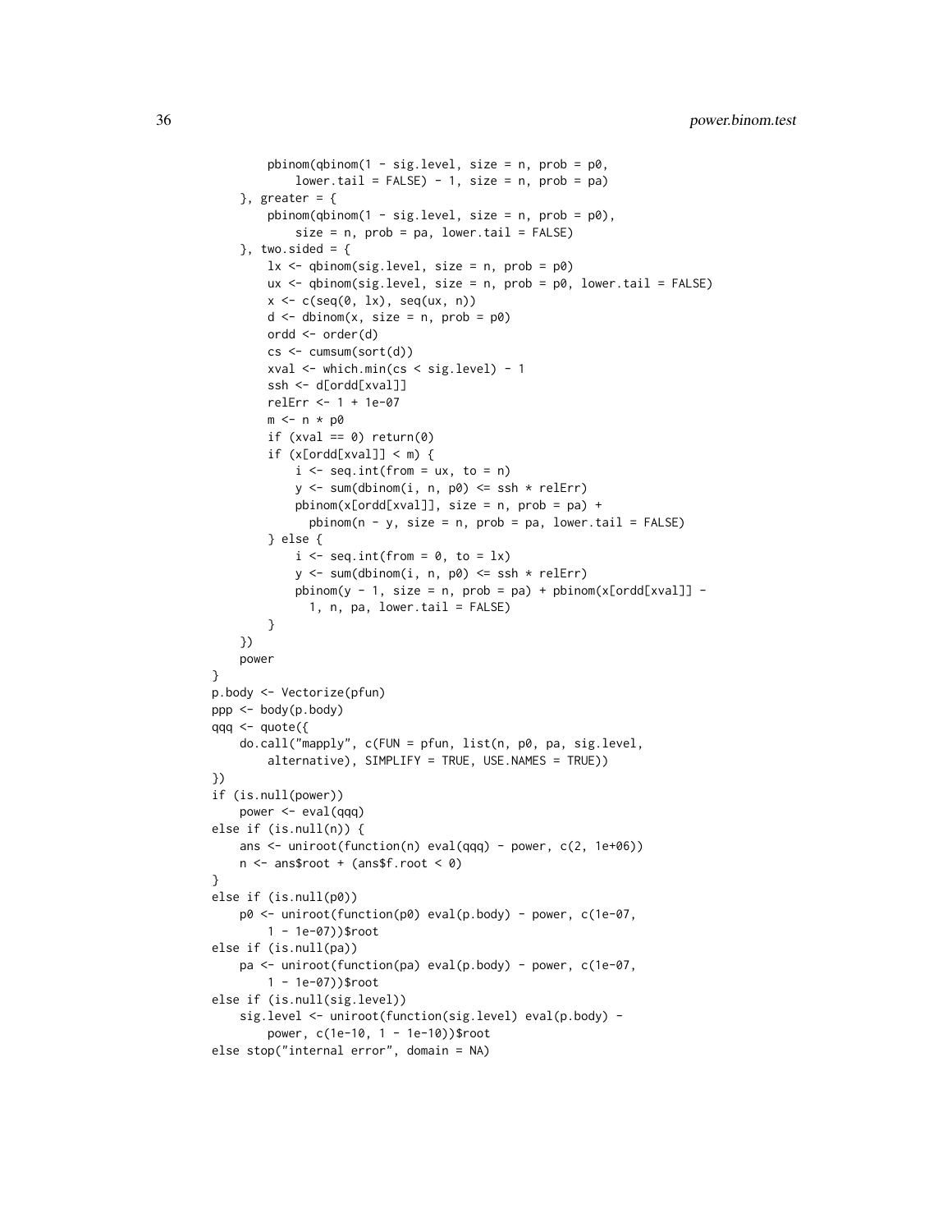```
            pbinom(qbinom(1 - sig.level, size = n, prob = p0,
                lower.tail = FALSE) - 1, size = n, prob = pa)
        }, greater = {
            pbinom(qbinom(1 - sig.level, size = n, prob = p0),
                size = n, prob = pa, lower.tail = FALSE)
        }, two.sided = {
            lx <- qbinom(sig.level, size = n, prob = p0)
            ux <- qbinom(sig.level, size = n, prob = p0, lower.tail = FALSE)
            x <- c(seq(0, lx), seq(ux, n))
            d <- dbinom(x, size = n, prob = p0)
            ordd <- order(d)
            cs <- cumsum(sort(d))
            xval <- which.min(cs < sig.level) - 1
            ssh <- d[ordd[xval]]
            relErr <- 1 + 1e-07
            m <- n * p0
            if (xval == 0) return(0)
            if (x[ordd[xval]] < m) {
                i <- seq.int(from = ux, to = n)
                y <- sum(dbinom(i, n, p0) <= ssh * relErr)
                pbinom(x[ordd[xval]], size = n, prob = pa) +
                  pbinom(n - y, size = n, prob = pa, lower.tail = FALSE)
            } else {
                i <- seq.int(from = 0, to = lx)
                y <- sum(dbinom(i, n, p0) <= ssh * relErr)
                pbinom(y - 1, size = n, prob = pa) + pbinom(x[ordd[xval]] -
                  1, n, pa, lower.tail = FALSE)
            }
        })
        power
    }
    p.body <- Vectorize(pfun)
    ppp <- body(p.body)
    qqq <- quote({
        do.call("mapply", c(FUN = pfun, list(n, p0, pa, sig.level,
            alternative), SIMPLIFY = TRUE, USE.NAMES = TRUE))
    })
    if (is.null(power))
        power <- eval(qqq)
    else if (is.null(n)) {
        ans <- uniroot(function(n) eval(qqq) - power, c(2, 1e+06))
        n <- ans$root + (ans$f.root < 0)
    }
    else if (is.null(p0))
        p0 <- uniroot(function(p0) eval(p.body) - power, c(1e-07,
            1 - 1e-07))$root
    else if (is.null(pa))
        pa <- uniroot(function(pa) eval(p.body) - power, c(1e-07,
            1 - 1e-07))$root
    else if (is.null(sig.level))
        sig.level <- uniroot(function(sig.level) eval(p.body) -
            power, c(1e-10, 1 - 1e-10))$root
    else stop("internal error", domain = NA)
```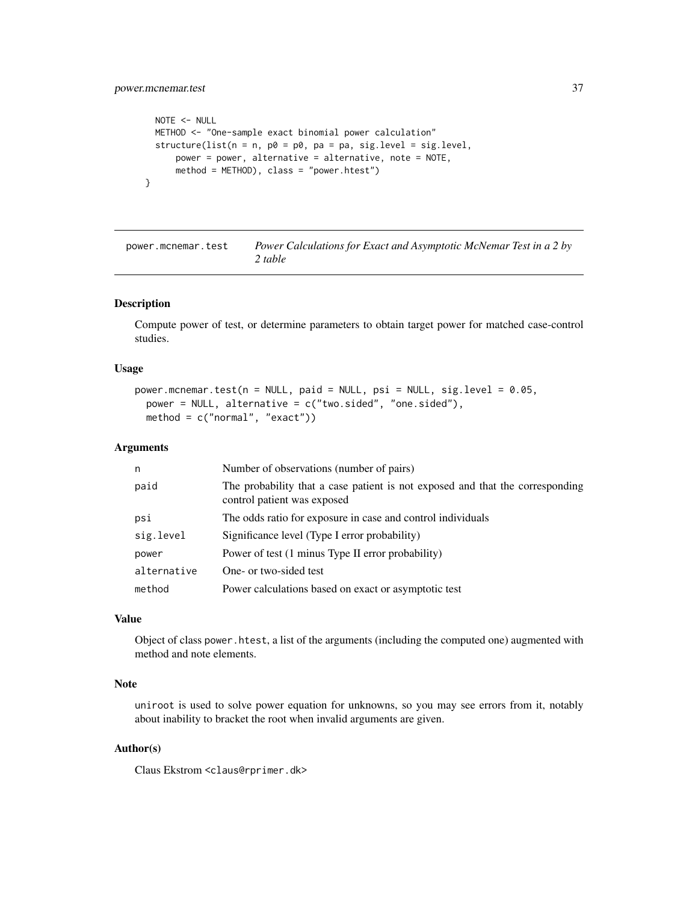```
    NOTE <- NULL
    METHOD <- "One-sample exact binomial power calculation"
    structure(list(n = n, p0 = p0, pa = pa, sig.level = sig.level,
        power = power, alternative = alternative, note = NOTE,
        method = METHOD), class = "power.htest")
}
```

## power.mcnemar.test — *Power Calculations for Exact and Asymptotic McNemar Test in a 2 by 2 table*

### Description

Compute power of test, or determine parameters to obtain target power for matched case-control studies.

### Usage

```
power.mcnemar.test(n = NULL, paid = NULL, psi = NULL, sig.level = 0.05,
  power = NULL, alternative = c("two.sided", "one.sided"),
  method = c("normal", "exact"))
```

### Arguments

| | |
|---|---|
| `n` | Number of observations (number of pairs) |
| `paid` | The probability that a case patient is not exposed and that the corresponding control patient was exposed |
| `psi` | The odds ratio for exposure in case and control individuals |
| `sig.level` | Significance level (Type I error probability) |
| `power` | Power of test (1 minus Type II error probability) |
| `alternative` | One- or two-sided test |
| `method` | Power calculations based on exact or asymptotic test |

### Value

Object of class `power.htest`, a list of the arguments (including the computed one) augmented with method and note elements.

### Note

`uniroot` is used to solve power equation for unknowns, so you may see errors from it, notably about inability to bracket the root when invalid arguments are given.

### Author(s)

Claus Ekstrom <claus@rprimer.dk>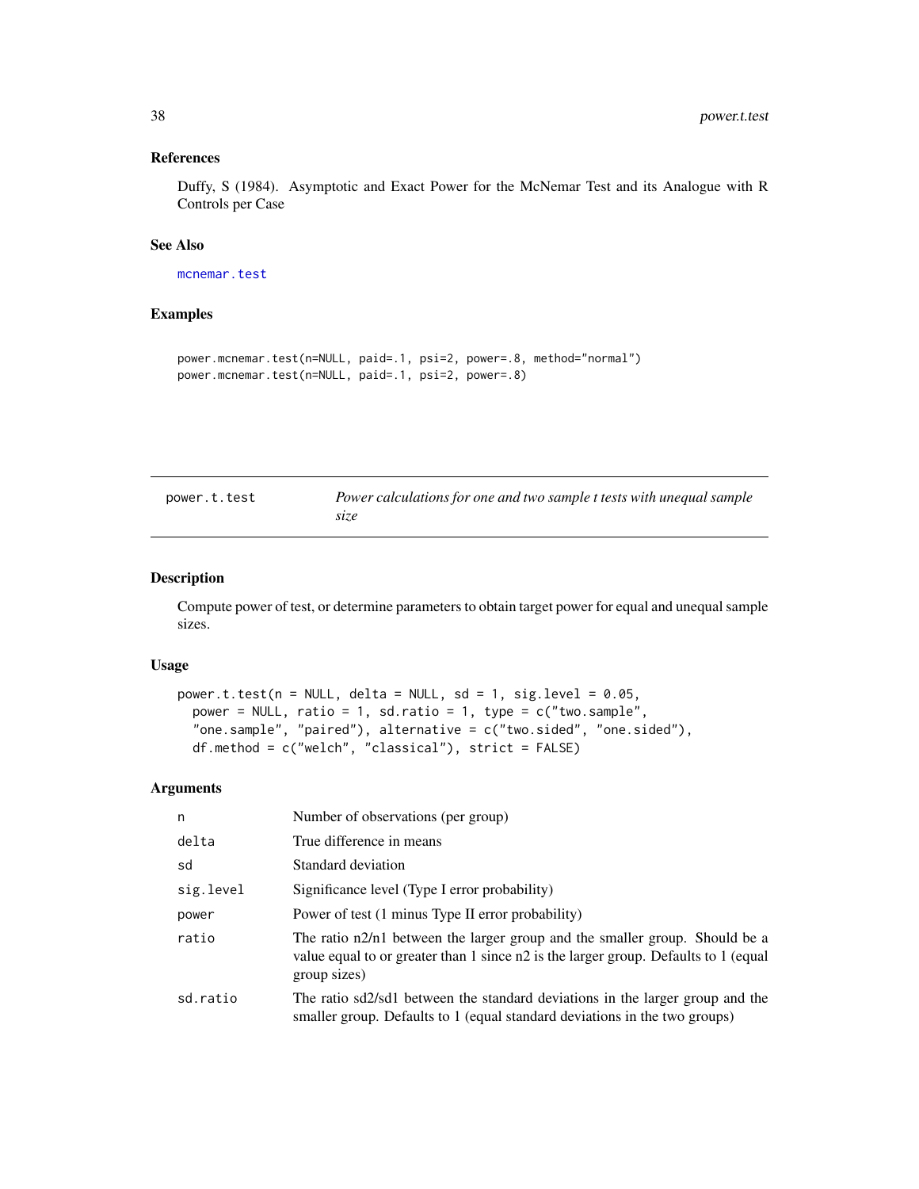### References

Duffy, S (1984). Asymptotic and Exact Power for the McNemar Test and its Analogue with R Controls per Case

### See Also

mcnemar.test

### Examples

```
power.mcnemar.test(n=NULL, paid=.1, psi=2, power=.8, method="normal")
power.mcnemar.test(n=NULL, paid=.1, psi=2, power=.8)
```

---

## power.t.test — *Power calculations for one and two sample t tests with unequal sample size*

### Description

Compute power of test, or determine parameters to obtain target power for equal and unequal sample sizes.

### Usage

```
power.t.test(n = NULL, delta = NULL, sd = 1, sig.level = 0.05,
  power = NULL, ratio = 1, sd.ratio = 1, type = c("two.sample",
  "one.sample", "paired"), alternative = c("two.sided", "one.sided"),
  df.method = c("welch", "classical"), strict = FALSE)
```

### Arguments

| | |
|---|---|
| n | Number of observations (per group) |
| delta | True difference in means |
| sd | Standard deviation |
| sig.level | Significance level (Type I error probability) |
| power | Power of test (1 minus Type II error probability) |
| ratio | The ratio n2/n1 between the larger group and the smaller group. Should be a value equal to or greater than 1 since n2 is the larger group. Defaults to 1 (equal group sizes) |
| sd.ratio | The ratio sd2/sd1 between the standard deviations in the larger group and the smaller group. Defaults to 1 (equal standard deviations in the two groups) |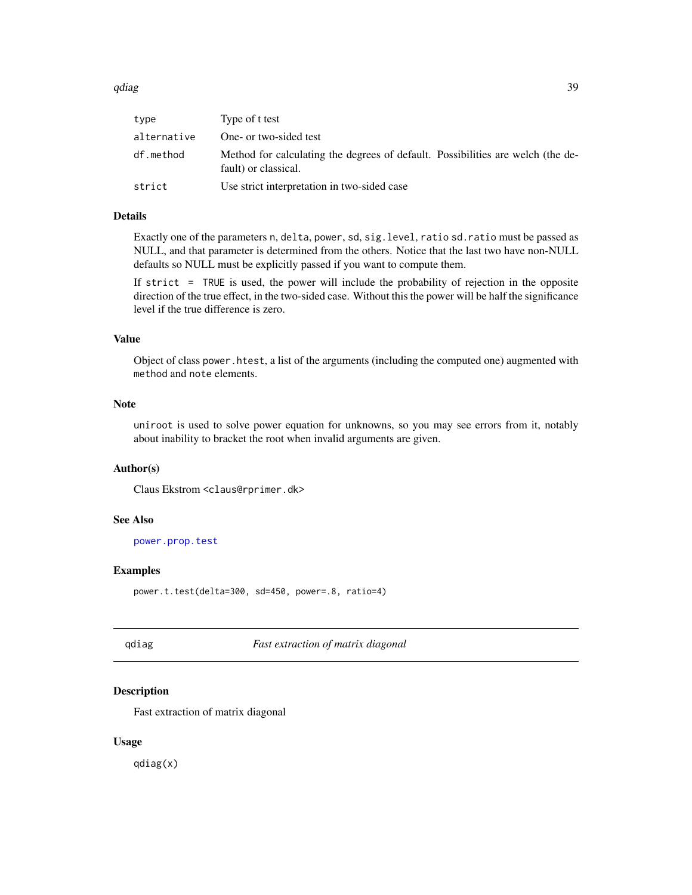| | |
|---|---|
| `type` | Type of t test |
| `alternative` | One- or two-sided test |
| `df.method` | Method for calculating the degrees of default. Possibilities are welch (the default) or classical. |
| `strict` | Use strict interpretation in two-sided case |

### Details

Exactly one of the parameters `n`, `delta`, `power`, `sd`, `sig.level`, `ratio` `sd.ratio` must be passed as NULL, and that parameter is determined from the others. Notice that the last two have non-NULL defaults so NULL must be explicitly passed if you want to compute them.

If `strict = TRUE` is used, the power will include the probability of rejection in the opposite direction of the true effect, in the two-sided case. Without this the power will be half the significance level if the true difference is zero.

### Value

Object of class `power.htest`, a list of the arguments (including the computed one) augmented with `method` and `note` elements.

### Note

`uniroot` is used to solve power equation for unknowns, so you may see errors from it, notably about inability to bracket the root when invalid arguments are given.

### Author(s)

Claus Ekstrom <claus@rprimer.dk>

### See Also

`power.prop.test`

### Examples

```
power.t.test(delta=300, sd=450, power=.8, ratio=4)
```

---

## qdiag — *Fast extraction of matrix diagonal*

---

### Description

Fast extraction of matrix diagonal

### Usage

```
qdiag(x)
```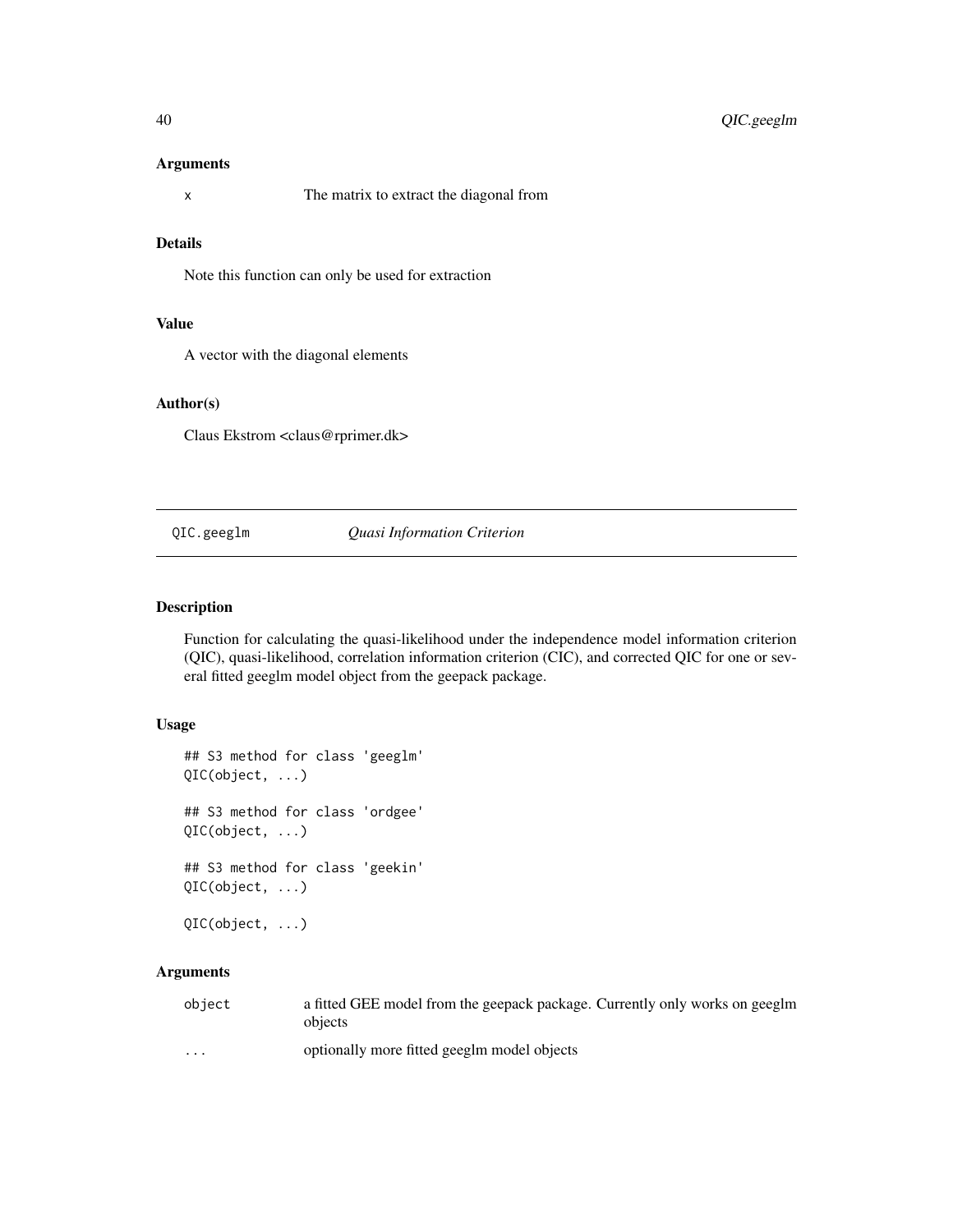### Arguments

| | |
|---|---|
| x | The matrix to extract the diagonal from |

### Details

Note this function can only be used for extraction

### Value

A vector with the diagonal elements

### Author(s)

Claus Ekstrom <claus@rprimer.dk>

---

## QIC.geeglm — *Quasi Information Criterion*

---

### Description

Function for calculating the quasi-likelihood under the independence model information criterion (QIC), quasi-likelihood, correlation information criterion (CIC), and corrected QIC for one or several fitted geeglm model object from the geepack package.

### Usage

```
## S3 method for class 'geeglm'
QIC(object, ...)

## S3 method for class 'ordgee'
QIC(object, ...)

## S3 method for class 'geekin'
QIC(object, ...)

QIC(object, ...)
```

### Arguments

| | |
|---|---|
| object | a fitted GEE model from the geepack package. Currently only works on geeglm objects |
| ... | optionally more fitted geeglm model objects |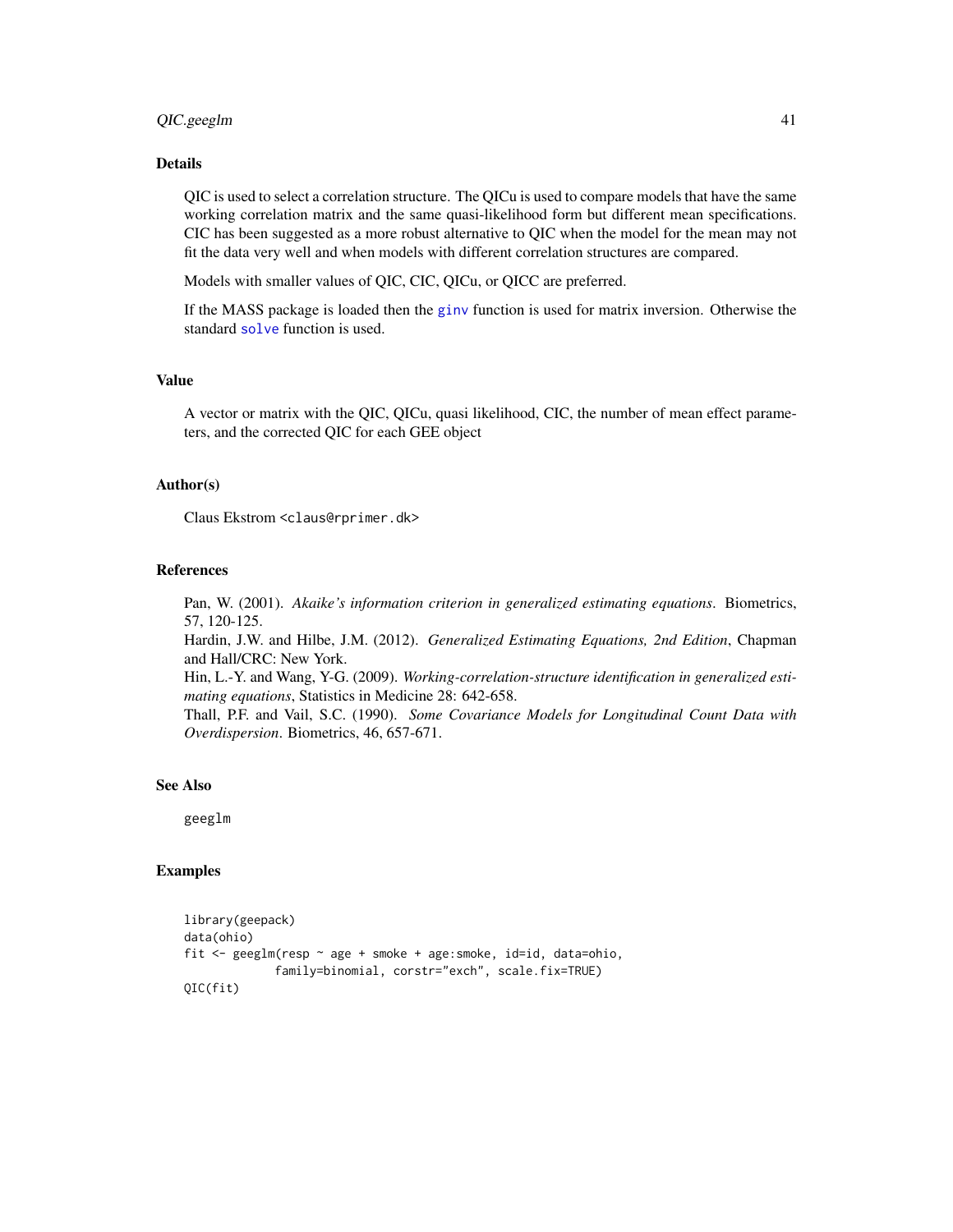## Details

QIC is used to select a correlation structure. The QICu is used to compare models that have the same working correlation matrix and the same quasi-likelihood form but different mean specifications. CIC has been suggested as a more robust alternative to QIC when the model for the mean may not fit the data very well and when models with different correlation structures are compared.

Models with smaller values of QIC, CIC, QICu, or QICC are preferred.

If the MASS package is loaded then the `ginv` function is used for matrix inversion. Otherwise the standard `solve` function is used.

## Value

A vector or matrix with the QIC, QICu, quasi likelihood, CIC, the number of mean effect parameters, and the corrected QIC for each GEE object

## Author(s)

Claus Ekstrom <claus@rprimer.dk>

## References

Pan, W. (2001). *Akaike's information criterion in generalized estimating equations*. Biometrics, 57, 120-125.  
Hardin, J.W. and Hilbe, J.M. (2012). *Generalized Estimating Equations, 2nd Edition*, Chapman and Hall/CRC: New York.  
Hin, L.-Y. and Wang, Y-G. (2009). *Working-correlation-structure identification in generalized estimating equations*, Statistics in Medicine 28: 642-658.  
Thall, P.F. and Vail, S.C. (1990). *Some Covariance Models for Longitudinal Count Data with Overdispersion*. Biometrics, 46, 657-671.

## See Also

geeglm

## Examples

```
library(geepack)
data(ohio)
fit <- geeglm(resp ~ age + smoke + age:smoke, id=id, data=ohio,
              family=binomial, corstr="exch", scale.fix=TRUE)
QIC(fit)
```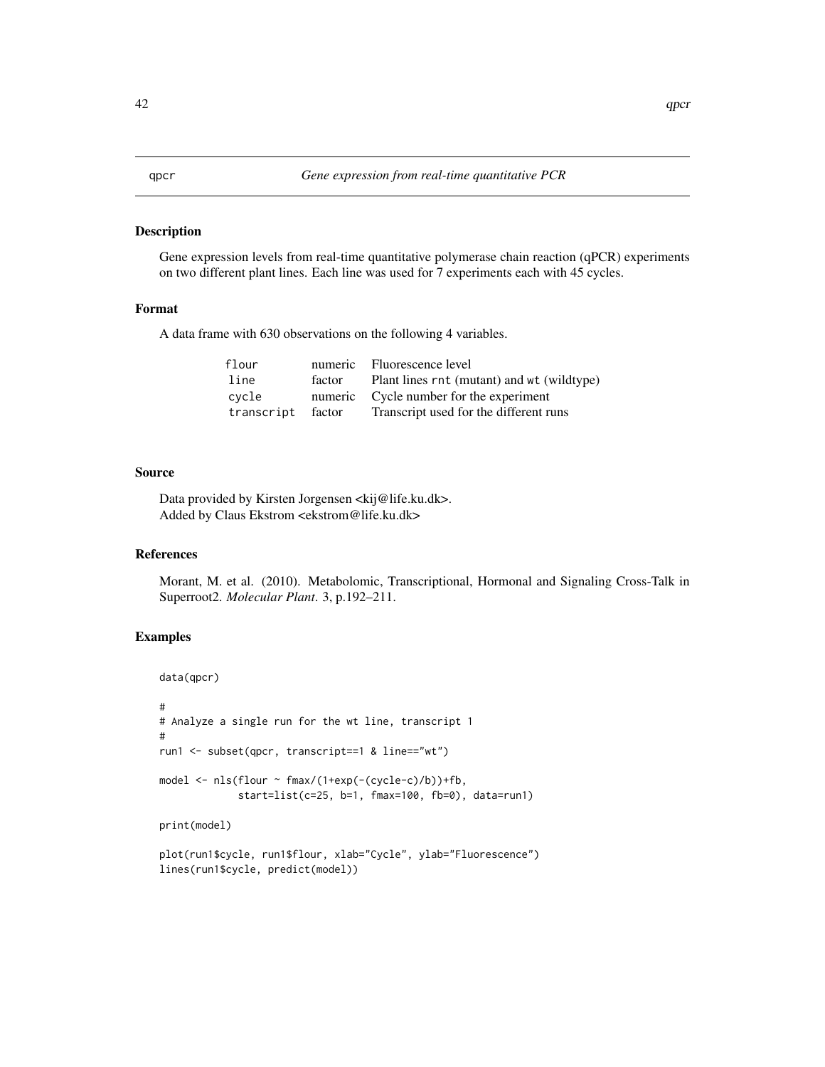qpcr — *Gene expression from real-time quantitative PCR*

## Description

Gene expression levels from real-time quantitative polymerase chain reaction (qPCR) experiments on two different plant lines. Each line was used for 7 experiments each with 45 cycles.

## Format

A data frame with 630 observations on the following 4 variables.

| | | |
|---|---|---|
| `flour` | numeric | Fluorescence level |
| `line` | factor | Plant lines `rnt` (mutant) and `wt` (wildtype) |
| `cycle` | numeric | Cycle number for the experiment |
| `transcript` | factor | Transcript used for the different runs |

## Source

Data provided by Kirsten Jorgensen <kij@life.ku.dk>.
Added by Claus Ekstrom <ekstrom@life.ku.dk>

## References

Morant, M. et al. (2010). Metabolomic, Transcriptional, Hormonal and Signaling Cross-Talk in Superroot2. *Molecular Plant*. 3, p.192–211.

## Examples

```
data(qpcr)

#
# Analyze a single run for the wt line, transcript 1
#
run1 <- subset(qpcr, transcript==1 & line=="wt")

model <- nls(flour ~ fmax/(1+exp(-(cycle-c)/b))+fb,
             start=list(c=25, b=1, fmax=100, fb=0), data=run1)

print(model)

plot(run1$cycle, run1$flour, xlab="Cycle", ylab="Fluorescence")
lines(run1$cycle, predict(model))
```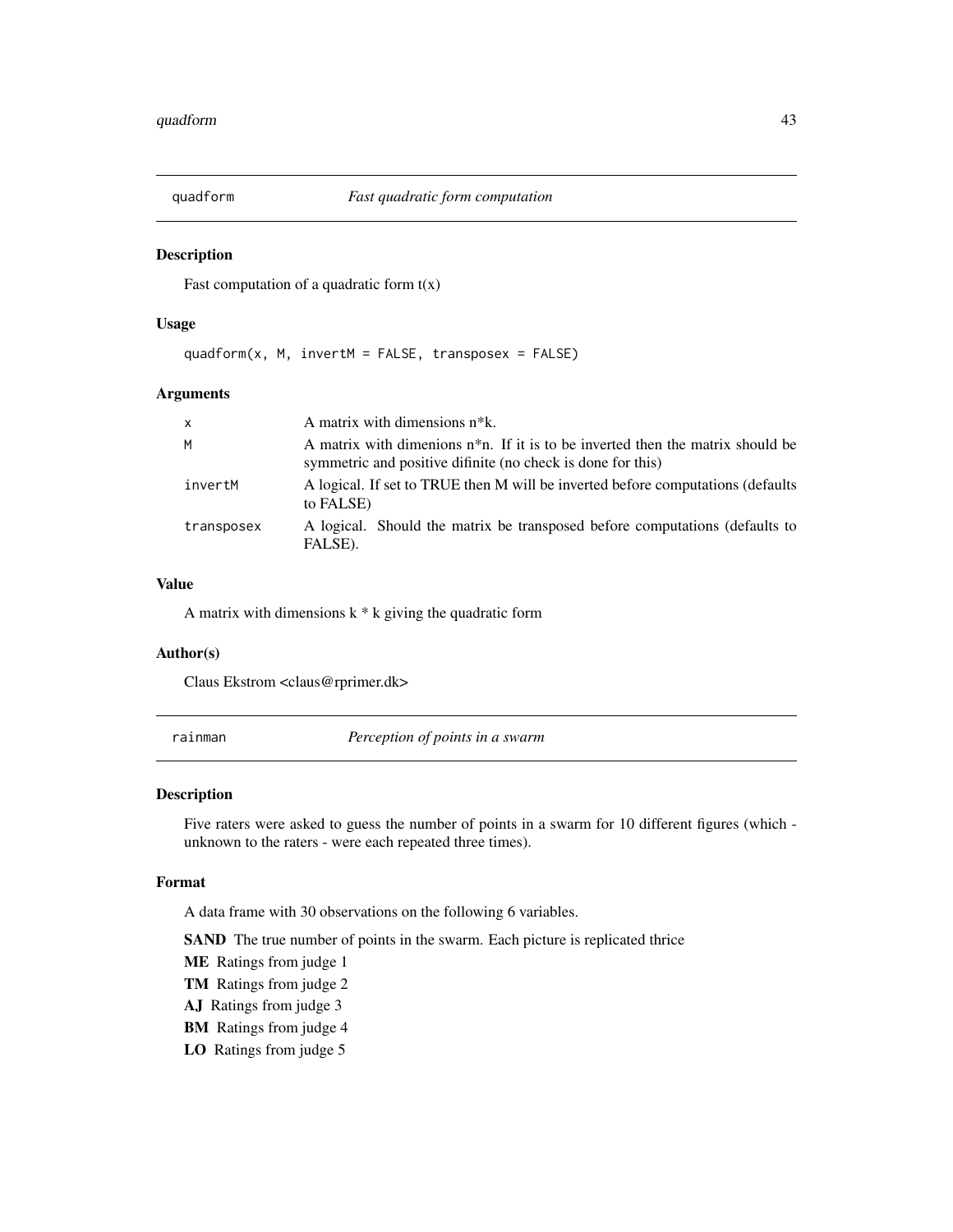## quadform *Fast quadratic form computation*

### Description

Fast computation of a quadratic form t(x)

### Usage

```
quadform(x, M, invertM = FALSE, transposex = FALSE)
```

### Arguments

| | |
|---|---|
| x | A matrix with dimensions n*k. |
| M | A matrix with dimenions n*n. If it is to be inverted then the matrix should be symmetric and positive difinite (no check is done for this) |
| invertM | A logical. If set to TRUE then M will be inverted before computations (defaults to FALSE) |
| transposex | A logical. Should the matrix be transposed before computations (defaults to FALSE). |

### Value

A matrix with dimensions k * k giving the quadratic form

### Author(s)

Claus Ekstrom <claus@rprimer.dk>

## rainman *Perception of points in a swarm*

### Description

Five raters were asked to guess the number of points in a swarm for 10 different figures (which - unknown to the raters - were each repeated three times).

### Format

A data frame with 30 observations on the following 6 variables.

**SAND** The true number of points in the swarm. Each picture is replicated thrice

**ME** Ratings from judge 1

**TM** Ratings from judge 2

**AJ** Ratings from judge 3

**BM** Ratings from judge 4

**LO** Ratings from judge 5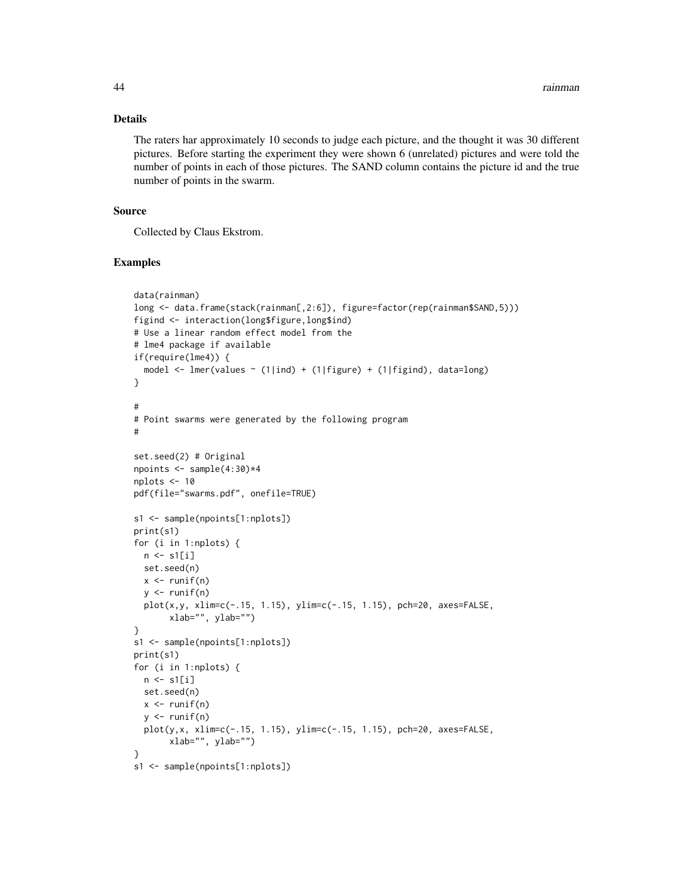## Details

The raters har approximately 10 seconds to judge each picture, and the thought it was 30 different pictures. Before starting the experiment they were shown 6 (unrelated) pictures and were told the number of points in each of those pictures. The SAND column contains the picture id and the true number of points in the swarm.

## Source

Collected by Claus Ekstrom.

## Examples

```
data(rainman)
long <- data.frame(stack(rainman[,2:6]), figure=factor(rep(rainman$SAND,5)))
figind <- interaction(long$figure,long$ind)
# Use a linear random effect model from the
# lme4 package if available
if(require(lme4)) {
  model <- lmer(values ~ (1|ind) + (1|figure) + (1|figind), data=long)
}

#
# Point swarms were generated by the following program
#

set.seed(2) # Original
npoints <- sample(4:30)*4
nplots <- 10
pdf(file="swarms.pdf", onefile=TRUE)

s1 <- sample(npoints[1:nplots])
print(s1)
for (i in 1:nplots) {
  n <- s1[i]
  set.seed(n)
  x <- runif(n)
  y <- runif(n)
  plot(x,y, xlim=c(-.15, 1.15), ylim=c(-.15, 1.15), pch=20, axes=FALSE,
       xlab="", ylab="")
}
s1 <- sample(npoints[1:nplots])
print(s1)
for (i in 1:nplots) {
  n <- s1[i]
  set.seed(n)
  x <- runif(n)
  y <- runif(n)
  plot(y,x, xlim=c(-.15, 1.15), ylim=c(-.15, 1.15), pch=20, axes=FALSE,
       xlab="", ylab="")
}
s1 <- sample(npoints[1:nplots])
```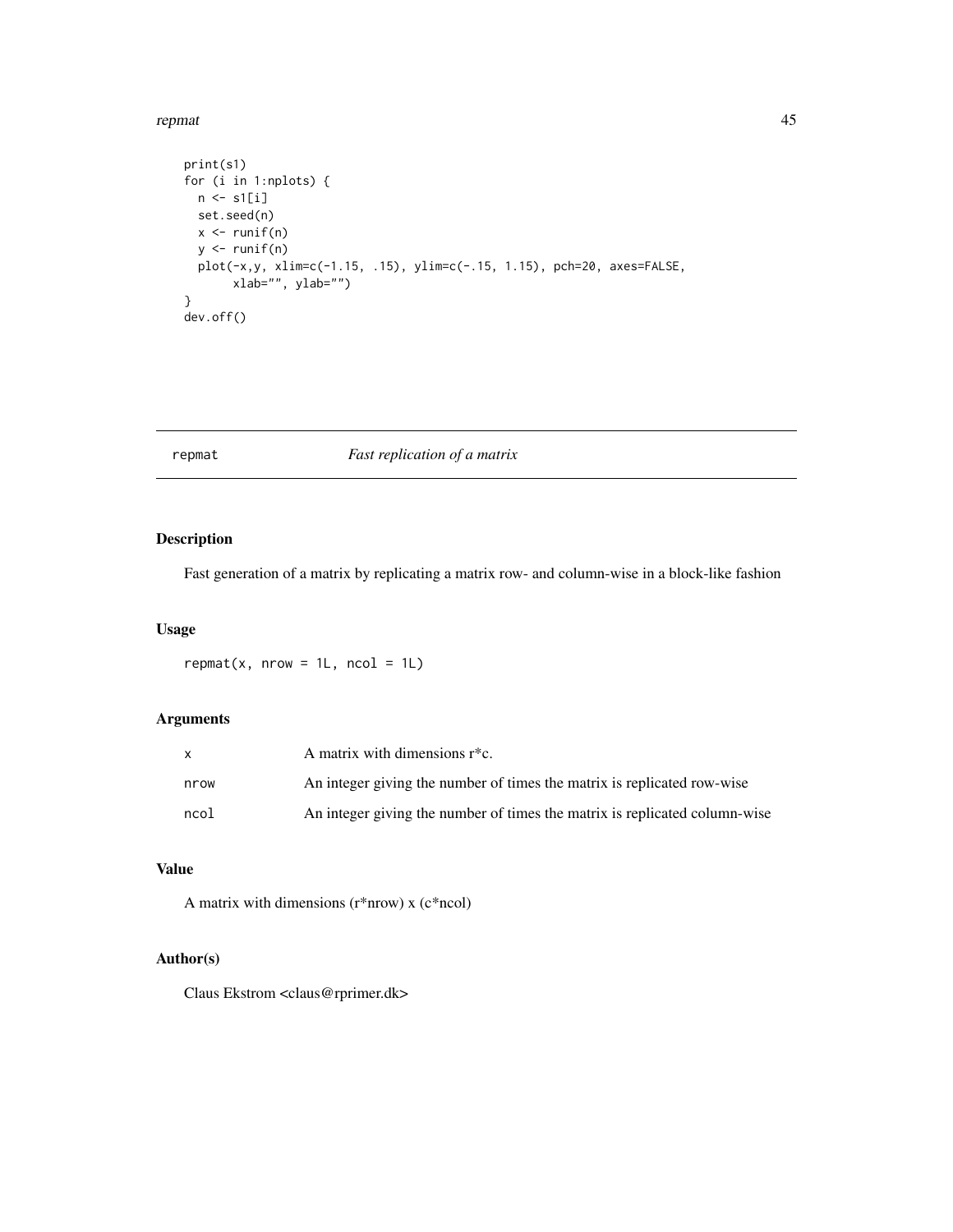```
print(s1)
for (i in 1:nplots) {
  n <- s1[i]
  set.seed(n)
  x <- runif(n)
  y <- runif(n)
  plot(-x,y, xlim=c(-1.15, .15), ylim=c(-.15, 1.15), pch=20, axes=FALSE,
       xlab="", ylab="")
}
dev.off()
```

---

## repmat — *Fast replication of a matrix*

---

### Description

Fast generation of a matrix by replicating a matrix row- and column-wise in a block-like fashion

### Usage

```
repmat(x, nrow = 1L, ncol = 1L)
```

### Arguments

| | |
|---|---|
| `x` | A matrix with dimensions r*c. |
| `nrow` | An integer giving the number of times the matrix is replicated row-wise |
| `ncol` | An integer giving the number of times the matrix is replicated column-wise |

### Value

A matrix with dimensions (r*nrow) x (c*ncol)

### Author(s)

Claus Ekstrom <claus@rprimer.dk>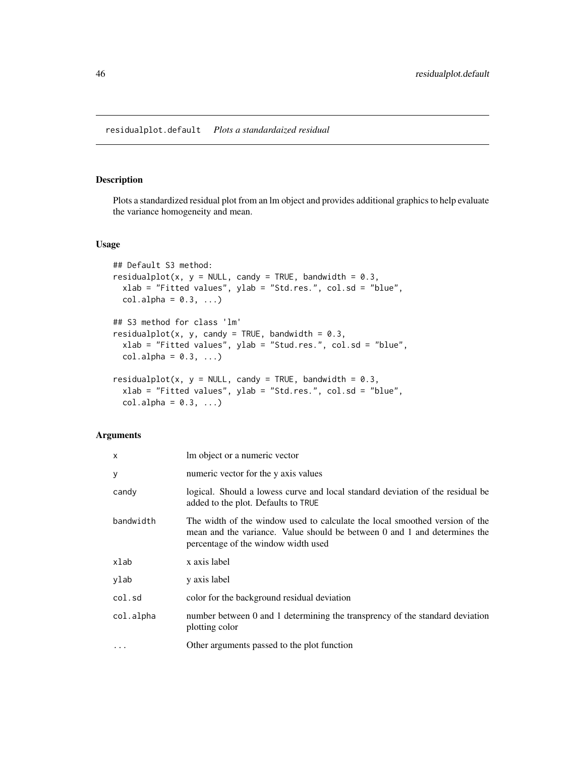# residualplot.default — *Plots a standardaized residual*

## Description

Plots a standardized residual plot from an lm object and provides additional graphics to help evaluate the variance homogeneity and mean.

## Usage

```
## Default S3 method:
residualplot(x, y = NULL, candy = TRUE, bandwidth = 0.3,
  xlab = "Fitted values", ylab = "Std.res.", col.sd = "blue",
  col.alpha = 0.3, ...)

## S3 method for class 'lm'
residualplot(x, y, candy = TRUE, bandwidth = 0.3,
  xlab = "Fitted values", ylab = "Stud.res.", col.sd = "blue",
  col.alpha = 0.3, ...)

residualplot(x, y = NULL, candy = TRUE, bandwidth = 0.3,
  xlab = "Fitted values", ylab = "Std.res.", col.sd = "blue",
  col.alpha = 0.3, ...)
```

## Arguments

| | |
|---|---|
| `x` | lm object or a numeric vector |
| `y` | numeric vector for the y axis values |
| `candy` | logical. Should a lowess curve and local standard deviation of the residual be added to the plot. Defaults to `TRUE` |
| `bandwidth` | The width of the window used to calculate the local smoothed version of the mean and the variance. Value should be between 0 and 1 and determines the percentage of the window width used |
| `xlab` | x axis label |
| `ylab` | y axis label |
| `col.sd` | color for the background residual deviation |
| `col.alpha` | number between 0 and 1 determining the transprency of the standard deviation plotting color |
| `...` | Other arguments passed to the plot function |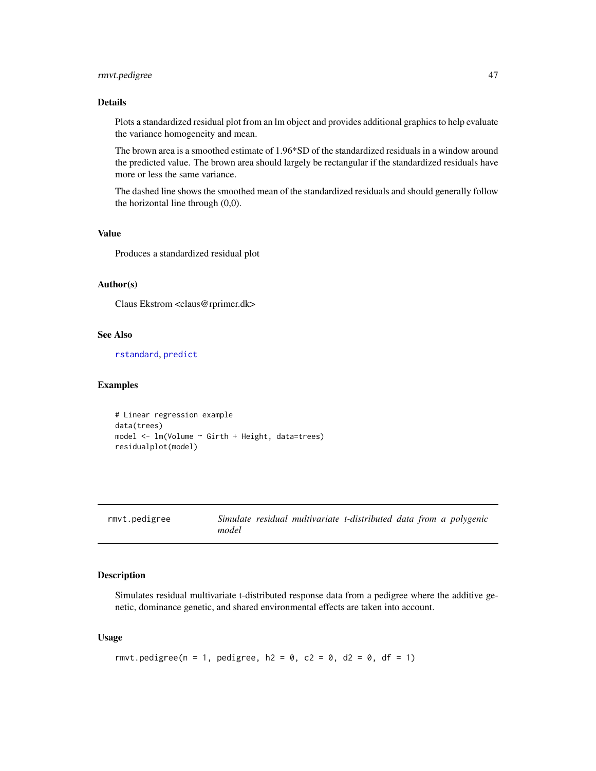### Details

Plots a standardized residual plot from an lm object and provides additional graphics to help evaluate the variance homogeneity and mean.

The brown area is a smoothed estimate of 1.96*SD of the standardized residuals in a window around the predicted value. The brown area should largely be rectangular if the standardized residuals have more or less the same variance.

The dashed line shows the smoothed mean of the standardized residuals and should generally follow the horizontal line through (0,0).

### Value

Produces a standardized residual plot

### Author(s)

Claus Ekstrom <claus@rprimer.dk>

### See Also

rstandard, predict

### Examples

```
# Linear regression example
data(trees)
model <- lm(Volume ~ Girth + Height, data=trees)
residualplot(model)
```

---

## rmvt.pedigree — *Simulate residual multivariate t-distributed data from a polygenic model*

### Description

Simulates residual multivariate t-distributed response data from a pedigree where the additive genetic, dominance genetic, and shared environmental effects are taken into account.

### Usage

```
rmvt.pedigree(n = 1, pedigree, h2 = 0, c2 = 0, d2 = 0, df = 1)
```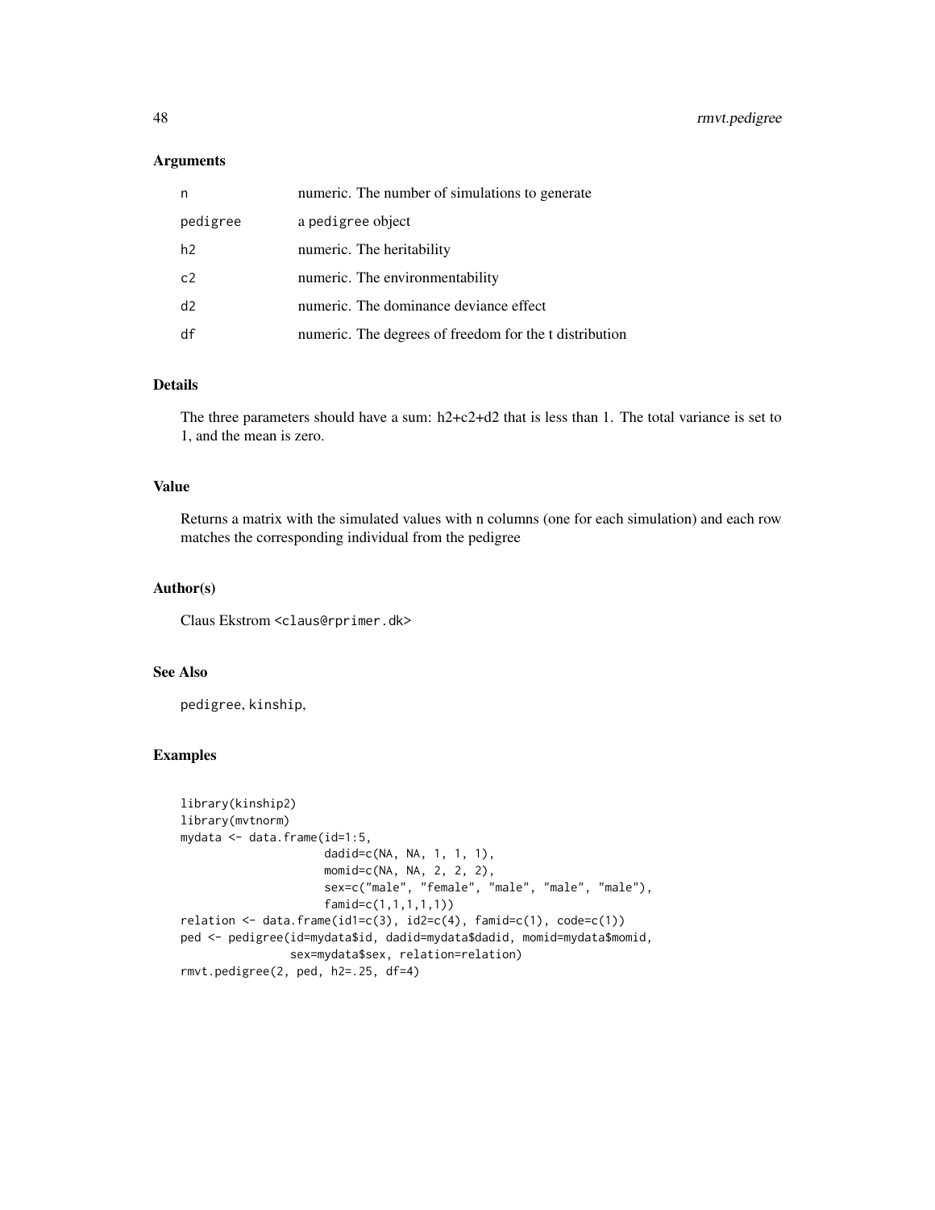## Arguments

| | |
|---|---|
| n | numeric. The number of simulations to generate |
| pedigree | a pedigree object |
| h2 | numeric. The heritability |
| c2 | numeric. The environmentability |
| d2 | numeric. The dominance deviance effect |
| df | numeric. The degrees of freedom for the t distribution |

## Details

The three parameters should have a sum: h2+c2+d2 that is less than 1. The total variance is set to 1, and the mean is zero.

## Value

Returns a matrix with the simulated values with n columns (one for each simulation) and each row matches the corresponding individual from the pedigree

## Author(s)

Claus Ekstrom <claus@rprimer.dk>

## See Also

pedigree, kinship,

## Examples

```
library(kinship2)
library(mvtnorm)
mydata <- data.frame(id=1:5,
                     dadid=c(NA, NA, 1, 1, 1),
                     momid=c(NA, NA, 2, 2, 2),
                     sex=c("male", "female", "male", "male", "male"),
                     famid=c(1,1,1,1,1))
relation <- data.frame(id1=c(3), id2=c(4), famid=c(1), code=c(1))
ped <- pedigree(id=mydata$id, dadid=mydata$dadid, momid=mydata$momid,
                sex=mydata$sex, relation=relation)
rmvt.pedigree(2, ped, h2=.25, df=4)
```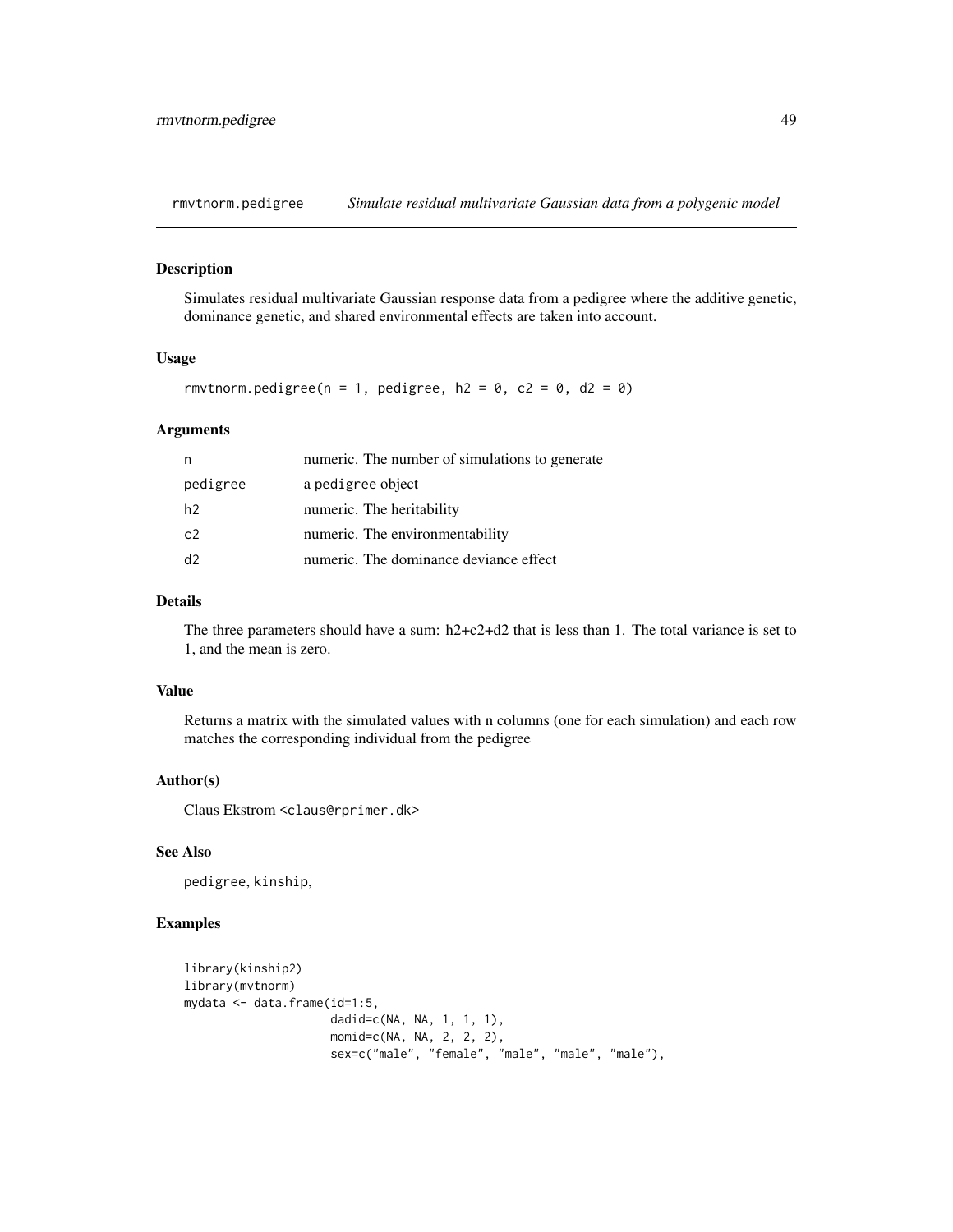## rmvtnorm.pedigree — *Simulate residual multivariate Gaussian data from a polygenic model*

### Description

Simulates residual multivariate Gaussian response data from a pedigree where the additive genetic, dominance genetic, and shared environmental effects are taken into account.

### Usage

```
rmvtnorm.pedigree(n = 1, pedigree, h2 = 0, c2 = 0, d2 = 0)
```

### Arguments

| | |
|---|---|
| n | numeric. The number of simulations to generate |
| pedigree | a pedigree object |
| h2 | numeric. The heritability |
| c2 | numeric. The environmentability |
| d2 | numeric. The dominance deviance effect |

### Details

The three parameters should have a sum: h2+c2+d2 that is less than 1. The total variance is set to 1, and the mean is zero.

### Value

Returns a matrix with the simulated values with n columns (one for each simulation) and each row matches the corresponding individual from the pedigree

### Author(s)

Claus Ekstrom <claus@rprimer.dk>

### See Also

pedigree, kinship,

### Examples

```
library(kinship2)
library(mvtnorm)
mydata <- data.frame(id=1:5,
                     dadid=c(NA, NA, 1, 1, 1),
                     momid=c(NA, NA, 2, 2, 2),
                     sex=c("male", "female", "male", "male", "male"),
```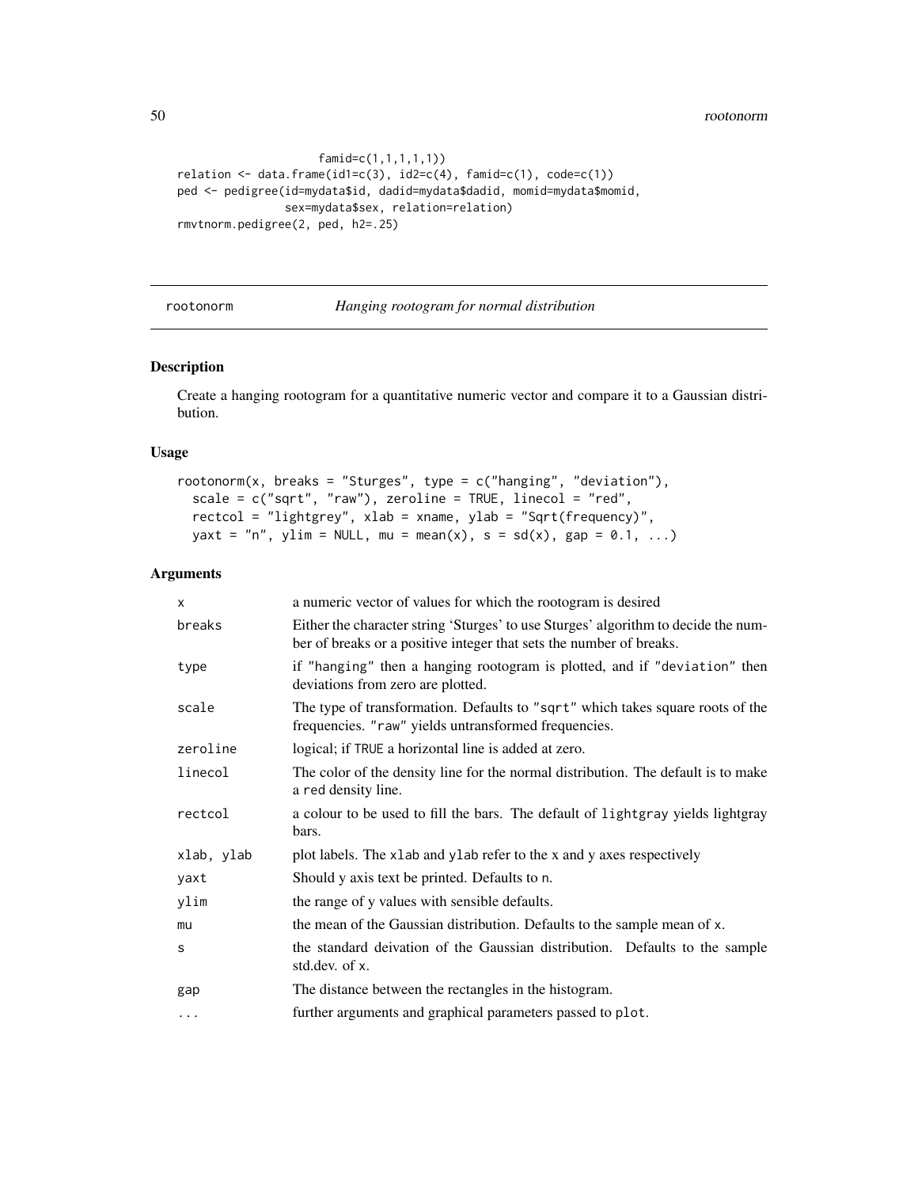```
                    famid=c(1,1,1,1,1))
relation <- data.frame(id1=c(3), id2=c(4), famid=c(1), code=c(1))
ped <- pedigree(id=mydata$id, dadid=mydata$dadid, momid=mydata$momid,
                sex=mydata$sex, relation=relation)
rmvtnorm.pedigree(2, ped, h2=.25)
```

## rootonorm — *Hanging rootogram for normal distribution*

### Description

Create a hanging rootogram for a quantitative numeric vector and compare it to a Gaussian distribution.

### Usage

```
rootonorm(x, breaks = "Sturges", type = c("hanging", "deviation"),
  scale = c("sqrt", "raw"), zeroline = TRUE, linecol = "red",
  rectcol = "lightgrey", xlab = xname, ylab = "Sqrt(frequency)",
  yaxt = "n", ylim = NULL, mu = mean(x), s = sd(x), gap = 0.1, ...)
```

### Arguments

| | |
|---|---|
| `x` | a numeric vector of values for which the rootogram is desired |
| `breaks` | Either the character string 'Sturges' to use Sturges' algorithm to decide the number of breaks or a positive integer that sets the number of breaks. |
| `type` | if `"hanging"` then a hanging rootogram is plotted, and if `"deviation"` then deviations from zero are plotted. |
| `scale` | The type of transformation. Defaults to `"sqrt"` which takes square roots of the frequencies. `"raw"` yields untransformed frequencies. |
| `zeroline` | logical; if `TRUE` a horizontal line is added at zero. |
| `linecol` | The color of the density line for the normal distribution. The default is to make a `red` density line. |
| `rectcol` | a colour to be used to fill the bars. The default of `lightgray` yields lightgray bars. |
| `xlab, ylab` | plot labels. The `xlab` and `ylab` refer to the x and y axes respectively |
| `yaxt` | Should y axis text be printed. Defaults to `n`. |
| `ylim` | the range of y values with sensible defaults. |
| `mu` | the mean of the Gaussian distribution. Defaults to the sample mean of `x`. |
| `s` | the standard deivation of the Gaussian distribution. Defaults to the sample std.dev. of `x`. |
| `gap` | The distance between the rectangles in the histogram. |
| `...` | further arguments and graphical parameters passed to `plot`. |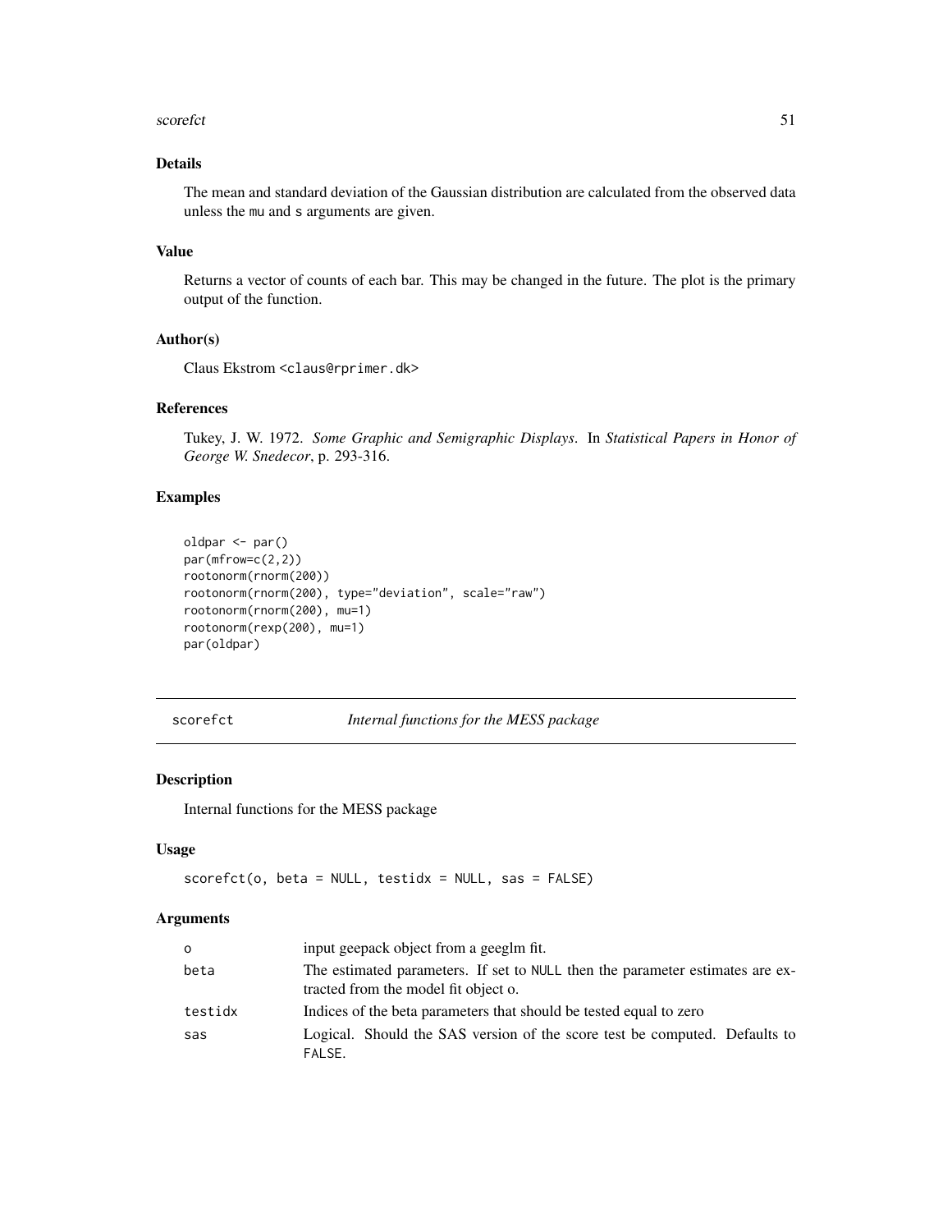### Details

The mean and standard deviation of the Gaussian distribution are calculated from the observed data unless the mu and s arguments are given.

### Value

Returns a vector of counts of each bar. This may be changed in the future. The plot is the primary output of the function.

### Author(s)

Claus Ekstrom <claus@rprimer.dk>

### References

Tukey, J. W. 1972. *Some Graphic and Semigraphic Displays*. In *Statistical Papers in Honor of George W. Snedecor*, p. 293-316.

### Examples

```
oldpar <- par()
par(mfrow=c(2,2))
rootonorm(rnorm(200))
rootonorm(rnorm(200), type="deviation", scale="raw")
rootonorm(rnorm(200), mu=1)
rootonorm(rexp(200), mu=1)
par(oldpar)
```

---

## scorefct — *Internal functions for the MESS package*

### Description

Internal functions for the MESS package

### Usage

```
scorefct(o, beta = NULL, testidx = NULL, sas = FALSE)
```

### Arguments

| | |
|---|---|
| o | input geepack object from a geeglm fit. |
| beta | The estimated parameters. If set to NULL then the parameter estimates are extracted from the model fit object o. |
| testidx | Indices of the beta parameters that should be tested equal to zero |
| sas | Logical. Should the SAS version of the score test be computed. Defaults to FALSE. |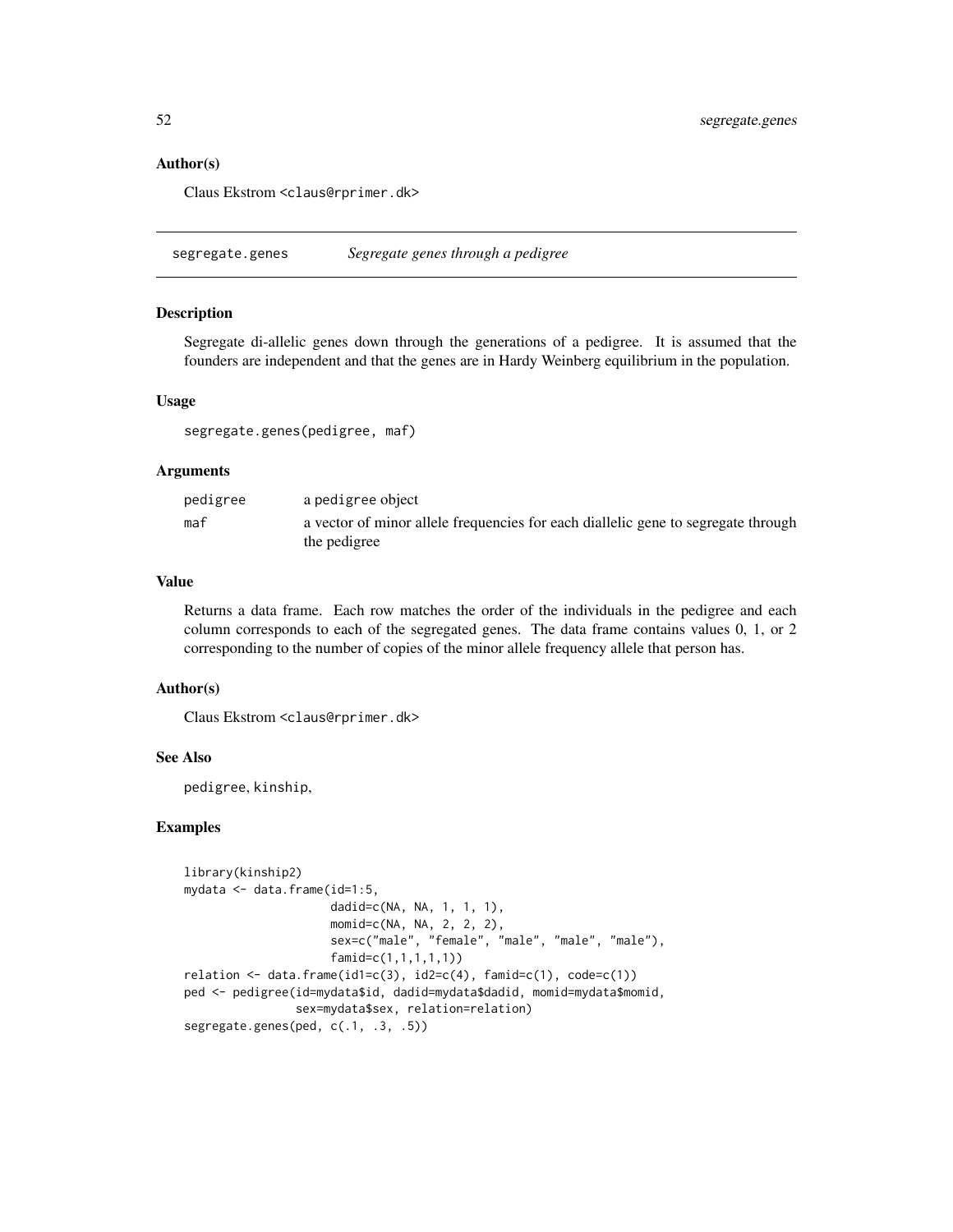### Author(s)

Claus Ekstrom <claus@rprimer.dk>

---

## segregate.genes *Segregate genes through a pedigree*

---

### Description

Segregate di-allelic genes down through the generations of a pedigree. It is assumed that the founders are independent and that the genes are in Hardy Weinberg equilibrium in the population.

### Usage

```
segregate.genes(pedigree, maf)
```

### Arguments

| | |
|---|---|
| `pedigree` | a pedigree object |
| `maf` | a vector of minor allele frequencies for each diallelic gene to segregate through the pedigree |

### Value

Returns a data frame. Each row matches the order of the individuals in the pedigree and each column corresponds to each of the segregated genes. The data frame contains values 0, 1, or 2 corresponding to the number of copies of the minor allele frequency allele that person has.

### Author(s)

Claus Ekstrom <claus@rprimer.dk>

### See Also

`pedigree`, `kinship`,

### Examples

```
library(kinship2)
mydata <- data.frame(id=1:5,
                     dadid=c(NA, NA, 1, 1, 1),
                     momid=c(NA, NA, 2, 2, 2),
                     sex=c("male", "female", "male", "male", "male"),
                     famid=c(1,1,1,1,1))
relation <- data.frame(id1=c(3), id2=c(4), famid=c(1), code=c(1))
ped <- pedigree(id=mydata$id, dadid=mydata$dadid, momid=mydata$momid,
                sex=mydata$sex, relation=relation)
segregate.genes(ped, c(.1, .3, .5))
```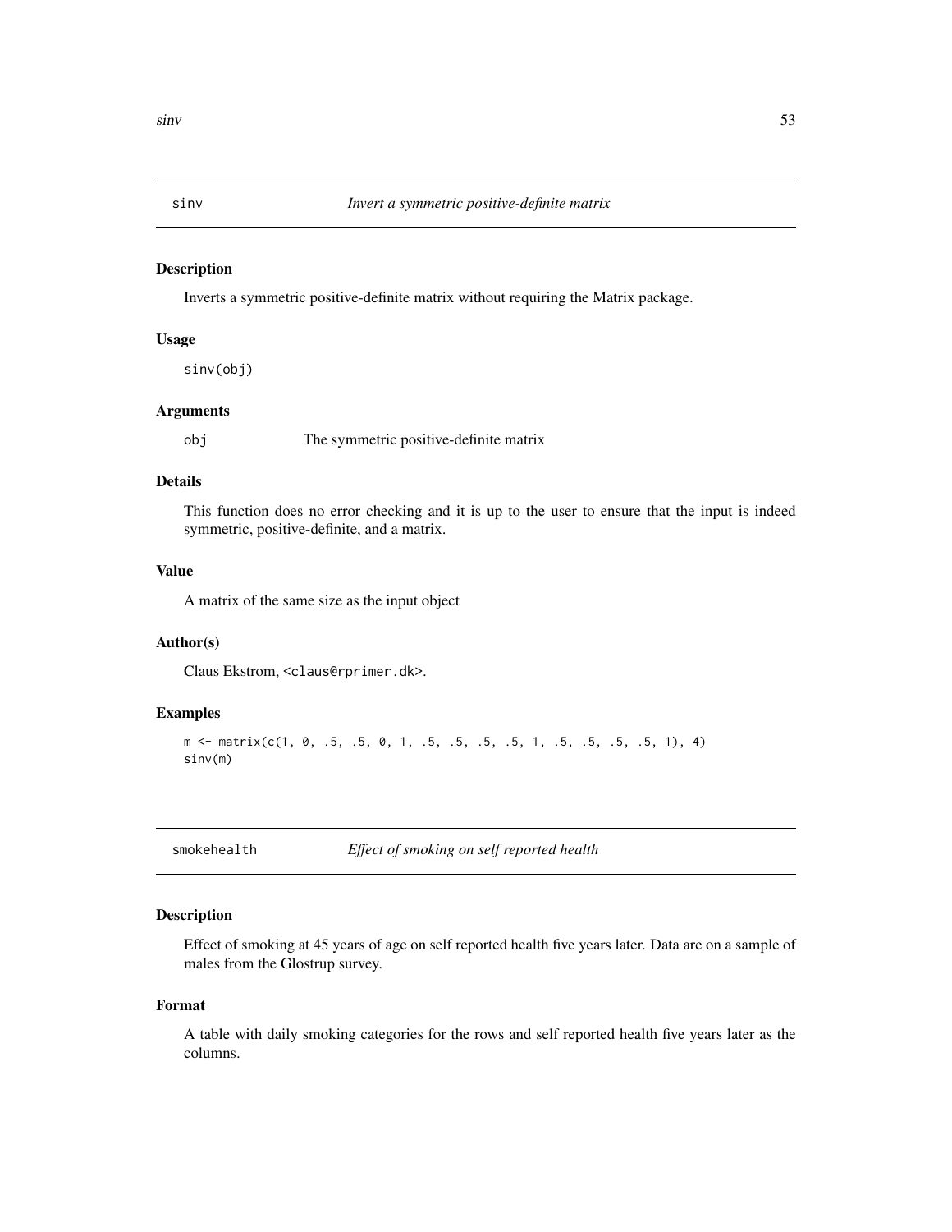## sinv — *Invert a symmetric positive-definite matrix*

### Description

Inverts a symmetric positive-definite matrix without requiring the Matrix package.

### Usage

```
sinv(obj)
```

### Arguments

| | |
|---|---|
| obj | The symmetric positive-definite matrix |

### Details

This function does no error checking and it is up to the user to ensure that the input is indeed symmetric, positive-definite, and a matrix.

### Value

A matrix of the same size as the input object

### Author(s)

Claus Ekstrom, <claus@rprimer.dk>.

### Examples

```
m <- matrix(c(1, 0, .5, .5, 0, 1, .5, .5, .5, .5, 1, .5, .5, .5, .5, 1), 4)
sinv(m)
```

## smokehealth — *Effect of smoking on self reported health*

### Description

Effect of smoking at 45 years of age on self reported health five years later. Data are on a sample of males from the Glostrup survey.

### Format

A table with daily smoking categories for the rows and self reported health five years later as the columns.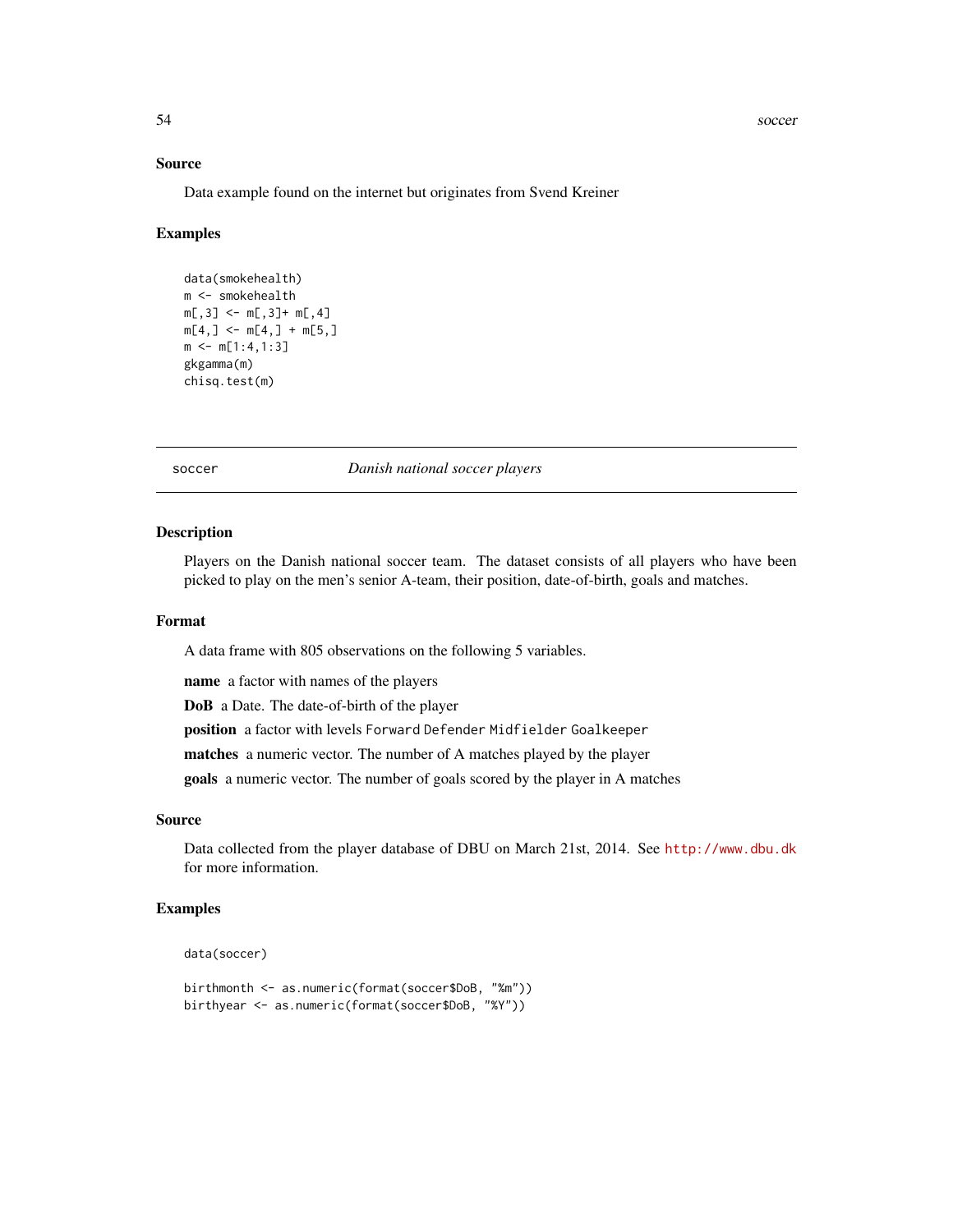## Source

Data example found on the internet but originates from Svend Kreiner

## Examples

```
data(smokehealth)
m <- smokehealth
m[,3] <- m[,3]+ m[,4]
m[4,] <- m[4,] + m[5,]
m <- m[1:4,1:3]
gkgamma(m)
chisq.test(m)
```

---

# soccer — *Danish national soccer players*

## Description

Players on the Danish national soccer team. The dataset consists of all players who have been picked to play on the men's senior A-team, their position, date-of-birth, goals and matches.

## Format

A data frame with 805 observations on the following 5 variables.

**name** a factor with names of the players

**DoB** a Date. The date-of-birth of the player

**position** a factor with levels `Forward` `Defender` `Midfielder` `Goalkeeper`

**matches** a numeric vector. The number of A matches played by the player

**goals** a numeric vector. The number of goals scored by the player in A matches

## Source

Data collected from the player database of DBU on March 21st, 2014. See http://www.dbu.dk for more information.

## Examples

```
data(soccer)

birthmonth <- as.numeric(format(soccer$DoB, "%m"))
birthyear <- as.numeric(format(soccer$DoB, "%Y"))
```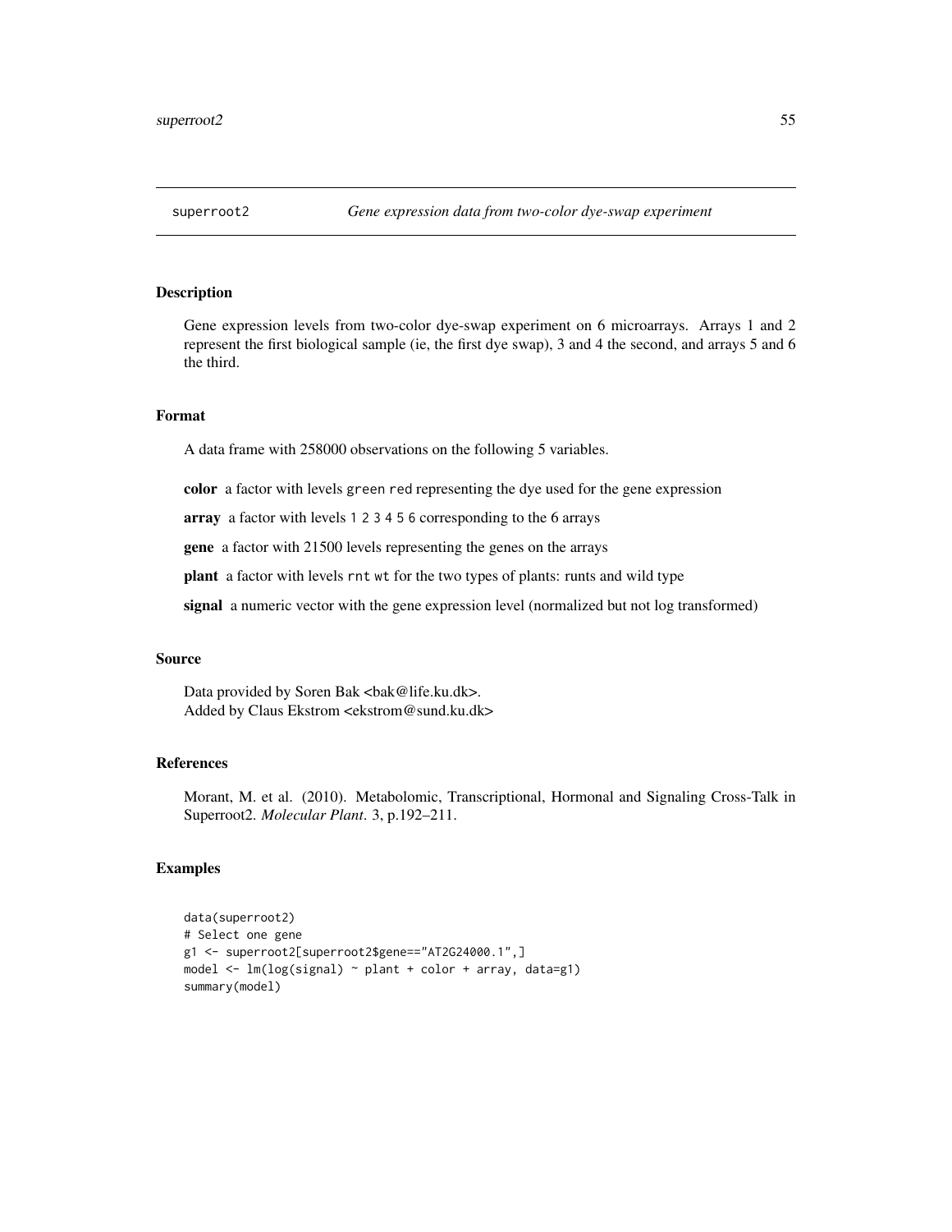# superroot2 — *Gene expression data from two-color dye-swap experiment*

## Description

Gene expression levels from two-color dye-swap experiment on 6 microarrays. Arrays 1 and 2 represent the first biological sample (ie, the first dye swap), 3 and 4 the second, and arrays 5 and 6 the third.

## Format

A data frame with 258000 observations on the following 5 variables.

**color** a factor with levels `green` `red` representing the dye used for the gene expression

**array** a factor with levels `1` `2` `3` `4` `5` `6` corresponding to the 6 arrays

**gene** a factor with 21500 levels representing the genes on the arrays

**plant** a factor with levels `rnt` `wt` for the two types of plants: runts and wild type

**signal** a numeric vector with the gene expression level (normalized but not log transformed)

## Source

Data provided by Soren Bak <bak@life.ku.dk>.
Added by Claus Ekstrom <ekstrom@sund.ku.dk>

## References

Morant, M. et al. (2010). Metabolomic, Transcriptional, Hormonal and Signaling Cross-Talk in Superroot2. *Molecular Plant*. 3, p.192–211.

## Examples

```
data(superroot2)
# Select one gene
g1 <- superroot2[superroot2$gene=="AT2G24000.1",]
model <- lm(log(signal) ~ plant + color + array, data=g1)
summary(model)
```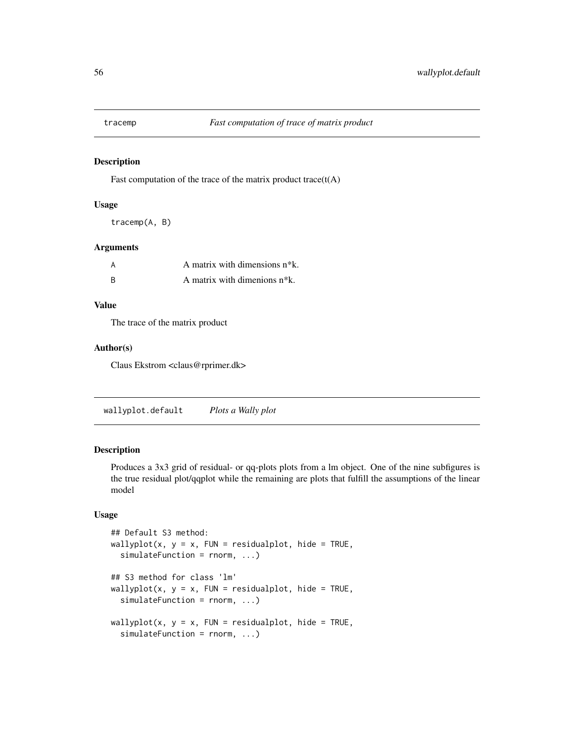## tracemp — *Fast computation of trace of matrix product*

### Description

Fast computation of the trace of the matrix product trace(t(A)

### Usage

```
tracemp(A, B)
```

### Arguments

| | |
|---|---|
| A | A matrix with dimensions n*k. |
| B | A matrix with dimenions n*k. |

### Value

The trace of the matrix product

### Author(s)

Claus Ekstrom <claus@rprimer.dk>

## wallyplot.default — *Plots a Wally plot*

### Description

Produces a 3x3 grid of residual- or qq-plots plots from a lm object. One of the nine subfigures is the true residual plot/qqplot while the remaining are plots that fulfill the assumptions of the linear model

### Usage

```
## Default S3 method:
wallyplot(x, y = x, FUN = residualplot, hide = TRUE,
  simulateFunction = rnorm, ...)

## S3 method for class 'lm'
wallyplot(x, y = x, FUN = residualplot, hide = TRUE,
  simulateFunction = rnorm, ...)

wallyplot(x, y = x, FUN = residualplot, hide = TRUE,
  simulateFunction = rnorm, ...)
```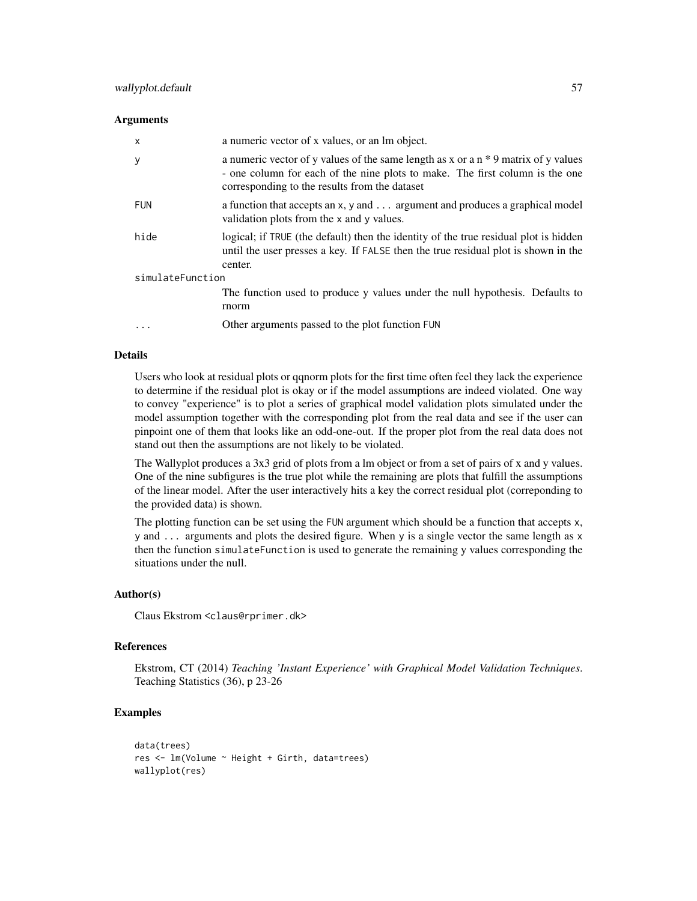## Arguments

| | |
|---|---|
| x | a numeric vector of x values, or an lm object. |
| y | a numeric vector of y values of the same length as x or a n * 9 matrix of y values - one column for each of the nine plots to make. The first column is the one corresponding to the results from the dataset |
| FUN | a function that accepts an x, y and ... argument and produces a graphical model validation plots from the x and y values. |
| hide | logical; if TRUE (the default) then the identity of the true residual plot is hidden until the user presses a key. If FALSE then the true residual plot is shown in the center. |
| simulateFunction | The function used to produce y values under the null hypothesis. Defaults to rnorm |
| ... | Other arguments passed to the plot function FUN |

## Details

Users who look at residual plots or qqnorm plots for the first time often feel they lack the experience to determine if the residual plot is okay or if the model assumptions are indeed violated. One way to convey "experience" is to plot a series of graphical model validation plots simulated under the model assumption together with the corresponding plot from the real data and see if the user can pinpoint one of them that looks like an odd-one-out. If the proper plot from the real data does not stand out then the assumptions are not likely to be violated.

The Wallyplot produces a 3x3 grid of plots from a lm object or from a set of pairs of x and y values. One of the nine subfigures is the true plot while the remaining are plots that fulfill the assumptions of the linear model. After the user interactively hits a key the correct residual plot (correponding to the provided data) is shown.

The plotting function can be set using the FUN argument which should be a function that accepts x, y and ... arguments and plots the desired figure. When y is a single vector the same length as x then the function simulateFunction is used to generate the remaining y values corresponding the situations under the null.

## Author(s)

Claus Ekstrom <claus@rprimer.dk>

## References

Ekstrom, CT (2014) *Teaching 'Instant Experience' with Graphical Model Validation Techniques*. Teaching Statistics (36), p 23-26

## Examples

```
data(trees)
res <- lm(Volume ~ Height + Girth, data=trees)
wallyplot(res)
```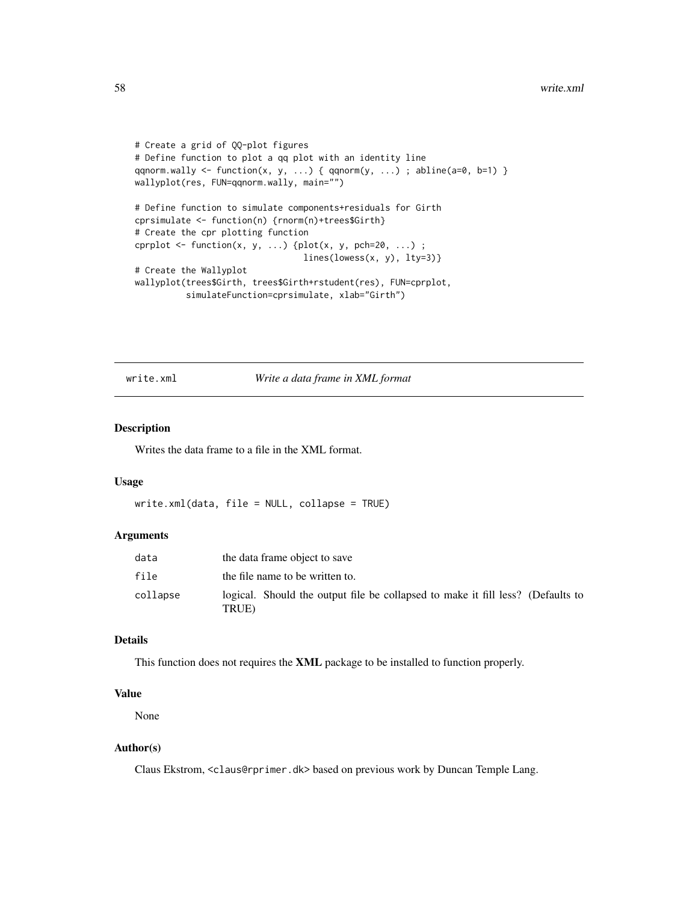```
# Create a grid of QQ-plot figures
# Define function to plot a qq plot with an identity line
qqnorm.wally <- function(x, y, ...) { qqnorm(y, ...) ; abline(a=0, b=1) }
wallyplot(res, FUN=qqnorm.wally, main="")

# Define function to simulate components+residuals for Girth
cprsimulate <- function(n) {rnorm(n)+trees$Girth}
# Create the cpr plotting function
cprplot <- function(x, y, ...) {plot(x, y, pch=20, ...) ;
                                 lines(lowess(x, y), lty=3)}
# Create the Wallyplot
wallyplot(trees$Girth, trees$Girth+rstudent(res), FUN=cprplot,
          simulateFunction=cprsimulate, xlab="Girth")
```

## write.xml — *Write a data frame in XML format*

### Description

Writes the data frame to a file in the XML format.

### Usage

```
write.xml(data, file = NULL, collapse = TRUE)
```

### Arguments

| | |
|---|---|
| data | the data frame object to save |
| file | the file name to be written to. |
| collapse | logical. Should the output file be collapsed to make it fill less? (Defaults to TRUE) |

### Details

This function does not requires the **XML** package to be installed to function properly.

### Value

None

### Author(s)

Claus Ekstrom, <claus@rprimer.dk> based on previous work by Duncan Temple Lang.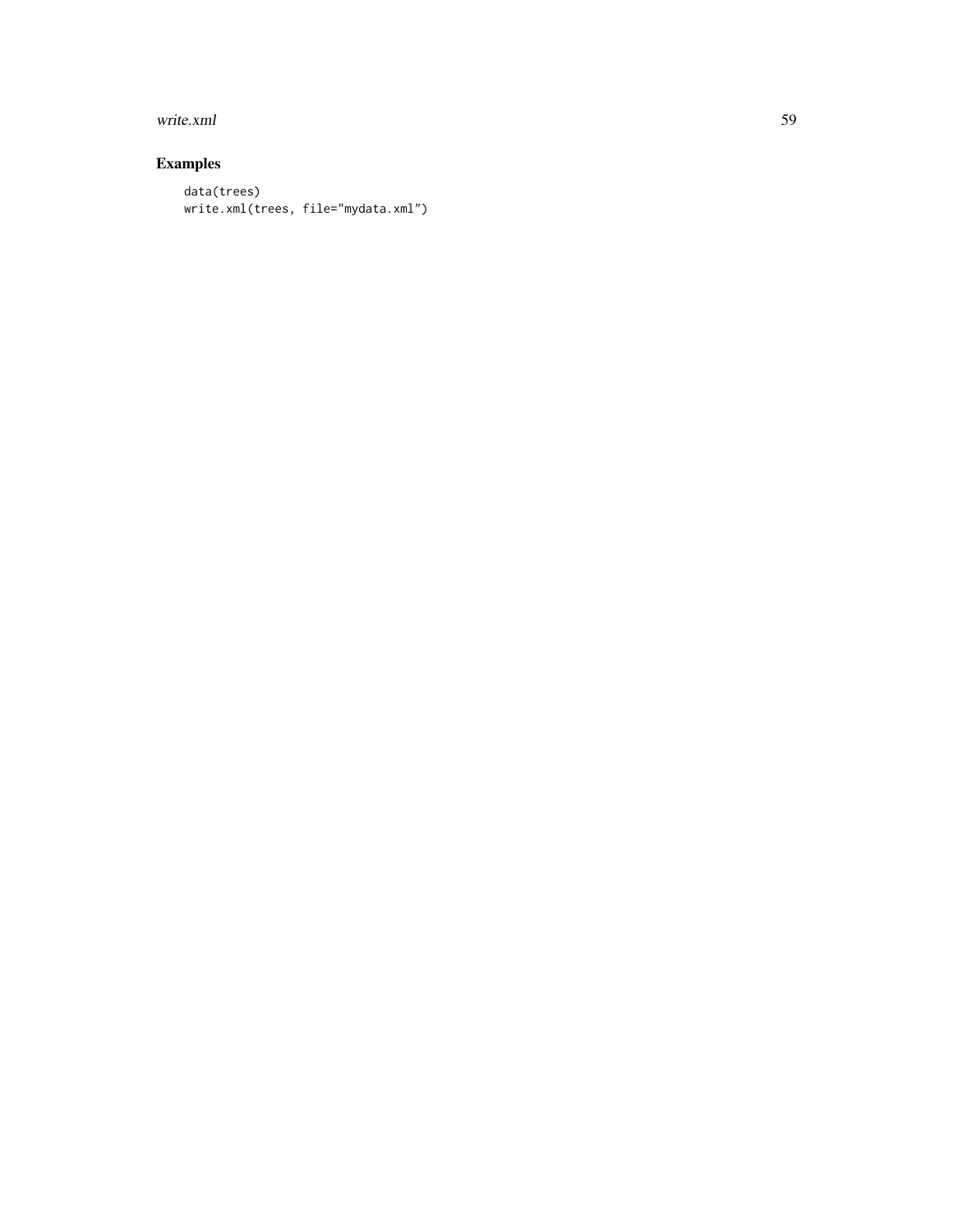## Examples

```
data(trees)
write.xml(trees, file="mydata.xml")
```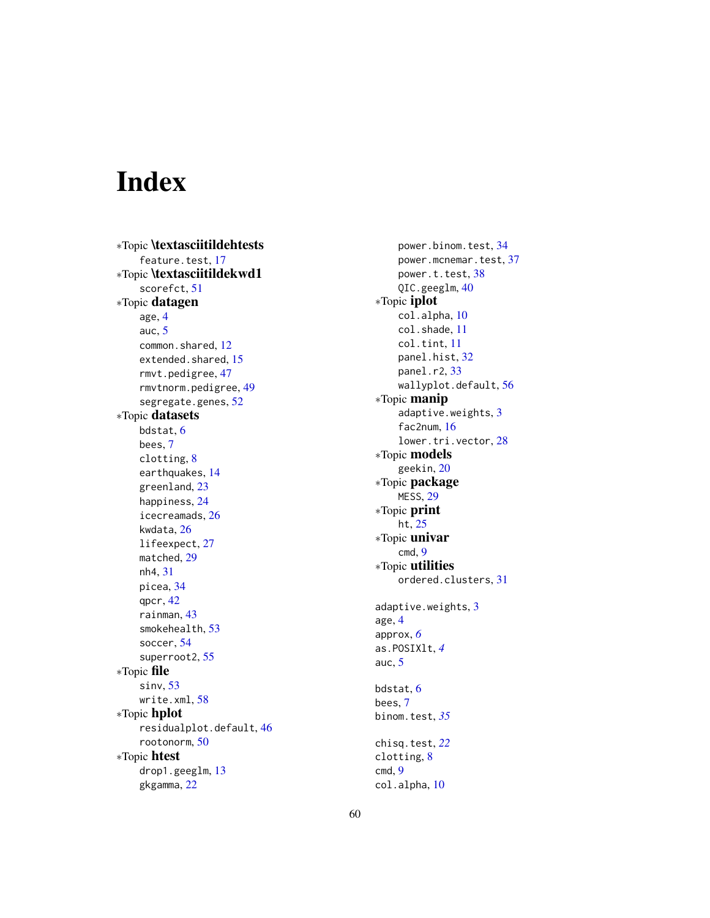# Index

∗Topic **\textasciitildehtests**
- feature.test, 17

∗Topic **\textasciitildekwd1**
- scorefct, 51

∗Topic **datagen**
- age, 4
- auc, 5
- common.shared, 12
- extended.shared, 15
- rmvt.pedigree, 47
- rmvtnorm.pedigree, 49
- segregate.genes, 52

∗Topic **datasets**
- bdstat, 6
- bees, 7
- clotting, 8
- earthquakes, 14
- greenland, 23
- happiness, 24
- icecreamads, 26
- kwdata, 26
- lifeexpect, 27
- matched, 29
- nh4, 31
- picea, 34
- qpcr, 42
- rainman, 43
- smokehealth, 53
- soccer, 54
- superroot2, 55

∗Topic **file**
- sinv, 53
- write.xml, 58

∗Topic **hplot**
- residualplot.default, 46
- rootonorm, 50

∗Topic **htest**
- drop1.geeglm, 13
- gkgamma, 22
- power.binom.test, 34
- power.mcnemar.test, 37
- power.t.test, 38
- QIC.geeglm, 40

∗Topic **iplot**
- col.alpha, 10
- col.shade, 11
- col.tint, 11
- panel.hist, 32
- panel.r2, 33
- wallyplot.default, 56

∗Topic **manip**
- adaptive.weights, 3
- fac2num, 16
- lower.tri.vector, 28

∗Topic **models**
- geekin, 20

∗Topic **package**
- MESS, 29

∗Topic **print**
- ht, 25

∗Topic **univar**
- cmd, 9

∗Topic **utilities**
- ordered.clusters, 31

adaptive.weights, 3
age, 4
approx, *6*
as.POSIXlt, *4*
auc, 5

bdstat, 6
bees, 7
binom.test, *35*

chisq.test, *22*
clotting, 8
cmd, 9
col.alpha, 10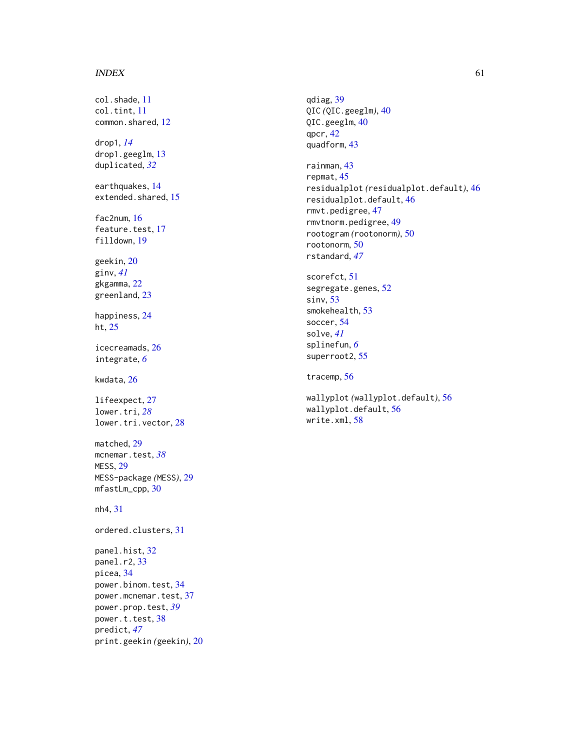col.shade, 11
col.tint, 11
common.shared, 12

drop1, *14*
drop1.geeglm, 13
duplicated, *32*

earthquakes, 14
extended.shared, 15

fac2num, 16
feature.test, 17
filldown, 19

geekin, 20
ginv, *41*
gkgamma, 22
greenland, 23

happiness, 24
ht, 25

icecreamads, 26
integrate, *6*

kwdata, 26

lifeexpect, 27
lower.tri, *28*
lower.tri.vector, 28

matched, 29
mcnemar.test, *38*
MESS, 29
MESS-package *(*MESS*)*, 29
mfastLm_cpp, 30

nh4, 31

ordered.clusters, 31

panel.hist, 32
panel.r2, 33
picea, 34
power.binom.test, 34
power.mcnemar.test, 37
power.prop.test, *39*
power.t.test, 38
predict, *47*
print.geekin *(*geekin*)*, 20

qdiag, 39
QIC *(*QIC.geeglm*)*, 40
QIC.geeglm, 40
qpcr, 42
quadform, 43

rainman, 43
repmat, 45
residualplot *(*residualplot.default*)*, 46
residualplot.default, 46
rmvt.pedigree, 47
rmvtnorm.pedigree, 49
rootogram *(*rootonorm*)*, 50
rootonorm, 50
rstandard, *47*

scorefct, 51
segregate.genes, 52
sinv, 53
smokehealth, 53
soccer, 54
solve, *41*
splinefun, *6*
superroot2, 55

tracemp, 56

wallyplot *(*wallyplot.default*)*, 56
wallyplot.default, 56
write.xml, 58